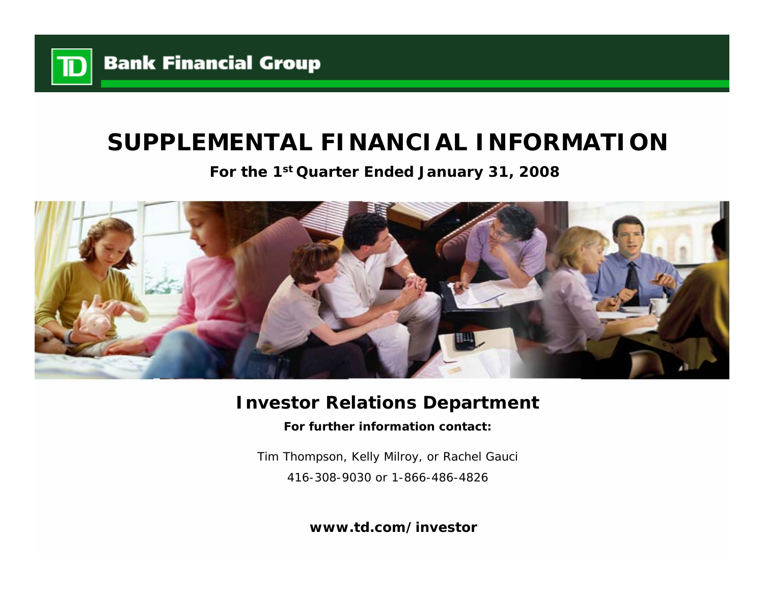**TD Bank Financial Group**

# SUPPLEMENTAL FINANCIAL INFORMATION

**For the 1st Quarter Ended January 31, 2008**

## Investor Relations Department

**For further information contact:**

Tim Thompson, Kelly Milroy, or Rachel Gauci

416-308-9030 or 1-866-486-4826

**www.td.com/investor**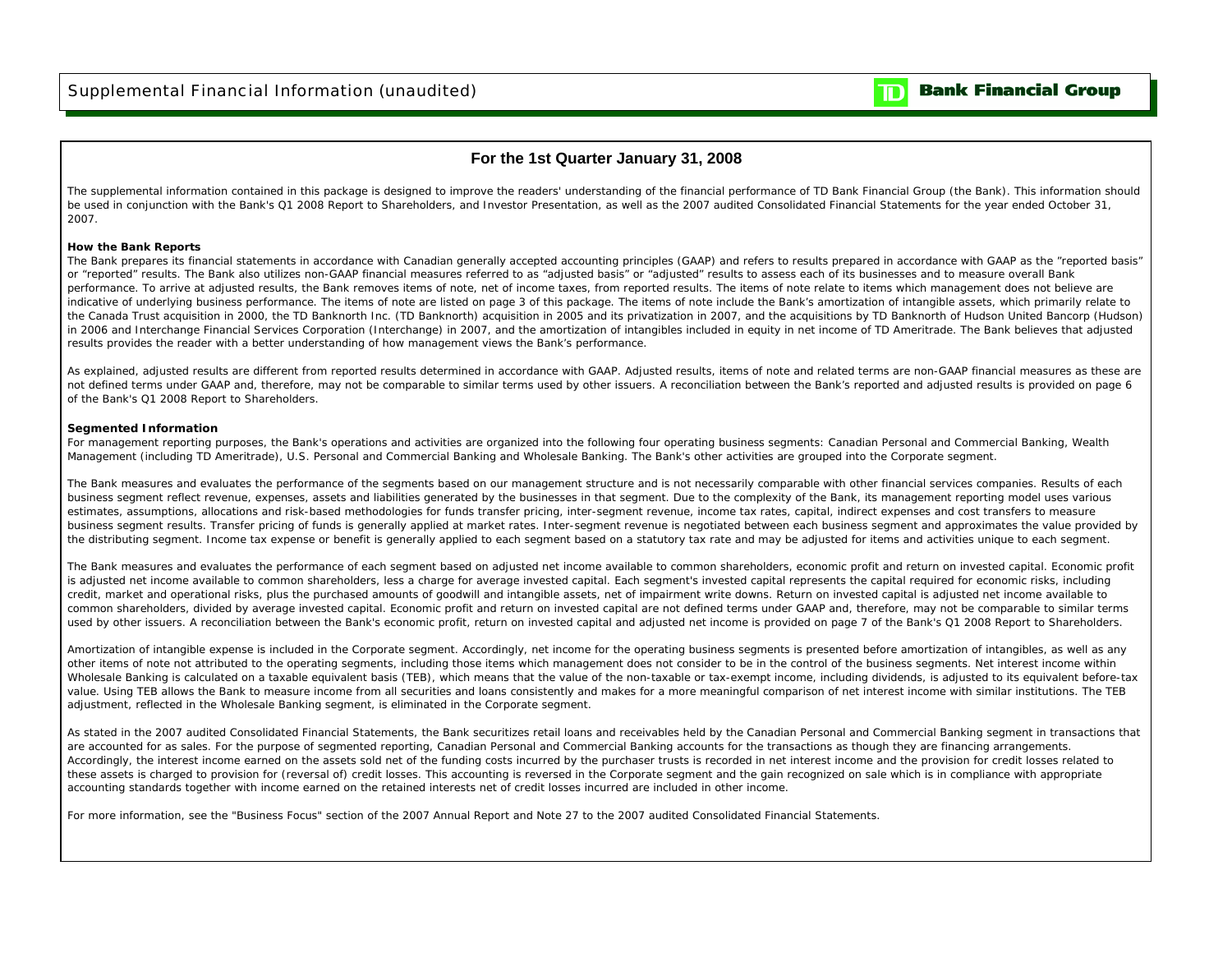# For the 1st Quarter January 31, 2008

The supplemental information contained in this package is designed to improve the readers' understanding of the financial performance of TD Bank Financial Group (the Bank). This information should be used in conjunction with the Bank's Q1 2008 Report to Shareholders, and Investor Presentation, as well as the 2007 audited Consolidated Financial Statements for the year ended October 31, 2007.

**How the Bank Reports**

The Bank prepares its financial statements in accordance with Canadian generally accepted accounting principles (GAAP) and refers to results prepared in accordance with GAAP as the "reported basis" or "reported" results. The Bank also utilizes non-GAAP financial measures referred to as "adjusted basis" or "adjusted" results to assess each of its businesses and to measure overall Bank performance. To arrive at adjusted results, the Bank removes items of note, net of income taxes, from reported results. The items of note relate to items which management does not believe are indicative of underlying business performance. The items of note are listed on page 3 of this package. The items of note include the Bank's amortization of intangible assets, which primarily relate to the Canada Trust acquisition in 2000, the TD Banknorth Inc. (TD Banknorth) acquisition in 2005 and its privatization in 2007, and the acquisitions by TD Banknorth of Hudson United Bancorp (Hudson) in 2006 and Interchange Financial Services Corporation (Interchange) in 2007, and the amortization of intangibles included in equity in net income of TD Ameritrade. The Bank believes that adjusted results provides the reader with a better understanding of how management views the Bank's performance.

As explained, adjusted results are different from reported results determined in accordance with GAAP. Adjusted results, items of note and related terms are non-GAAP financial measures as these are not defined terms under GAAP and, therefore, may not be comparable to similar terms used by other issuers. A reconciliation between the Bank's reported and adjusted results is provided on page 6 of the Bank's Q1 2008 Report to Shareholders.

**Segmented Information**

For management reporting purposes, the Bank's operations and activities are organized into the following four operating business segments: Canadian Personal and Commercial Banking, Wealth Management (including TD Ameritrade), U.S. Personal and Commercial Banking and Wholesale Banking. The Bank's other activities are grouped into the Corporate segment.

The Bank measures and evaluates the performance of the segments based on our management structure and is not necessarily comparable with other financial services companies. Results of each business segment reflect revenue, expenses, assets and liabilities generated by the businesses in that segment. Due to the complexity of the Bank, its management reporting model uses various estimates, assumptions, allocations and risk-based methodologies for funds transfer pricing, inter-segment revenue, income tax rates, capital, indirect expenses and cost transfers to measure business segment results. Transfer pricing of funds is generally applied at market rates. Inter-segment revenue is negotiated between each business segment and approximates the value provided by the distributing segment. Income tax expense or benefit is generally applied to each segment based on a statutory tax rate and may be adjusted for items and activities unique to each segment.

The Bank measures and evaluates the performance of each segment based on adjusted net income available to common shareholders, economic profit and return on invested capital. Economic profit is adjusted net income available to common shareholders, less a charge for average invested capital. Each segment's invested capital represents the capital required for economic risks, including credit, market and operational risks, plus the purchased amounts of goodwill and intangible assets, net of impairment write downs. Return on invested capital is adjusted net income available to common shareholders, divided by average invested capital. Economic profit and return on invested capital are not defined terms under GAAP and, therefore, may not be comparable to similar terms used by other issuers. A reconciliation between the Bank's economic profit, return on invested capital and adjusted net income is provided on page 7 of the Bank's Q1 2008 Report to Shareholders.

Amortization of intangible expense is included in the Corporate segment. Accordingly, net income for the operating business segments is presented before amortization of intangibles, as well as any other items of note not attributed to the operating segments, including those items which management does not consider to be in the control of the business segments. Net interest income within Wholesale Banking is calculated on a taxable equivalent basis (TEB), which means that the value of the non-taxable or tax-exempt income, including dividends, is adjusted to its equivalent before-tax value. Using TEB allows the Bank to measure income from all securities and loans consistently and makes for a more meaningful comparison of net interest income with similar institutions. The TEB adjustment, reflected in the Wholesale Banking segment, is eliminated in the Corporate segment.

As stated in the 2007 audited Consolidated Financial Statements, the Bank securitizes retail loans and receivables held by the Canadian Personal and Commercial Banking segment in transactions that are accounted for as sales. For the purpose of segmented reporting, Canadian Personal and Commercial Banking accounts for the transactions as though they are financing arrangements. Accordingly, the interest income earned on the assets sold net of the funding costs incurred by the purchaser trusts is recorded in net interest income and the provision for credit losses related to these assets is charged to provision for (reversal of) credit losses. This accounting is reversed in the Corporate segment and the gain recognized on sale which is in compliance with appropriate accounting standards together with income earned on the retained interests net of credit losses incurred are included in other income.

For more information, see the "Business Focus" section of the 2007 Annual Report and Note 27 to the 2007 audited Consolidated Financial Statements.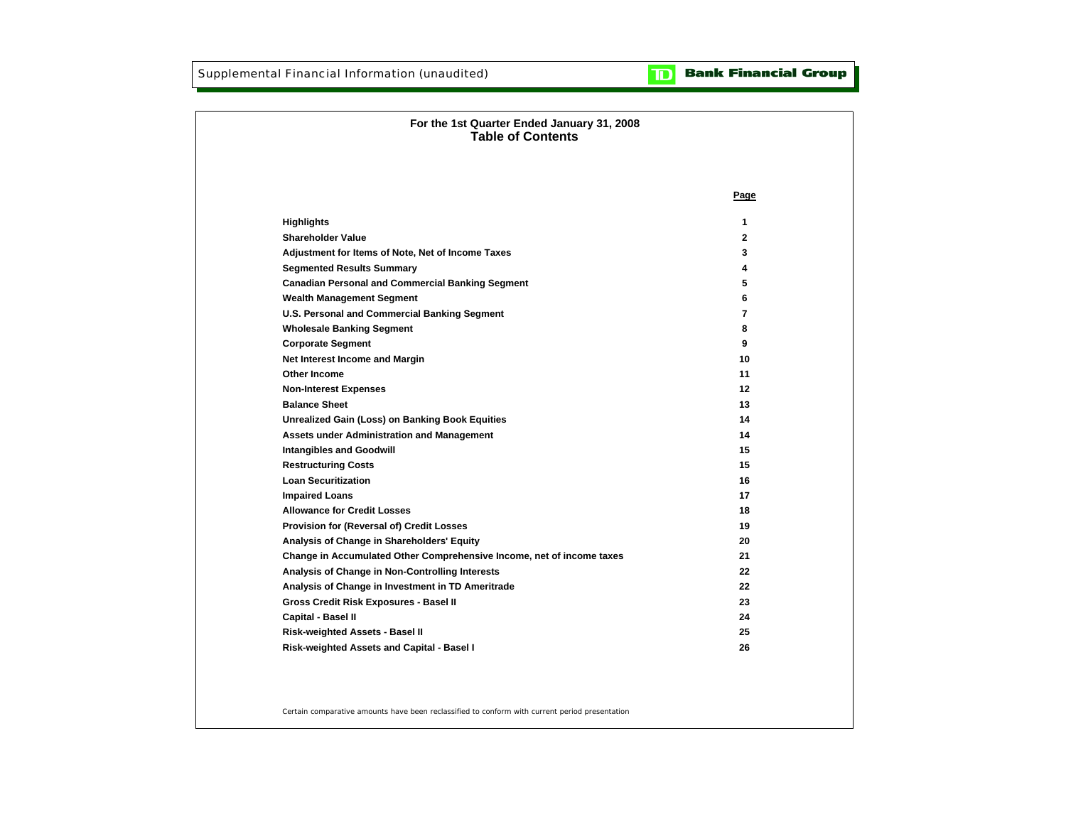# For the 1st Quarter Ended January 31, 2008
## Table of Contents

| | Page |
|---|---|
| **Highlights** | 1 |
| **Shareholder Value** | 2 |
| **Adjustment for Items of Note, Net of Income Taxes** | 3 |
| **Segmented Results Summary** | 4 |
| **Canadian Personal and Commercial Banking Segment** | 5 |
| **Wealth Management Segment** | 6 |
| **U.S. Personal and Commercial Banking Segment** | 7 |
| **Wholesale Banking Segment** | 8 |
| **Corporate Segment** | 9 |
| **Net Interest Income and Margin** | 10 |
| **Other Income** | 11 |
| **Non-Interest Expenses** | 12 |
| **Balance Sheet** | 13 |
| **Unrealized Gain (Loss) on Banking Book Equities** | 14 |
| **Assets under Administration and Management** | 14 |
| **Intangibles and Goodwill** | 15 |
| **Restructuring Costs** | 15 |
| **Loan Securitization** | 16 |
| **Impaired Loans** | 17 |
| **Allowance for Credit Losses** | 18 |
| **Provision for (Reversal of) Credit Losses** | 19 |
| **Analysis of Change in Shareholders' Equity** | 20 |
| **Change in Accumulated Other Comprehensive Income, net of income taxes** | 21 |
| **Analysis of Change in Non-Controlling Interests** | 22 |
| **Analysis of Change in Investment in TD Ameritrade** | 22 |
| **Gross Credit Risk Exposures - Basel II** | 23 |
| **Capital - Basel II** | 24 |
| **Risk-weighted Assets - Basel II** | 25 |
| **Risk-weighted Assets and Capital - Basel I** | 26 |

*Certain comparative amounts have been reclassified to conform with current period presentation*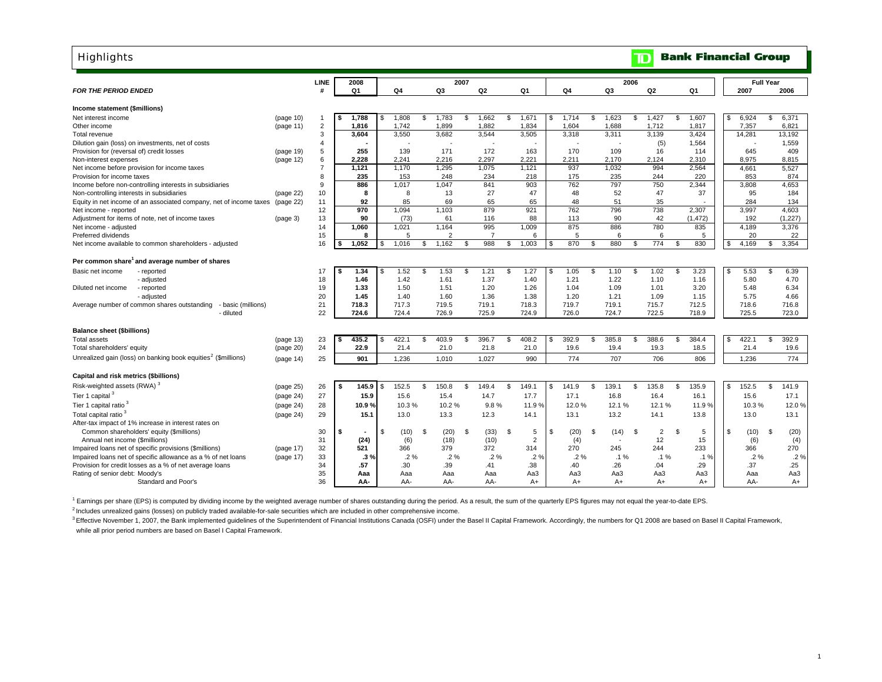# Highlights

**TD Bank Financial Group**

| *FOR THE PERIOD ENDED* | | LINE # | 2008 Q1 | 2007 Q4 | 2007 Q3 | 2007 Q2 | 2007 Q1 | 2006 Q4 | 2006 Q3 | 2006 Q2 | 2006 Q1 | Full Year 2007 | Full Year 2006 |
|---|---|---|---|---|---|---|---|---|---|---|---|---|---|
| **Income statement ($millions)** | | | | | | | | | | | | | |
| Net interest income | (page 10) | 1 | **$ 1,788** | $ 1,808 | $ 1,783 | $ 1,662 | $ 1,671 | $ 1,714 | $ 1,623 | $ 1,427 | $ 1,607 | $ 6,924 | $ 6,371 |
| Other income | (page 11) | 2 | **1,816** | 1,742 | 1,899 | 1,882 | 1,834 | 1,604 | 1,688 | 1,712 | 1,817 | 7,357 | 6,821 |
| Total revenue | | 3 | **3,604** | 3,550 | 3,682 | 3,544 | 3,505 | 3,318 | 3,311 | 3,139 | 3,424 | 14,281 | 13,192 |
| Dilution gain (loss) on investments, net of costs | | 4 | **-** | - | - | - | - | - | - | (5) | 1,564 | - | 1,559 |
| Provision for (reversal of) credit losses | (page 19) | 5 | **255** | 139 | 171 | 172 | 163 | 170 | 109 | 16 | 114 | 645 | 409 |
| Non-interest expenses | (page 12) | 6 | **2,228** | 2,241 | 2,216 | 2,297 | 2,221 | 2,211 | 2,170 | 2,124 | 2,310 | 8,975 | 8,815 |
| Net income before provision for income taxes | | 7 | **1,121** | 1,170 | 1,295 | 1,075 | 1,121 | 937 | 1,032 | 994 | 2,564 | 4,661 | 5,527 |
| Provision for income taxes | | 8 | **235** | 153 | 248 | 234 | 218 | 175 | 235 | 244 | 220 | 853 | 874 |
| Income before non-controlling interests in subsidiaries | | 9 | **886** | 1,017 | 1,047 | 841 | 903 | 762 | 797 | 750 | 2,344 | 3,808 | 4,653 |
| Non-controlling interests in subsidiaries | (page 22) | 10 | **8** | 8 | 13 | 27 | 47 | 48 | 52 | 47 | 37 | 95 | 184 |
| Equity in net income of an associated company, net of income taxes | (page 22) | 11 | **92** | 85 | 69 | 65 | 65 | 48 | 51 | 35 | - | 284 | 134 |
| Net income - reported | | 12 | **970** | 1,094 | 1,103 | 879 | 921 | 762 | 796 | 738 | 2,307 | 3,997 | 4,603 |
| Adjustment for items of note, net of income taxes | (page 3) | 13 | **90** | (73) | 61 | 116 | 88 | 113 | 90 | 42 | (1,472) | 192 | (1,227) |
| Net income - adjusted | | 14 | **1,060** | 1,021 | 1,164 | 995 | 1,009 | 875 | 886 | 780 | 835 | 4,189 | 3,376 |
| Preferred dividends | | 15 | **8** | 5 | 2 | 7 | 6 | 5 | 6 | 6 | 5 | 20 | 22 |
| Net income available to common shareholders - adjusted | | 16 | **$ 1,052** | $ 1,016 | $ 1,162 | $ 988 | $ 1,003 | $ 870 | $ 880 | $ 774 | $ 830 | $ 4,169 | $ 3,354 |
| **Per common share[1] and average number of shares** | | | | | | | | | | | | | |
| Basic net income - reported | | 17 | **$ 1.34** | $ 1.52 | $ 1.53 | $ 1.21 | $ 1.27 | $ 1.05 | $ 1.10 | $ 1.02 | $ 3.23 | $ 5.53 | $ 6.39 |
| Basic net income - adjusted | | 18 | **1.46** | 1.42 | 1.61 | 1.37 | 1.40 | 1.21 | 1.22 | 1.10 | 1.16 | 5.80 | 4.70 |
| Diluted net income - reported | | 19 | **1.33** | 1.50 | 1.51 | 1.20 | 1.26 | 1.04 | 1.09 | 1.01 | 3.20 | 5.48 | 6.34 |
| Diluted net income - adjusted | | 20 | **1.45** | 1.40 | 1.60 | 1.36 | 1.38 | 1.20 | 1.21 | 1.09 | 1.15 | 5.75 | 4.66 |
| Average number of common shares outstanding - basic (millions) | | 21 | **718.3** | 717.3 | 719.5 | 719.1 | 718.3 | 719.7 | 719.1 | 715.7 | 712.5 | 718.6 | 716.8 |
| Average number of common shares outstanding - diluted | | 22 | **724.6** | 724.4 | 726.9 | 725.9 | 724.9 | 726.0 | 724.7 | 722.5 | 718.9 | 725.5 | 723.0 |
| **Balance sheet ($billions)** | | | | | | | | | | | | | |
| Total assets | (page 13) | 23 | **$ 435.2** | $ 422.1 | $ 403.9 | $ 396.7 | $ 408.2 | $ 392.9 | $ 385.8 | $ 388.6 | $ 384.4 | $ 422.1 | $ 392.9 |
| Total shareholders' equity | (page 20) | 24 | **22.9** | 21.4 | 21.0 | 21.8 | 21.0 | 19.6 | 19.4 | 19.3 | 18.5 | 21.4 | 19.6 |
| Unrealized gain (loss) on banking book equities[2] ($millions) | (page 14) | 25 | **901** | 1,236 | 1,010 | 1,027 | 990 | 774 | 707 | 706 | 806 | 1,236 | 774 |
| **Capital and risk metrics ($billions)** | | | | | | | | | | | | | |
| Risk-weighted assets (RWA)[3] | (page 25) | 26 | **$ 145.9** | $ 152.5 | $ 150.8 | $ 149.4 | $ 149.1 | $ 141.9 | $ 139.1 | $ 135.8 | $ 135.9 | $ 152.5 | $ 141.9 |
| Tier 1 capital[3] | (page 24) | 27 | **15.9** | 15.6 | 15.4 | 14.7 | 17.7 | 17.1 | 16.8 | 16.4 | 16.1 | 15.6 | 17.1 |
| Tier 1 capital ratio[3] | (page 24) | 28 | **10.9 %** | 10.3 % | 10.2 % | 9.8 % | 11.9 % | 12.0 % | 12.1 % | 12.1 % | 11.9 % | 10.3 % | 12.0 % |
| Total capital ratio[3] | (page 24) | 29 | **15.1** | 13.0 | 13.3 | 12.3 | 14.1 | 13.1 | 13.2 | 14.1 | 13.8 | 13.0 | 13.1 |
| After-tax impact of 1% increase in interest rates on | | | | | | | | | | | | | |
| Common shareholders' equity ($millions) | | 30 | **$ -** | $ (10) | $ (20) | $ (33) | $ 5 | $ (20) | $ (14) | $ 2 | $ 5 | $ (10) | $ (20) |
| Annual net income ($millions) | | 31 | **(24)** | (6) | (18) | (10) | 2 | (4) | - | 12 | 15 | (6) | (4) |
| Impaired loans net of specific provisions ($millions) | (page 17) | 32 | **521** | 366 | 379 | 372 | 314 | 270 | 245 | 244 | 233 | 366 | 270 |
| Impaired loans net of specific allowance as a % of net loans | (page 17) | 33 | **.3 %** | .2 % | .2 % | .2 % | .2 % | .2 % | .1 % | .1 % | .1 % | .2 % | .2 % |
| Provision for credit losses as a % of net average loans | | 34 | **.57** | .30 | .39 | .41 | .38 | .40 | .26 | .04 | .29 | .37 | .25 |
| Rating of senior debt: Moody's | | 35 | **Aaa** | Aaa | Aaa | Aaa | Aa3 | Aa3 | Aa3 | Aa3 | Aa3 | Aaa | Aa3 |
| Standard and Poor's | | 36 | **AA-** | AA- | AA- | AA- | A+ | A+ | A+ | A+ | A+ | AA- | A+ |

[1] Earnings per share (EPS) is computed by dividing income by the weighted average number of shares outstanding during the period. As a result, the sum of the quarterly EPS figures may not equal the year-to-date EPS.

[2] Includes unrealized gains (losses) on publicly traded available-for-sale securities which are included in other comprehensive income.

[3] Effective November 1, 2007, the Bank implemented guidelines of the Superintendent of Financial Institutions Canada (OSFI) under the Basel II Capital Framework. Accordingly, the numbers for Q1 2008 are based on Basel II Capital Framework, while all prior period numbers are based on Basel I Capital Framework.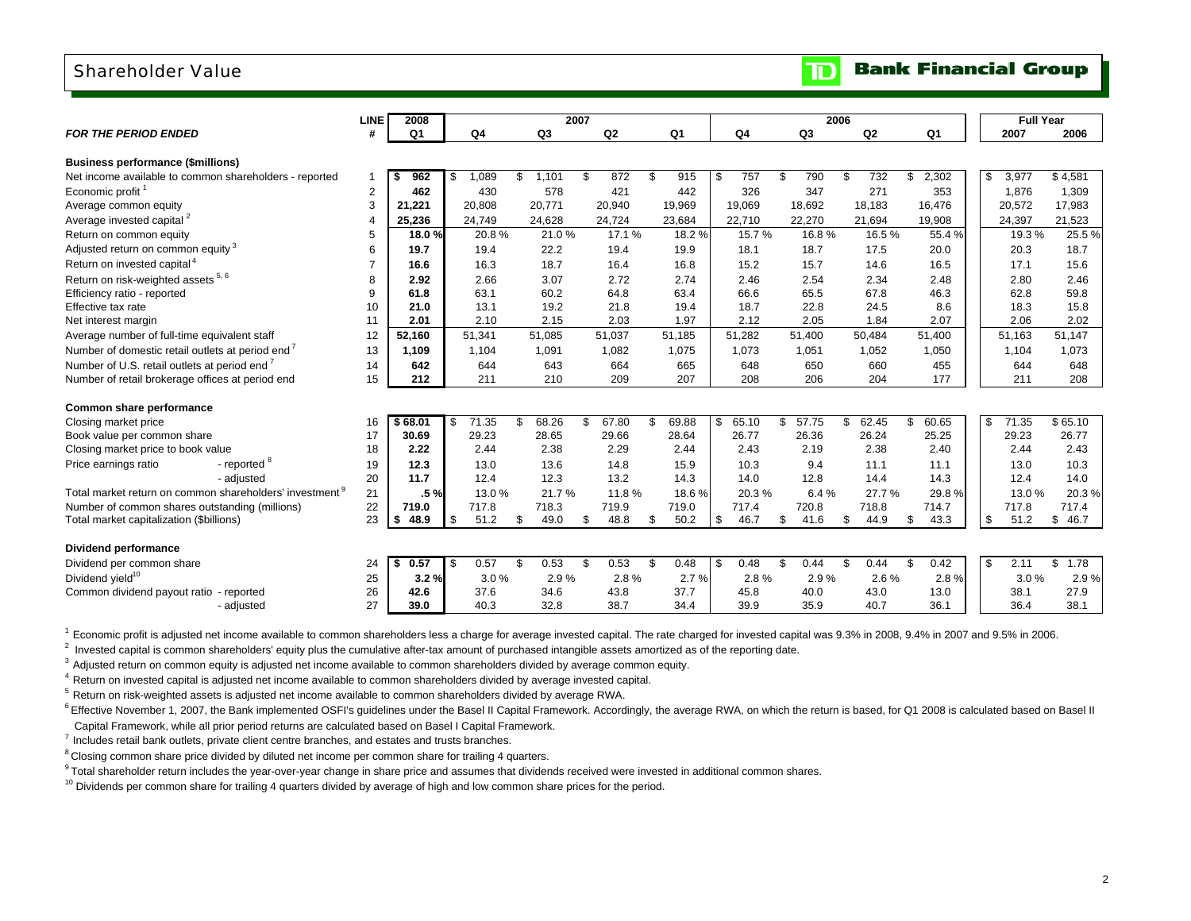# Shareholder Value

**TD Bank Financial Group**

| *FOR THE PERIOD ENDED* | LINE # | 2008 Q1 | 2007 Q4 | 2007 Q3 | 2007 Q2 | 2007 Q1 | 2006 Q4 | 2006 Q3 | 2006 Q2 | 2006 Q1 | Full Year 2007 | Full Year 2006 |
|---|---|---|---|---|---|---|---|---|---|---|---|---|
| **Business performance ($millions)** | | | | | | | | | | | | |
| Net income available to common shareholders - reported | 1 | **$ 962** | $ 1,089 | $ 1,101 | $ 872 | $ 915 | $ 757 | $ 790 | $ 732 | $ 2,302 | $ 3,977 | $ 4,581 |
| Economic profit [1] | 2 | **462** | 430 | 578 | 421 | 442 | 326 | 347 | 271 | 353 | 1,876 | 1,309 |
| Average common equity | 3 | **21,221** | 20,808 | 20,771 | 20,940 | 19,969 | 19,069 | 18,692 | 18,183 | 16,476 | 20,572 | 17,983 |
| Average invested capital [2] | 4 | **25,236** | 24,749 | 24,628 | 24,724 | 23,684 | 22,710 | 22,270 | 21,694 | 19,908 | 24,397 | 21,523 |
| Return on common equity | 5 | **18.0 %** | 20.8 % | 21.0 % | 17.1 % | 18.2 % | 15.7 % | 16.8 % | 16.5 % | 55.4 % | 19.3 % | 25.5 % |
| Adjusted return on common equity [3] | 6 | **19.7** | 19.4 | 22.2 | 19.4 | 19.9 | 18.1 | 18.7 | 17.5 | 20.0 | 20.3 | 18.7 |
| Return on invested capital [4] | 7 | **16.6** | 16.3 | 18.7 | 16.4 | 16.8 | 15.2 | 15.7 | 14.6 | 16.5 | 17.1 | 15.6 |
| Return on risk-weighted assets [5, 6] | 8 | **2.92** | 2.66 | 3.07 | 2.72 | 2.74 | 2.46 | 2.54 | 2.34 | 2.48 | 2.80 | 2.46 |
| Efficiency ratio - reported | 9 | **61.8** | 63.1 | 60.2 | 64.8 | 63.4 | 66.6 | 65.5 | 67.8 | 46.3 | 62.8 | 59.8 |
| Effective tax rate | 10 | **21.0** | 13.1 | 19.2 | 21.8 | 19.4 | 18.7 | 22.8 | 24.5 | 8.6 | 18.3 | 15.8 |
| Net interest margin | 11 | **2.01** | 2.10 | 2.15 | 2.03 | 1.97 | 2.12 | 2.05 | 1.84 | 2.07 | 2.06 | 2.02 |
| Average number of full-time equivalent staff | 12 | **52,160** | 51,341 | 51,085 | 51,037 | 51,185 | 51,282 | 51,400 | 50,484 | 51,400 | 51,163 | 51,147 |
| Number of domestic retail outlets at period end [7] | 13 | **1,109** | 1,104 | 1,091 | 1,082 | 1,075 | 1,073 | 1,051 | 1,052 | 1,050 | 1,104 | 1,073 |
| Number of U.S. retail outlets at period end [7] | 14 | **642** | 644 | 643 | 664 | 665 | 648 | 650 | 660 | 455 | 644 | 648 |
| Number of retail brokerage offices at period end | 15 | **212** | 211 | 210 | 209 | 207 | 208 | 206 | 204 | 177 | 211 | 208 |
| **Common share performance** | | | | | | | | | | | | |
| Closing market price | 16 | **$ 68.01** | $ 71.35 | $ 68.26 | $ 67.80 | $ 69.88 | $ 65.10 | $ 57.75 | $ 62.45 | $ 60.65 | $ 71.35 | $ 65.10 |
| Book value per common share | 17 | **30.69** | 29.23 | 28.65 | 29.66 | 28.64 | 26.77 | 26.36 | 26.24 | 25.25 | 29.23 | 26.77 |
| Closing market price to book value | 18 | **2.22** | 2.44 | 2.38 | 2.29 | 2.44 | 2.43 | 2.19 | 2.38 | 2.40 | 2.44 | 2.43 |
| Price earnings ratio - reported [8] | 19 | **12.3** | 13.0 | 13.6 | 14.8 | 15.9 | 10.3 | 9.4 | 11.1 | 11.1 | 13.0 | 10.3 |
| Price earnings ratio - adjusted | 20 | **11.7** | 12.4 | 12.3 | 13.2 | 14.3 | 14.0 | 12.8 | 14.4 | 14.3 | 12.4 | 14.0 |
| Total market return on common shareholders' investment [9] | 21 | **.5 %** | 13.0 % | 21.7 % | 11.8 % | 18.6 % | 20.3 % | 6.4 % | 27.7 % | 29.8 % | 13.0 % | 20.3 % |
| Number of common shares outstanding (millions) | 22 | **719.0** | 717.8 | 718.3 | 719.9 | 719.0 | 717.4 | 720.8 | 718.8 | 714.7 | 717.8 | 717.4 |
| Total market capitalization ($billions) | 23 | **$ 48.9** | $ 51.2 | $ 49.0 | $ 48.8 | $ 50.2 | $ 46.7 | $ 41.6 | $ 44.9 | $ 43.3 | $ 51.2 | $ 46.7 |
| **Dividend performance** | | | | | | | | | | | | |
| Dividend per common share | 24 | **$ 0.57** | $ 0.57 | $ 0.53 | $ 0.53 | $ 0.48 | $ 0.48 | $ 0.44 | $ 0.44 | $ 0.42 | $ 2.11 | $ 1.78 |
| Dividend yield [10] | 25 | **3.2 %** | 3.0 % | 2.9 % | 2.8 % | 2.7 % | 2.8 % | 2.9 % | 2.6 % | 2.8 % | 3.0 % | 2.9 % |
| Common dividend payout ratio - reported | 26 | **42.6** | 37.6 | 34.6 | 43.8 | 37.7 | 45.8 | 40.0 | 43.0 | 13.0 | 38.1 | 27.9 |
| Common dividend payout ratio - adjusted | 27 | **39.0** | 40.3 | 32.8 | 38.7 | 34.4 | 39.9 | 35.9 | 40.7 | 36.1 | 36.4 | 38.1 |

[1] Economic profit is adjusted net income available to common shareholders less a charge for average invested capital. The rate charged for invested capital was 9.3% in 2008, 9.4% in 2007 and 9.5% in 2006.

[2] Invested capital is common shareholders' equity plus the cumulative after-tax amount of purchased intangible assets amortized as of the reporting date.

[3] Adjusted return on common equity is adjusted net income available to common shareholders divided by average common equity.

[4] Return on invested capital is adjusted net income available to common shareholders divided by average invested capital.

[5] Return on risk-weighted assets is adjusted net income available to common shareholders divided by average RWA.

[6] Effective November 1, 2007, the Bank implemented OSFI's guidelines under the Basel II Capital Framework. Accordingly, the average RWA, on which the return is based, for Q1 2008 is calculated based on Basel II Capital Framework, while all prior period returns are calculated based on Basel I Capital Framework.

[7] Includes retail bank outlets, private client centre branches, and estates and trusts branches.

[8] Closing common share price divided by diluted net income per common share for trailing 4 quarters.

[9] Total shareholder return includes the year-over-year change in share price and assumes that dividends received were invested in additional common shares.

[10] Dividends per common share for trailing 4 quarters divided by average of high and low common share prices for the period.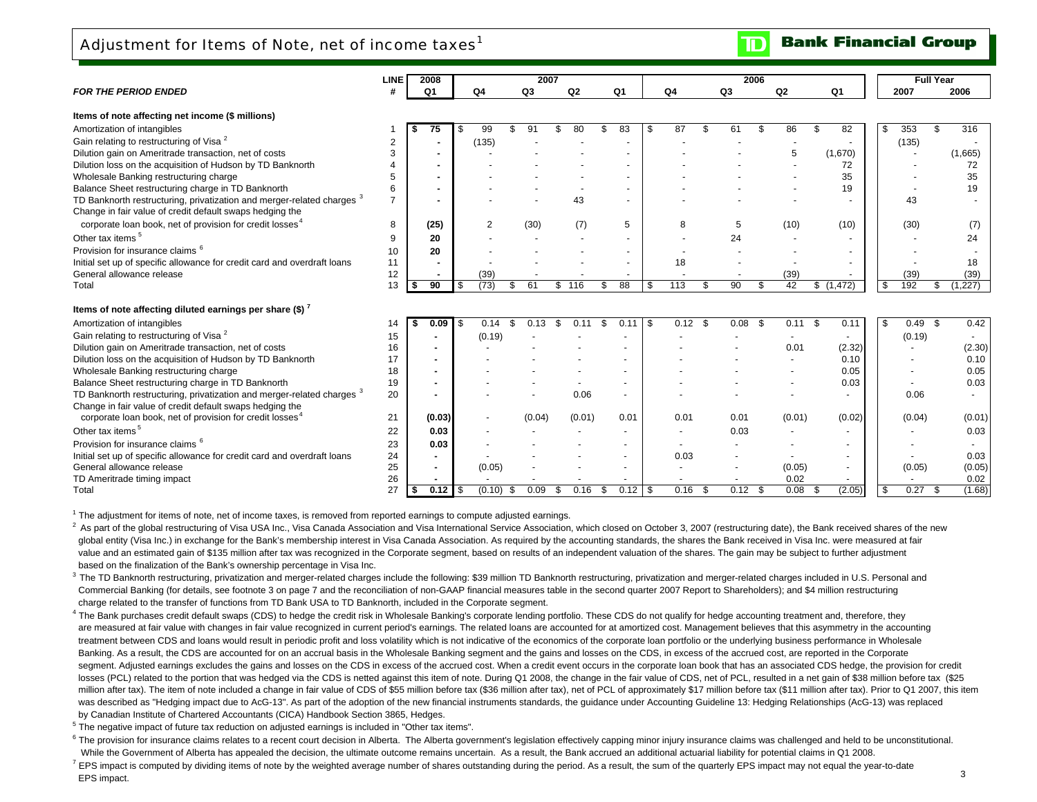# Adjustment for Items of Note, net of income taxes[1]

**TD Bank Financial Group**

| *FOR THE PERIOD ENDED* | LINE # | 2008 Q1 | 2007 Q4 | 2007 Q3 | 2007 Q2 | 2007 Q1 | 2006 Q4 | 2006 Q3 | 2006 Q2 | 2006 Q1 | Full Year 2007 | Full Year 2006 |
|---|---|---|---|---|---|---|---|---|---|---|---|---|
| **Items of note affecting net income ($ millions)** | | | | | | | | | | | | |
| Amortization of intangibles | 1 | $ 75 | $ 99 | $ 91 | $ 80 | $ 83 | $ 87 | $ 61 | $ 86 | $ 82 | $ 353 | $ 316 |
| Gain relating to restructuring of Visa [2] | 2 | - | (135) | - | - | - | - | - | - | - | (135) | - |
| Dilution gain on Ameritrade transaction, net of costs | 3 | - | - | - | - | - | - | - | 5 | (1,670) | - | (1,665) |
| Dilution loss on the acquisition of Hudson by TD Banknorth | 4 | - | - | - | - | - | - | - | - | 72 | - | 72 |
| Wholesale Banking restructuring charge | 5 | - | - | - | - | - | - | - | - | 35 | - | 35 |
| Balance Sheet restructuring charge in TD Banknorth | 6 | - | - | - | - | - | - | - | - | 19 | - | 19 |
| TD Banknorth restructuring, privatization and merger-related charges [3] | 7 | - | - | - | 43 | - | - | - | - | - | 43 | - |
| Change in fair value of credit default swaps hedging the corporate loan book, net of provision for credit losses[4] | 8 | (25) | 2 | (30) | (7) | 5 | 8 | 5 | (10) | (10) | (30) | (7) |
| Other tax items [5] | 9 | 20 | - | - | - | - | - | 24 | - | - | - | 24 |
| Provision for insurance claims [6] | 10 | 20 | - | - | - | - | - | - | - | - | - | - |
| Initial set up of specific allowance for credit card and overdraft loans | 11 | - | - | - | - | - | 18 | - | - | - | - | 18 |
| General allowance release | 12 | - | (39) | - | - | - | - | - | (39) | - | (39) | (39) |
| Total | 13 | $ 90 | $ (73) | $ 61 | $ 116 | $ 88 | $ 113 | $ 90 | $ 42 | $ (1,472) | $ 192 | $ (1,227) |
| **Items of note affecting diluted earnings per share ($) [7]** | | | | | | | | | | | | |
| Amortization of intangibles | 14 | $ 0.09 | $ 0.14 | $ 0.13 | $ 0.11 | $ 0.11 | $ 0.12 | $ 0.08 | $ 0.11 | $ 0.11 | $ 0.49 | $ 0.42 |
| Gain relating to restructuring of Visa [2] | 15 | - | (0.19) | - | - | - | - | - | - | - | (0.19) | - |
| Dilution gain on Ameritrade transaction, net of costs | 16 | - | - | - | - | - | - | - | 0.01 | (2.32) | - | (2.30) |
| Dilution loss on the acquisition of Hudson by TD Banknorth | 17 | - | - | - | - | - | - | - | - | 0.10 | - | 0.10 |
| Wholesale Banking restructuring charge | 18 | - | - | - | - | - | - | - | - | 0.05 | - | 0.05 |
| Balance Sheet restructuring charge in TD Banknorth | 19 | - | - | - | - | - | - | - | - | 0.03 | - | 0.03 |
| TD Banknorth restructuring, privatization and merger-related charges [3] | 20 | - | - | - | 0.06 | - | - | - | - | - | 0.06 | - |
| Change in fair value of credit default swaps hedging the corporate loan book, net of provision for credit losses[4] | 21 | (0.03) | - | (0.04) | (0.01) | 0.01 | 0.01 | 0.01 | (0.01) | (0.02) | (0.04) | (0.01) |
| Other tax items [5] | 22 | 0.03 | - | - | - | - | - | 0.03 | - | - | - | 0.03 |
| Provision for insurance claims [6] | 23 | 0.03 | - | - | - | - | - | - | - | - | - | - |
| Initial set up of specific allowance for credit card and overdraft loans | 24 | - | - | - | - | - | 0.03 | - | - | - | - | 0.03 |
| General allowance release | 25 | - | (0.05) | - | - | - | - | - | (0.05) | - | (0.05) | (0.05) |
| TD Ameritrade timing impact | 26 | - | - | - | - | - | - | - | 0.02 | - | - | 0.02 |
| Total | 27 | $ 0.12 | $ (0.10) | $ 0.09 | $ 0.16 | $ 0.12 | $ 0.16 | $ 0.12 | $ 0.08 | $ (2.05) | $ 0.27 | $ (1.68) |

[1] The adjustment for items of note, net of income taxes, is removed from reported earnings to compute adjusted earnings.

[2] As part of the global restructuring of Visa USA Inc., Visa Canada Association and Visa International Service Association, which closed on October 3, 2007 (restructuring date), the Bank received shares of the new global entity (Visa Inc.) in exchange for the Bank's membership interest in Visa Canada Association. As required by the accounting standards, the shares the Bank received in Visa Inc. were measured at fair value and an estimated gain of $135 million after tax was recognized in the Corporate segment, based on results of an independent valuation of the shares. The gain may be subject to further adjustment based on the finalization of the Bank's ownership percentage in Visa Inc.

[3] The TD Banknorth restructuring, privatization and merger-related charges include the following: $39 million TD Banknorth restructuring, privatization and merger-related charges included in U.S. Personal and Commercial Banking (for details, see footnote 3 on page 7 and the reconciliation of non-GAAP financial measures table in the second quarter 2007 Report to Shareholders); and $4 million restructuring charge related to the transfer of functions from TD Bank USA to TD Banknorth, included in the Corporate segment.

[4] The Bank purchases credit default swaps (CDS) to hedge the credit risk in Wholesale Banking's corporate lending portfolio. These CDS do not qualify for hedge accounting treatment and, therefore, they are measured at fair value with changes in fair value recognized in current period's earnings. The related loans are accounted for at amortized cost. Management believes that this asymmetry in the accounting treatment between CDS and loans would result in periodic profit and loss volatility which is not indicative of the economics of the corporate loan portfolio or the underlying business performance in Wholesale Banking. As a result, the CDS are accounted for on an accrual basis in the Wholesale Banking segment and the gains and losses on the CDS, in excess of the accrued cost, are reported in the Corporate segment. Adjusted earnings excludes the gains and losses on the CDS in excess of the accrued cost. When a credit event occurs in the corporate loan book that has an associated CDS hedge, the provision for credit losses (PCL) related to the portion that was hedged via the CDS is netted against this item of note. During Q1 2008, the change in the fair value of CDS, net of PCL, resulted in a net gain of $38 million before tax ($25 million after tax). The item of note included a change in fair value of CDS of $55 million before tax ($36 million after tax), net of PCL of approximately $17 million before tax ($11 million after tax). Prior to Q1 2007, this item was described as "Hedging impact due to AcG-13". As part of the adoption of the new financial instruments standards, the guidance under Accounting Guideline 13: Hedging Relationships (AcG-13) was replaced by Canadian Institute of Chartered Accountants (CICA) Handbook Section 3865, Hedges.

[5] The negative impact of future tax reduction on adjusted earnings is included in "Other tax items".

[6] The provision for insurance claims relates to a recent court decision in Alberta. The Alberta government's legislation effectively capping minor injury insurance claims was challenged and held to be unconstitutional. While the Government of Alberta has appealed the decision, the ultimate outcome remains uncertain. As a result, the Bank accrued an additional actuarial liability for potential claims in Q1 2008.

[7] EPS impact is computed by dividing items of note by the weighted average number of shares outstanding during the period. As a result, the sum of the quarterly EPS impact may not equal the year-to-date EPS impact.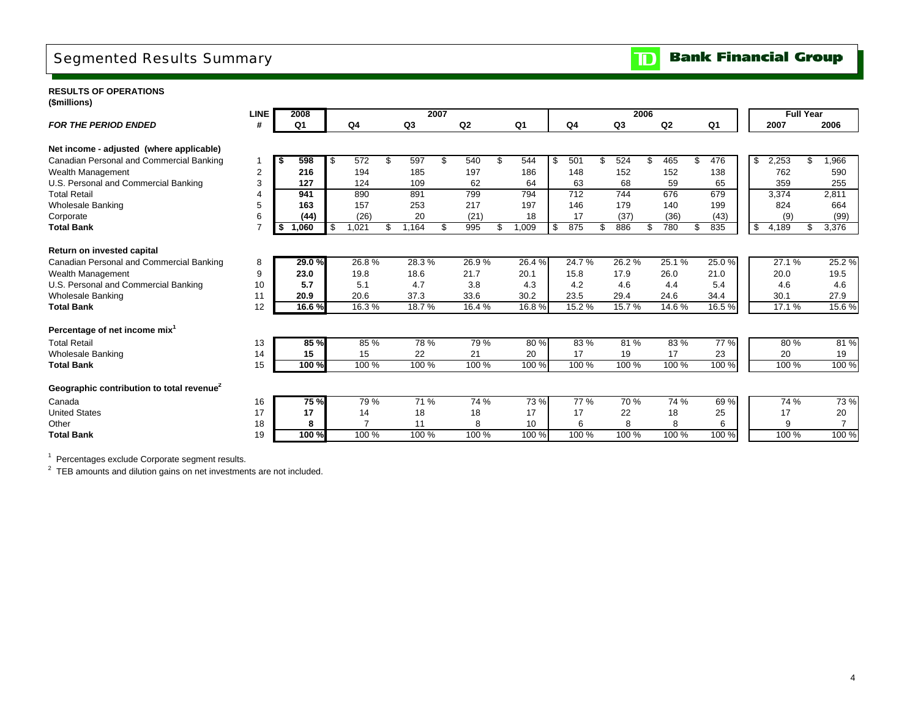# Segmented Results Summary

**Bank Financial Group**

**RESULTS OF OPERATIONS**
**(\$millions)**

| *FOR THE PERIOD ENDED* | LINE # | 2008 Q1 | 2007 Q4 | 2007 Q3 | 2007 Q2 | 2007 Q1 | 2006 Q4 | 2006 Q3 | 2006 Q2 | 2006 Q1 | Full Year 2007 | Full Year 2006 |
|---|---|---|---|---|---|---|---|---|---|---|---|---|
| **Net income - adjusted (where applicable)** | | | | | | | | | | | | |
| Canadian Personal and Commercial Banking | 1 | **\$ 598** | \$ 572 | \$ 597 | \$ 540 | \$ 544 | \$ 501 | \$ 524 | \$ 465 | \$ 476 | \$ 2,253 | \$ 1,966 |
| Wealth Management | 2 | **216** | 194 | 185 | 197 | 186 | 148 | 152 | 152 | 138 | 762 | 590 |
| U.S. Personal and Commercial Banking | 3 | **127** | 124 | 109 | 62 | 64 | 63 | 68 | 59 | 65 | 359 | 255 |
| Total Retail | 4 | **941** | 890 | 891 | 799 | 794 | 712 | 744 | 676 | 679 | 3,374 | 2,811 |
| Wholesale Banking | 5 | **163** | 157 | 253 | 217 | 197 | 146 | 179 | 140 | 199 | 824 | 664 |
| Corporate | 6 | **(44)** | (26) | 20 | (21) | 18 | 17 | (37) | (36) | (43) | (9) | (99) |
| **Total Bank** | 7 | **\$ 1,060** | \$ 1,021 | \$ 1,164 | \$ 995 | \$ 1,009 | \$ 875 | \$ 886 | \$ 780 | \$ 835 | \$ 4,189 | \$ 3,376 |
| **Return on invested capital** | | | | | | | | | | | | |
| Canadian Personal and Commercial Banking | 8 | **29.0 %** | 26.8 % | 28.3 % | 26.9 % | 26.4 % | 24.7 % | 26.2 % | 25.1 % | 25.0 % | 27.1 % | 25.2 % |
| Wealth Management | 9 | **23.0** | 19.8 | 18.6 | 21.7 | 20.1 | 15.8 | 17.9 | 26.0 | 21.0 | 20.0 | 19.5 |
| U.S. Personal and Commercial Banking | 10 | **5.7** | 5.1 | 4.7 | 3.8 | 4.3 | 4.2 | 4.6 | 4.4 | 5.4 | 4.6 | 4.6 |
| Wholesale Banking | 11 | **20.9** | 20.6 | 37.3 | 33.6 | 30.2 | 23.5 | 29.4 | 24.6 | 34.4 | 30.1 | 27.9 |
| **Total Bank** | 12 | **16.6 %** | 16.3 % | 18.7 % | 16.4 % | 16.8 % | 15.2 % | 15.7 % | 14.6 % | 16.5 % | 17.1 % | 15.6 % |
| **Percentage of net income mix[1]** | | | | | | | | | | | | |
| Total Retail | 13 | **85 %** | 85 % | 78 % | 79 % | 80 % | 83 % | 81 % | 83 % | 77 % | 80 % | 81 % |
| Wholesale Banking | 14 | **15** | 15 | 22 | 21 | 20 | 17 | 19 | 17 | 23 | 20 | 19 |
| **Total Bank** | 15 | **100 %** | 100 % | 100 % | 100 % | 100 % | 100 % | 100 % | 100 % | 100 % | 100 % | 100 % |
| **Geographic contribution to total revenue[2]** | | | | | | | | | | | | |
| Canada | 16 | **75 %** | 79 % | 71 % | 74 % | 73 % | 77 % | 70 % | 74 % | 69 % | 74 % | 73 % |
| United States | 17 | **17** | 14 | 18 | 18 | 17 | 17 | 22 | 18 | 25 | 17 | 20 |
| Other | 18 | **8** | 7 | 11 | 8 | 10 | 6 | 8 | 8 | 6 | 9 | 7 |
| **Total Bank** | 19 | **100 %** | 100 % | 100 % | 100 % | 100 % | 100 % | 100 % | 100 % | 100 % | 100 % | 100 % |

[1] Percentages exclude Corporate segment results.

[2] TEB amounts and dilution gains on net investments are not included.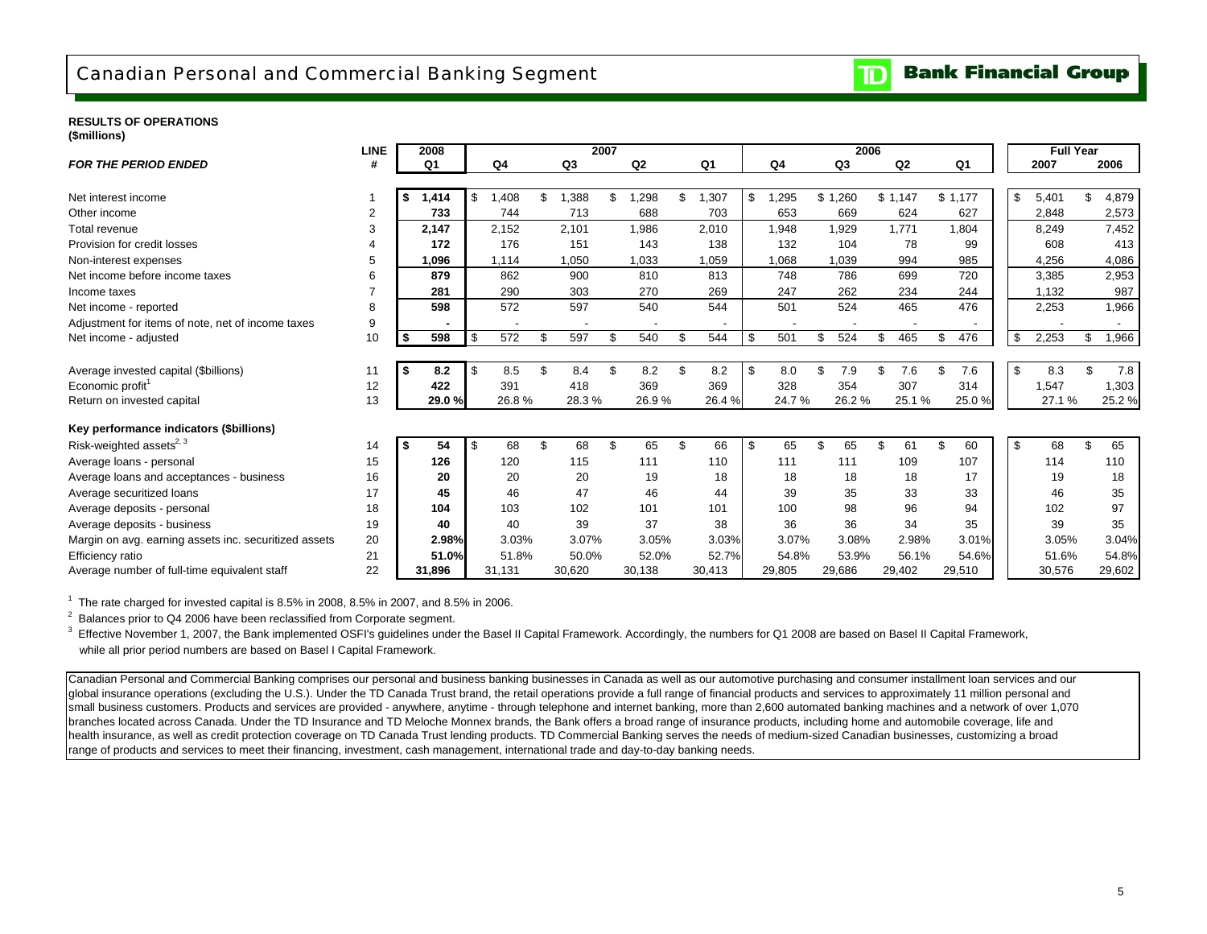# Canadian Personal and Commercial Banking Segment

**TD Bank Financial Group**

**RESULTS OF OPERATIONS**
**($millions)**

| *FOR THE PERIOD ENDED* | LINE # | 2008 Q1 | 2007 Q4 | 2007 Q3 | 2007 Q2 | 2007 Q1 | 2006 Q4 | 2006 Q3 | 2006 Q2 | 2006 Q1 | Full Year 2007 | Full Year 2006 |
|---|---|---|---|---|---|---|---|---|---|---|---|---|
| Net interest income | 1 | $ 1,414 | $ 1,408 | $ 1,388 | $ 1,298 | $ 1,307 | $ 1,295 | $ 1,260 | $ 1,147 | $ 1,177 | $ 5,401 | $ 4,879 |
| Other income | 2 | 733 | 744 | 713 | 688 | 703 | 653 | 669 | 624 | 627 | 2,848 | 2,573 |
| Total revenue | 3 | 2,147 | 2,152 | 2,101 | 1,986 | 2,010 | 1,948 | 1,929 | 1,771 | 1,804 | 8,249 | 7,452 |
| Provision for credit losses | 4 | 172 | 176 | 151 | 143 | 138 | 132 | 104 | 78 | 99 | 608 | 413 |
| Non-interest expenses | 5 | 1,096 | 1,114 | 1,050 | 1,033 | 1,059 | 1,068 | 1,039 | 994 | 985 | 4,256 | 4,086 |
| Net income before income taxes | 6 | 879 | 862 | 900 | 810 | 813 | 748 | 786 | 699 | 720 | 3,385 | 2,953 |
| Income taxes | 7 | 281 | 290 | 303 | 270 | 269 | 247 | 262 | 234 | 244 | 1,132 | 987 |
| Net income - reported | 8 | 598 | 572 | 597 | 540 | 544 | 501 | 524 | 465 | 476 | 2,253 | 1,966 |
| Adjustment for items of note, net of income taxes | 9 | - | - | - | - | - | - | - | - | - | - | - |
| Net income - adjusted | 10 | $ 598 | $ 572 | $ 597 | $ 540 | $ 544 | $ 501 | $ 524 | $ 465 | $ 476 | $ 2,253 | $ 1,966 |
| | | | | | | | | | | | | |
| Average invested capital ($billions) | 11 | $ 8.2 | $ 8.5 | $ 8.4 | $ 8.2 | $ 8.2 | $ 8.0 | $ 7.9 | $ 7.6 | $ 7.6 | $ 8.3 | $ 7.8 |
| Economic profit[1] | 12 | 422 | 391 | 418 | 369 | 369 | 328 | 354 | 307 | 314 | 1,547 | 1,303 |
| Return on invested capital | 13 | 29.0 % | 26.8 % | 28.3 % | 26.9 % | 26.4 % | 24.7 % | 26.2 % | 25.1 % | 25.0 % | 27.1 % | 25.2 % |
| **Key performance indicators ($billions)** | | | | | | | | | | | | |
| Risk-weighted assets[2, 3] | 14 | $ 54 | $ 68 | $ 68 | $ 65 | $ 66 | $ 65 | $ 65 | $ 61 | $ 60 | $ 68 | $ 65 |
| Average loans - personal | 15 | 126 | 120 | 115 | 111 | 110 | 111 | 111 | 109 | 107 | 114 | 110 |
| Average loans and acceptances - business | 16 | 20 | 20 | 20 | 19 | 18 | 18 | 18 | 18 | 17 | 19 | 18 |
| Average securitized loans | 17 | 45 | 46 | 47 | 46 | 44 | 39 | 35 | 33 | 33 | 46 | 35 |
| Average deposits - personal | 18 | 104 | 103 | 102 | 101 | 101 | 100 | 98 | 96 | 94 | 102 | 97 |
| Average deposits - business | 19 | 40 | 40 | 39 | 37 | 38 | 36 | 36 | 34 | 35 | 39 | 35 |
| Margin on avg. earning assets inc. securitized assets | 20 | 2.98% | 3.03% | 3.07% | 3.05% | 3.03% | 3.07% | 3.08% | 2.98% | 3.01% | 3.05% | 3.04% |
| Efficiency ratio | 21 | 51.0% | 51.8% | 50.0% | 52.0% | 52.7% | 54.8% | 53.9% | 56.1% | 54.6% | 51.6% | 54.8% |
| Average number of full-time equivalent staff | 22 | 31,896 | 31,131 | 30,620 | 30,138 | 30,413 | 29,805 | 29,686 | 29,402 | 29,510 | 30,576 | 29,602 |

[1] The rate charged for invested capital is 8.5% in 2008, 8.5% in 2007, and 8.5% in 2006.

[2] Balances prior to Q4 2006 have been reclassified from Corporate segment.

[3] Effective November 1, 2007, the Bank implemented OSFI's guidelines under the Basel II Capital Framework. Accordingly, the numbers for Q1 2008 are based on Basel II Capital Framework, while all prior period numbers are based on Basel I Capital Framework.

Canadian Personal and Commercial Banking comprises our personal and business banking businesses in Canada as well as our automotive purchasing and consumer installment loan services and our global insurance operations (excluding the U.S.). Under the TD Canada Trust brand, the retail operations provide a full range of financial products and services to approximately 11 million personal and small business customers. Products and services are provided - anywhere, anytime - through telephone and internet banking, more than 2,600 automated banking machines and a network of over 1,070 branches located across Canada. Under the TD Insurance and TD Meloche Monnex brands, the Bank offers a broad range of insurance products, including home and automobile coverage, life and health insurance, as well as credit protection coverage on TD Canada Trust lending products. TD Commercial Banking serves the needs of medium-sized Canadian businesses, customizing a broad range of products and services to meet their financing, investment, cash management, international trade and day-to-day banking needs.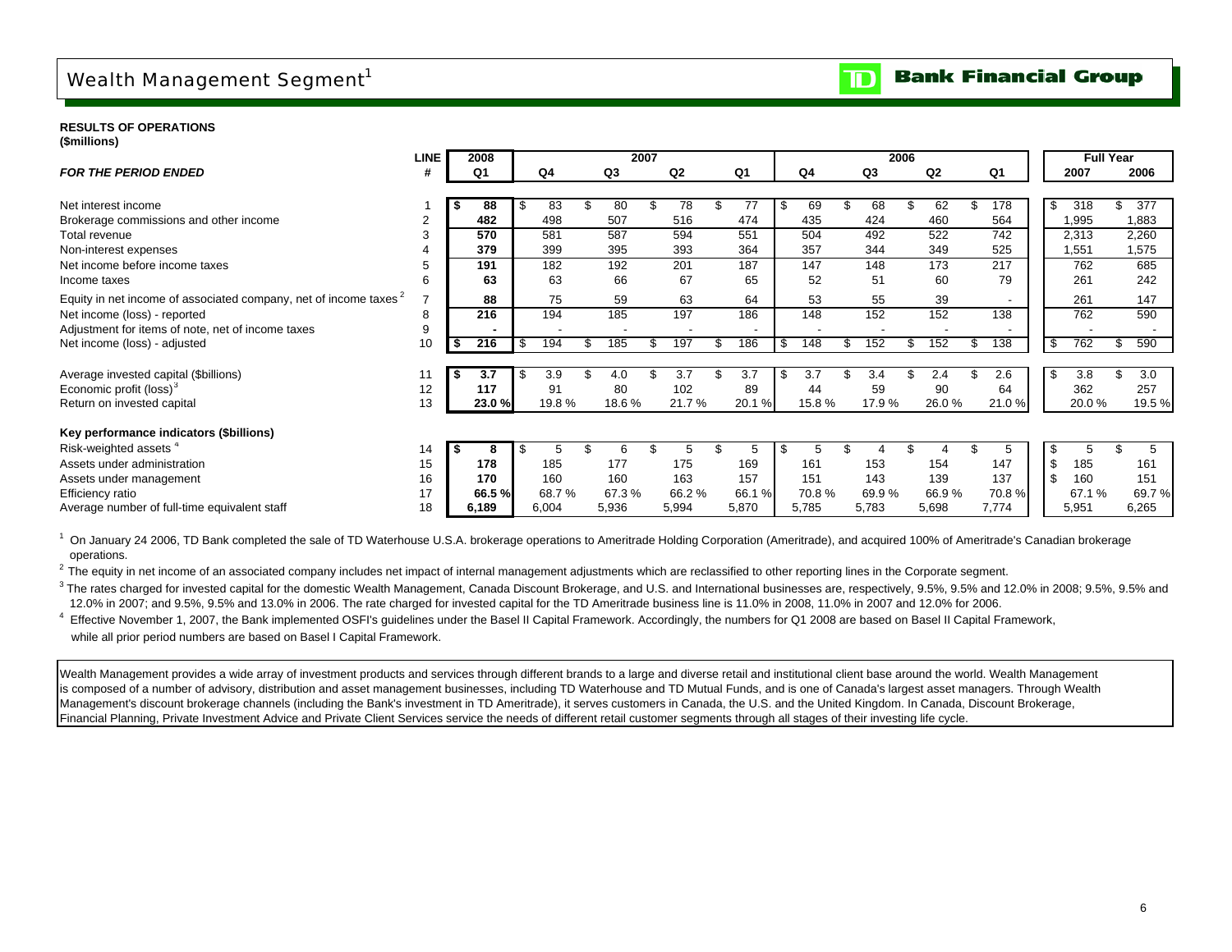# Wealth Management Segment[1]

**RESULTS OF OPERATIONS**
**($millions)**

| *FOR THE PERIOD ENDED* | LINE # | 2008 Q1 | 2007 Q4 | 2007 Q3 | 2007 Q2 | 2007 Q1 | 2006 Q4 | 2006 Q3 | 2006 Q2 | 2006 Q1 | Full Year 2007 | Full Year 2006 |
|---|---|---|---|---|---|---|---|---|---|---|---|---|
| Net interest income | 1 | $ 88 | $ 83 | $ 80 | $ 78 | $ 77 | $ 69 | $ 68 | $ 62 | $ 178 | $ 318 | $ 377 |
| Brokerage commissions and other income | 2 | 482 | 498 | 507 | 516 | 474 | 435 | 424 | 460 | 564 | 1,995 | 1,883 |
| Total revenue | 3 | 570 | 581 | 587 | 594 | 551 | 504 | 492 | 522 | 742 | 2,313 | 2,260 |
| Non-interest expenses | 4 | 379 | 399 | 395 | 393 | 364 | 357 | 344 | 349 | 525 | 1,551 | 1,575 |
| Net income before income taxes | 5 | 191 | 182 | 192 | 201 | 187 | 147 | 148 | 173 | 217 | 762 | 685 |
| Income taxes | 6 | 63 | 63 | 66 | 67 | 65 | 52 | 51 | 60 | 79 | 261 | 242 |
| Equity in net income of associated company, net of income taxes[2] | 7 | 88 | 75 | 59 | 63 | 64 | 53 | 55 | 39 | - | 261 | 147 |
| Net income (loss) - reported | 8 | 216 | 194 | 185 | 197 | 186 | 148 | 152 | 152 | 138 | 762 | 590 |
| Adjustment for items of note, net of income taxes | 9 | - | - | - | - | - | - | - | - | - | - | - |
| Net income (loss) - adjusted | 10 | $ 216 | $ 194 | $ 185 | $ 197 | $ 186 | $ 148 | $ 152 | $ 152 | $ 138 | $ 762 | $ 590 |
| Average invested capital ($billions) | 11 | $ 3.7 | $ 3.9 | $ 4.0 | $ 3.7 | $ 3.7 | $ 3.7 | $ 3.4 | $ 2.4 | $ 2.6 | $ 3.8 | $ 3.0 |
| Economic profit (loss)[3] | 12 | 117 | 91 | 80 | 102 | 89 | 44 | 59 | 90 | 64 | 362 | 257 |
| Return on invested capital | 13 | 23.0 % | 19.8 % | 18.6 % | 21.7 % | 20.1 % | 15.8 % | 17.9 % | 26.0 % | 21.0 % | 20.0 % | 19.5 % |
| **Key performance indicators ($billions)** | | | | | | | | | | | | |
| Risk-weighted assets[4] | 14 | $ 8 | $ 5 | $ 6 | $ 5 | $ 5 | $ 5 | $ 4 | $ 4 | $ 5 | $ 5 | $ 5 |
| Assets under administration | 15 | 178 | 185 | 177 | 175 | 169 | 161 | 153 | 154 | 147 | $ 185 | 161 |
| Assets under management | 16 | 170 | 160 | 160 | 163 | 157 | 151 | 143 | 139 | 137 | $ 160 | 151 |
| Efficiency ratio | 17 | 66.5 % | 68.7 % | 67.3 % | 66.2 % | 66.1 % | 70.8 % | 69.9 % | 66.9 % | 70.8 % | 67.1 % | 69.7 % |
| Average number of full-time equivalent staff | 18 | 6,189 | 6,004 | 5,936 | 5,994 | 5,870 | 5,785 | 5,783 | 5,698 | 7,774 | 5,951 | 6,265 |

[1] On January 24 2006, TD Bank completed the sale of TD Waterhouse U.S.A. brokerage operations to Ameritrade Holding Corporation (Ameritrade), and acquired 100% of Ameritrade's Canadian brokerage operations.

[2] The equity in net income of an associated company includes net impact of internal management adjustments which are reclassified to other reporting lines in the Corporate segment.

[3] The rates charged for invested capital for the domestic Wealth Management, Canada Discount Brokerage, and U.S. and International businesses are, respectively, 9.5%, 9.5% and 12.0% in 2008; 9.5%, 9.5% and 12.0% in 2007; and 9.5%, 9.5% and 13.0% in 2006. The rate charged for invested capital for the TD Ameritrade business line is 11.0% in 2008, 11.0% in 2007 and 12.0% for 2006.

[4] Effective November 1, 2007, the Bank implemented OSFI's guidelines under the Basel II Capital Framework. Accordingly, the numbers for Q1 2008 are based on Basel II Capital Framework, while all prior period numbers are based on Basel I Capital Framework.

Wealth Management provides a wide array of investment products and services through different brands to a large and diverse retail and institutional client base around the world. Wealth Management is composed of a number of advisory, distribution and asset management businesses, including TD Waterhouse and TD Mutual Funds, and is one of Canada's largest asset managers. Through Wealth Management's discount brokerage channels (including the Bank's investment in TD Ameritrade), it serves customers in Canada, the U.S. and the United Kingdom. In Canada, Discount Brokerage, Financial Planning, Private Investment Advice and Private Client Services service the needs of different retail customer segments through all stages of their investing life cycle.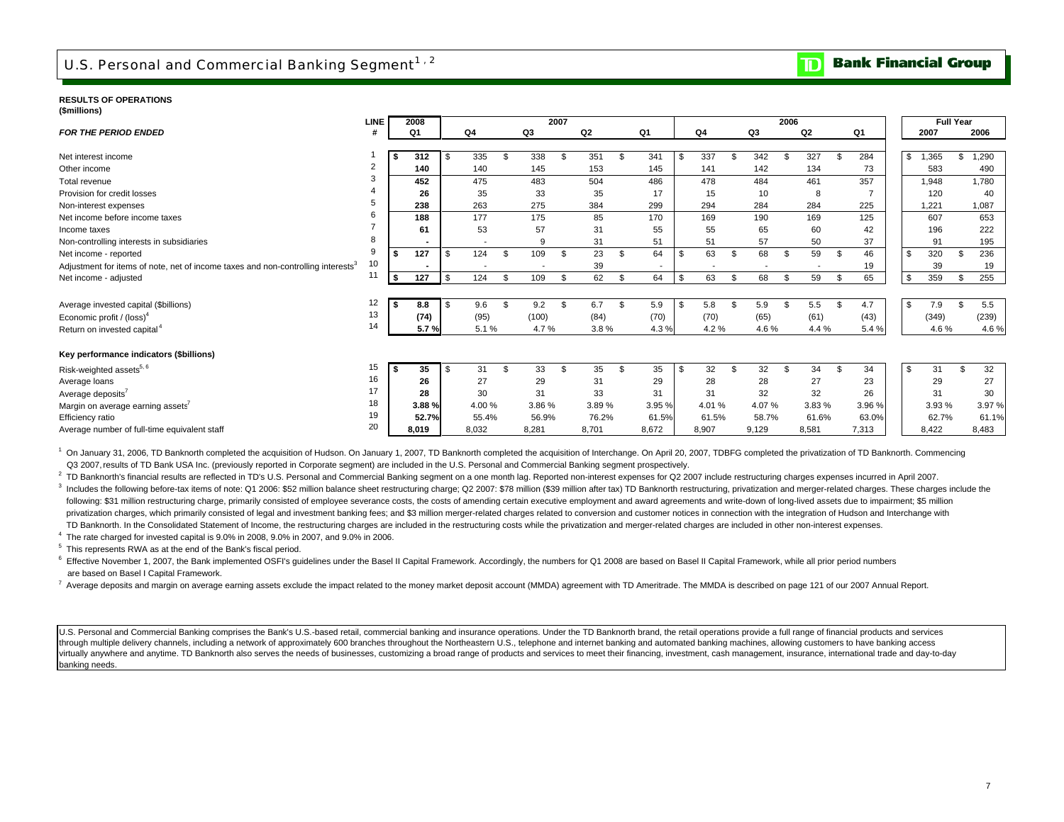# U.S. Personal and Commercial Banking Segment[1, 2]

**RESULTS OF OPERATIONS**
**($millions)**

| *FOR THE PERIOD ENDED* | LINE # | 2008 Q1 | 2007 Q4 | 2007 Q3 | 2007 Q2 | 2007 Q1 | 2006 Q4 | 2006 Q3 | 2006 Q2 | 2006 Q1 | Full Year 2007 | Full Year 2006 |
|---|---|---|---|---|---|---|---|---|---|---|---|---|
| Net interest income | 1 | **$ 312** | $ 335 | $ 338 | $ 351 | $ 341 | $ 337 | $ 342 | $ 327 | $ 284 | $ 1,365 | $ 1,290 |
| Other income | 2 | **140** | 140 | 145 | 153 | 145 | 141 | 142 | 134 | 73 | 583 | 490 |
| Total revenue | 3 | **452** | 475 | 483 | 504 | 486 | 478 | 484 | 461 | 357 | 1,948 | 1,780 |
| Provision for credit losses | 4 | **26** | 35 | 33 | 35 | 17 | 15 | 10 | 8 | 7 | 120 | 40 |
| Non-interest expenses | 5 | **238** | 263 | 275 | 384 | 299 | 294 | 284 | 284 | 225 | 1,221 | 1,087 |
| Net income before income taxes | 6 | **188** | 177 | 175 | 85 | 170 | 169 | 190 | 169 | 125 | 607 | 653 |
| Income taxes | 7 | **61** | 53 | 57 | 31 | 55 | 55 | 65 | 60 | 42 | 196 | 222 |
| Non-controlling interests in subsidiaries | 8 | **-** | - | 9 | 31 | 51 | 51 | 57 | 50 | 37 | 91 | 195 |
| Net income - reported | 9 | **$ 127** | $ 124 | $ 109 | $ 23 | $ 64 | $ 63 | $ 68 | $ 59 | $ 46 | $ 320 | $ 236 |
| Adjustment for items of note, net of income taxes and non-controlling interests[3] | 10 | **-** | - | - | 39 | - | - | - | - | 19 | 39 | 19 |
| Net income - adjusted | 11 | **$ 127** | $ 124 | $ 109 | $ 62 | $ 64 | $ 63 | $ 68 | $ 59 | $ 65 | $ 359 | $ 255 |
| | | | | | | | | | | | | |
| Average invested capital ($billions) | 12 | **$ 8.8** | $ 9.6 | $ 9.2 | $ 6.7 | $ 5.9 | $ 5.8 | $ 5.9 | $ 5.5 | $ 4.7 | $ 7.9 | $ 5.5 |
| Economic profit / (loss)[4] | 13 | **(74)** | (95) | (100) | (84) | (70) | (70) | (65) | (61) | (43) | (349) | (239) |
| Return on invested capital[4] | 14 | **5.7 %** | 5.1 % | 4.7 % | 3.8 % | 4.3 % | 4.2 % | 4.6 % | 4.4 % | 5.4 % | 4.6 % | 4.6 % |
| | | | | | | | | | | | | |
| **Key performance indicators ($billions)** | | | | | | | | | | | | |
| Risk-weighted assets[5, 6] | 15 | **$ 35** | $ 31 | $ 33 | $ 35 | $ 35 | $ 32 | $ 32 | $ 34 | $ 34 | $ 31 | $ 32 |
| Average loans | 16 | **26** | 27 | 29 | 31 | 29 | 28 | 28 | 27 | 23 | 29 | 27 |
| Average deposits[7] | 17 | **28** | 30 | 31 | 33 | 31 | 31 | 32 | 32 | 26 | 31 | 30 |
| Margin on average earning assets[7] | 18 | **3.88 %** | 4.00 % | 3.86 % | 3.89 % | 3.95 % | 4.01 % | 4.07 % | 3.83 % | 3.96 % | 3.93 % | 3.97 % |
| Efficiency ratio | 19 | **52.7%** | 55.4% | 56.9% | 76.2% | 61.5% | 61.5% | 58.7% | 61.6% | 63.0% | 62.7% | 61.1% |
| Average number of full-time equivalent staff | 20 | **8,019** | 8,032 | 8,281 | 8,701 | 8,672 | 8,907 | 9,129 | 8,581 | 7,313 | 8,422 | 8,483 |

[1] On January 31, 2006, TD Banknorth completed the acquisition of Hudson. On January 1, 2007, TD Banknorth completed the acquisition of Interchange. On April 20, 2007, TDBFG completed the privatization of TD Banknorth. Commencing Q3 2007, results of TD Bank USA Inc. (previously reported in Corporate segment) are included in the U.S. Personal and Commercial Banking segment prospectively.

[2] TD Banknorth's financial results are reflected in TD's U.S. Personal and Commercial Banking segment on a one month lag. Reported non-interest expenses for Q2 2007 include restructuring charges expenses incurred in April 2007.

[3] Includes the following before-tax items of note: Q1 2006: $52 million balance sheet restructuring charge; Q2 2007: $78 million ($39 million after tax) TD Banknorth restructuring, privatization and merger-related charges. These charges include the following: $31 million restructuring charge, primarily consisted of employee severance costs, the costs of amending certain executive employment and award agreements and write-down of long-lived assets due to impairment; $5 million privatization charges, which primarily consisted of legal and investment banking fees; and $3 million merger-related charges related to conversion and customer notices in connection with the integration of Hudson and Interchange with TD Banknorth. In the Consolidated Statement of Income, the restructuring charges are included in the restructuring costs while the privatization and merger-related charges are included in other non-interest expenses.

[4] The rate charged for invested capital is 9.0% in 2008, 9.0% in 2007, and 9.0% in 2006.

[5] This represents RWA as at the end of the Bank's fiscal period.

[6] Effective November 1, 2007, the Bank implemented OSFI's guidelines under the Basel II Capital Framework. Accordingly, the numbers for Q1 2008 are based on Basel II Capital Framework, while all prior period numbers are based on Basel I Capital Framework.

[7] Average deposits and margin on average earning assets exclude the impact related to the money market deposit account (MMDA) agreement with TD Ameritrade. The MMDA is described on page 121 of our 2007 Annual Report.

U.S. Personal and Commercial Banking comprises the Bank's U.S.-based retail, commercial banking and insurance operations. Under the TD Banknorth brand, the retail operations provide a full range of financial products and services through multiple delivery channels, including a network of approximately 600 branches throughout the Northeastern U.S., telephone and internet banking and automated banking machines, allowing customers to have banking access virtually anywhere and anytime. TD Banknorth also serves the needs of businesses, customizing a broad range of products and services to meet their financing, investment, cash management, insurance, international trade and day-to-day banking needs.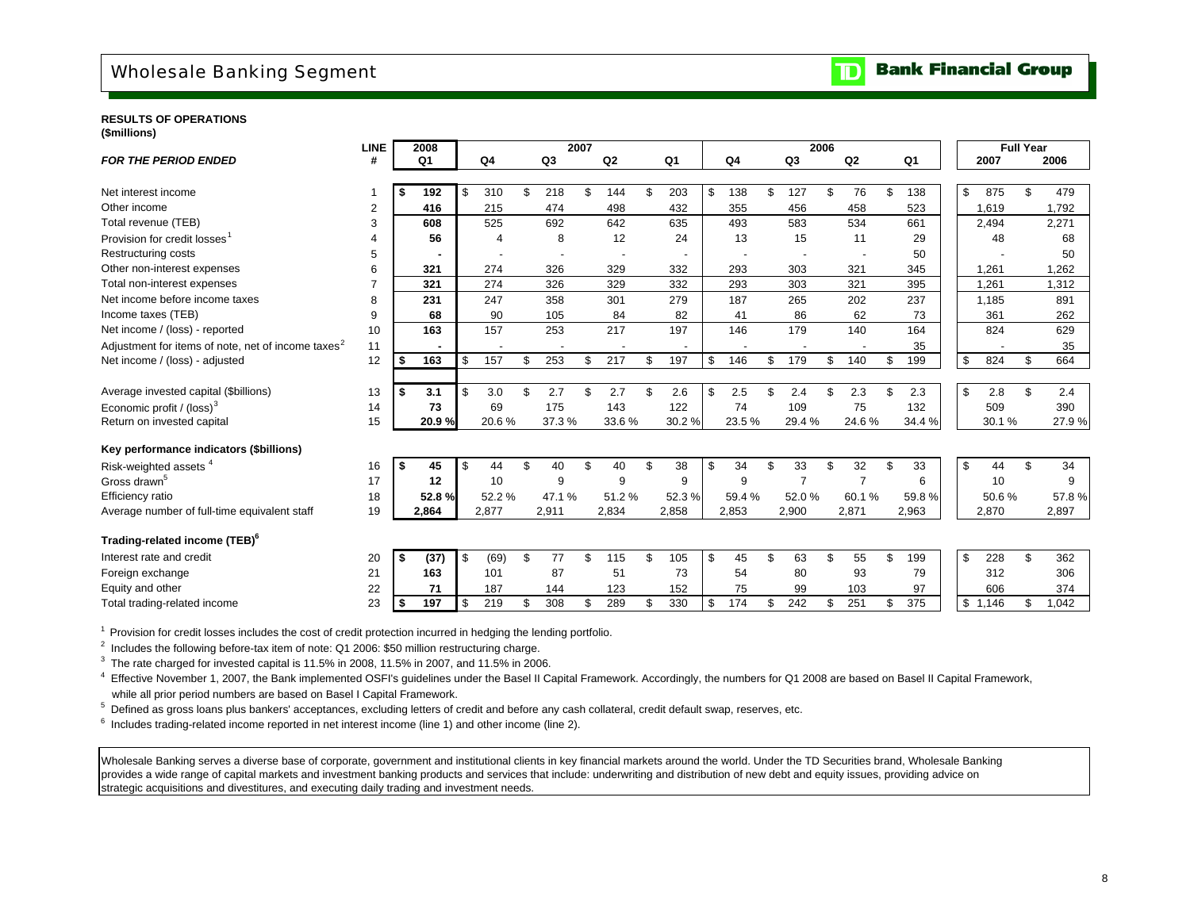# Wholesale Banking Segment

**TD Bank Financial Group**

**RESULTS OF OPERATIONS**
**($millions)**

| *FOR THE PERIOD ENDED* | LINE # | 2008 Q1 | 2007 Q4 | 2007 Q3 | 2007 Q2 | 2007 Q1 | 2006 Q4 | 2006 Q3 | 2006 Q2 | 2006 Q1 | Full Year 2007 | Full Year 2006 |
|---|---|---|---|---|---|---|---|---|---|---|---|---|
| Net interest income | 1 | $ 192 | $ 310 | $ 218 | $ 144 | $ 203 | $ 138 | $ 127 | $ 76 | $ 138 | $ 875 | $ 479 |
| Other income | 2 | 416 | 215 | 474 | 498 | 432 | 355 | 456 | 458 | 523 | 1,619 | 1,792 |
| Total revenue (TEB) | 3 | 608 | 525 | 692 | 642 | 635 | 493 | 583 | 534 | 661 | 2,494 | 2,271 |
| Provision for credit losses[1] | 4 | 56 | 4 | 8 | 12 | 24 | 13 | 15 | 11 | 29 | 48 | 68 |
| Restructuring costs | 5 | - | - | - | - | - | - | - | - | 50 | - | 50 |
| Other non-interest expenses | 6 | 321 | 274 | 326 | 329 | 332 | 293 | 303 | 321 | 345 | 1,261 | 1,262 |
| Total non-interest expenses | 7 | 321 | 274 | 326 | 329 | 332 | 293 | 303 | 321 | 395 | 1,261 | 1,312 |
| Net income before income taxes | 8 | 231 | 247 | 358 | 301 | 279 | 187 | 265 | 202 | 237 | 1,185 | 891 |
| Income taxes (TEB) | 9 | 68 | 90 | 105 | 84 | 82 | 41 | 86 | 62 | 73 | 361 | 262 |
| Net income / (loss) - reported | 10 | 163 | 157 | 253 | 217 | 197 | 146 | 179 | 140 | 164 | 824 | 629 |
| Adjustment for items of note, net of income taxes[2] | 11 | - | - | - | - | - | - | - | - | 35 | - | 35 |
| Net income / (loss) - adjusted | 12 | $ 163 | $ 157 | $ 253 | $ 217 | $ 197 | $ 146 | $ 179 | $ 140 | $ 199 | $ 824 | $ 664 |
| | | | | | | | | | | | | |
| Average invested capital ($billions) | 13 | $ 3.1 | $ 3.0 | $ 2.7 | $ 2.7 | $ 2.6 | $ 2.5 | $ 2.4 | $ 2.3 | $ 2.3 | $ 2.8 | $ 2.4 |
| Economic profit / (loss)[3] | 14 | 73 | 69 | 175 | 143 | 122 | 74 | 109 | 75 | 132 | 509 | 390 |
| Return on invested capital | 15 | 20.9 % | 20.6 % | 37.3 % | 33.6 % | 30.2 % | 23.5 % | 29.4 % | 24.6 % | 34.4 % | 30.1 % | 27.9 % |
| **Key performance indicators ($billions)** | | | | | | | | | | | | |
| Risk-weighted assets[4] | 16 | $ 45 | $ 44 | $ 40 | $ 40 | $ 38 | $ 34 | $ 33 | $ 32 | $ 33 | $ 44 | $ 34 |
| Gross drawn[5] | 17 | 12 | 10 | 9 | 9 | 9 | 9 | 7 | 7 | 6 | 10 | 9 |
| Efficiency ratio | 18 | 52.8 % | 52.2 % | 47.1 % | 51.2 % | 52.3 % | 59.4 % | 52.0 % | 60.1 % | 59.8 % | 50.6 % | 57.8 % |
| Average number of full-time equivalent staff | 19 | 2,864 | 2,877 | 2,911 | 2,834 | 2,858 | 2,853 | 2,900 | 2,871 | 2,963 | 2,870 | 2,897 |
| **Trading-related income (TEB)[6]** | | | | | | | | | | | | |
| Interest rate and credit | 20 | $ (37) | $ (69) | $ 77 | $ 115 | $ 105 | $ 45 | $ 63 | $ 55 | $ 199 | $ 228 | $ 362 |
| Foreign exchange | 21 | 163 | 101 | 87 | 51 | 73 | 54 | 80 | 93 | 79 | 312 | 306 |
| Equity and other | 22 | 71 | 187 | 144 | 123 | 152 | 75 | 99 | 103 | 97 | 606 | 374 |
| Total trading-related income | 23 | $ 197 | $ 219 | $ 308 | $ 289 | $ 330 | $ 174 | $ 242 | $ 251 | $ 375 | $ 1,146 | $ 1,042 |

[1] Provision for credit losses includes the cost of credit protection incurred in hedging the lending portfolio.

[2] Includes the following before-tax item of note: Q1 2006: $50 million restructuring charge.

[3] The rate charged for invested capital is 11.5% in 2008, 11.5% in 2007, and 11.5% in 2006.

[4] Effective November 1, 2007, the Bank implemented OSFI's guidelines under the Basel II Capital Framework. Accordingly, the numbers for Q1 2008 are based on Basel II Capital Framework, while all prior period numbers are based on Basel I Capital Framework.

[5] Defined as gross loans plus bankers' acceptances, excluding letters of credit and before any cash collateral, credit default swap, reserves, etc.

[6] Includes trading-related income reported in net interest income (line 1) and other income (line 2).

Wholesale Banking serves a diverse base of corporate, government and institutional clients in key financial markets around the world. Under the TD Securities brand, Wholesale Banking provides a wide range of capital markets and investment banking products and services that include: underwriting and distribution of new debt and equity issues, providing advice on strategic acquisitions and divestitures, and executing daily trading and investment needs.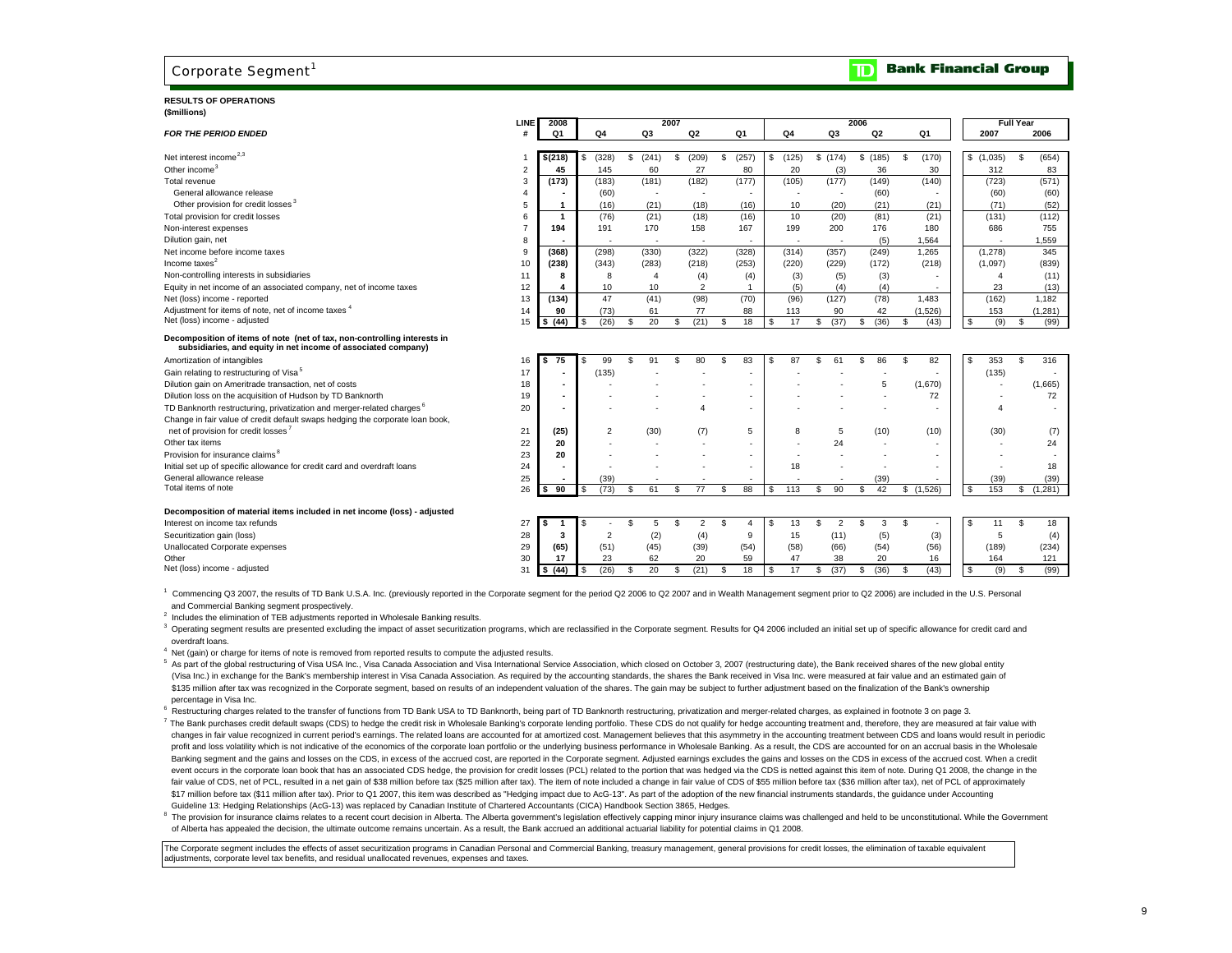# Corporate Segment[1]

**Bank Financial Group**

**RESULTS OF OPERATIONS**
**($millions)**

| *FOR THE PERIOD ENDED* | LINE # | 2008 Q1 | 2007 Q4 | 2007 Q3 | 2007 Q2 | 2007 Q1 | 2006 Q4 | 2006 Q3 | 2006 Q2 | 2006 Q1 | Full Year 2007 | Full Year 2006 |
|---|---|---|---|---|---|---|---|---|---|---|---|---|
| Net interest income[2,3] | 1 | **$(218)** | $ (328) | $ (241) | $ (209) | $ (257) | $ (125) | $ (174) | $ (185) | $ (170) | $ (1,035) | $ (654) |
| Other income[3] | 2 | **45** | 145 | 60 | 27 | 80 | 20 | (3) | 36 | 30 | 312 | 83 |
| Total revenue | 3 | **(173)** | (183) | (181) | (182) | (177) | (105) | (177) | (149) | (140) | (723) | (571) |
| General allowance release | 4 | **-** | (60) | - | - | - | - | - | (60) | - | (60) | (60) |
| Other provision for credit losses[3] | 5 | **1** | (16) | (21) | (18) | (16) | 10 | (20) | (21) | (21) | (71) | (52) |
| Total provision for credit losses | 6 | **1** | (76) | (21) | (18) | (16) | 10 | (20) | (81) | (21) | (131) | (112) |
| Non-interest expenses | 7 | **194** | 191 | 170 | 158 | 167 | 199 | 200 | 176 | 180 | 686 | 755 |
| Dilution gain, net | 8 | **-** | - | - | - | - | - | - | (5) | 1,564 | - | 1,559 |
| Net income before income taxes | 9 | **(368)** | (298) | (330) | (322) | (328) | (314) | (357) | (249) | 1,265 | (1,278) | 345 |
| Income taxes[2] | 10 | **(238)** | (343) | (283) | (218) | (253) | (220) | (229) | (172) | (218) | (1,097) | (839) |
| Non-controlling interests in subsidiaries | 11 | **8** | 8 | 4 | (4) | (4) | (3) | (5) | (3) | - | 4 | (11) |
| Equity in net income of an associated company, net of income taxes | 12 | **4** | 10 | 10 | 2 | 1 | (5) | (4) | (4) | - | 23 | (13) |
| Net (loss) income - reported | 13 | **(134)** | 47 | (41) | (98) | (70) | (96) | (127) | (78) | 1,483 | (162) | 1,182 |
| Adjustment for items of note, net of income taxes[4] | 14 | **90** | (73) | 61 | 77 | 88 | 113 | 90 | 42 | (1,526) | 153 | (1,281) |
| Net (loss) income - adjusted | 15 | **$ (44)** | $ (26) | $ 20 | $ (21) | $ 18 | $ 17 | $ (37) | $ (36) | $ (43) | $ (9) | $ (99) |
| **Decomposition of items of note (net of tax, non-controlling interests in subsidiaries, and equity in net income of associated company)** | | | | | | | | | | | | |
| Amortization of intangibles | 16 | **$ 75** | $ 99 | $ 91 | $ 80 | $ 83 | $ 87 | $ 61 | $ 86 | $ 82 | $ 353 | $ 316 |
| Gain relating to restructuring of Visa[5] | 17 | **-** | (135) | - | - | - | - | - | - | - | (135) | - |
| Dilution gain on Ameritrade transaction, net of costs | 18 | **-** | - | - | - | - | - | - | 5 | (1,670) | - | (1,665) |
| Dilution loss on the acquisition of Hudson by TD Banknorth | 19 | **-** | - | - | - | - | - | - | - | 72 | - | 72 |
| TD Banknorth restructuring, privatization and merger-related charges[6] | 20 | **-** | - | - | 4 | - | - | - | - | - | 4 | - |
| Change in fair value of credit default swaps hedging the corporate loan book, net of provision for credit losses[7] | 21 | **(25)** | 2 | (30) | (7) | 5 | 8 | 5 | (10) | (10) | (30) | (7) |
| Other tax items | 22 | **20** | - | - | - | - | - | 24 | - | - | - | 24 |
| Provision for insurance claims[8] | 23 | **20** | - | - | - | - | - | - | - | - | - | - |
| Initial set up of specific allowance for credit card and overdraft loans | 24 | **-** | - | - | - | - | 18 | - | - | - | - | 18 |
| General allowance release | 25 | **-** | (39) | - | - | - | - | - | (39) | - | (39) | (39) |
| Total items of note | 26 | **$ 90** | $ (73) | $ 61 | $ 77 | $ 88 | $ 113 | $ 90 | $ 42 | $ (1,526) | $ 153 | $ (1,281) |
| **Decomposition of material items included in net income (loss) - adjusted** | | | | | | | | | | | | |
| Interest on income tax refunds | 27 | **$ 1** | $ - | $ 5 | $ 2 | $ 4 | $ 13 | $ 2 | $ 3 | $ - | $ 11 | $ 18 |
| Securitization gain (loss) | 28 | **3** | 2 | (2) | (4) | 9 | 15 | (11) | (5) | (3) | 5 | (4) |
| Unallocated Corporate expenses | 29 | **(65)** | (51) | (45) | (39) | (54) | (58) | (66) | (54) | (56) | (189) | (234) |
| Other | 30 | **17** | 23 | 62 | 20 | 59 | 47 | 38 | 20 | 16 | 164 | 121 |
| Net (loss) income - adjusted | 31 | **$ (44)** | $ (26) | $ 20 | $ (21) | $ 18 | $ 17 | $ (37) | $ (36) | $ (43) | $ (9) | $ (99) |

[1] Commencing Q3 2007, the results of TD Bank U.S.A. Inc. (previously reported in the Corporate segment for the period Q2 2006 to Q2 2007 and in Wealth Management segment prior to Q2 2006) are included in the U.S. Personal and Commercial Banking segment prospectively.

[2] Includes the elimination of TEB adjustments reported in Wholesale Banking results.

[3] Operating segment results are presented excluding the impact of asset securitization programs, which are reclassified in the Corporate segment. Results for Q4 2006 included an initial set up of specific allowance for credit card and overdraft loans.

[4] Net (gain) or charge for items of note is removed from reported results to compute the adjusted results.

[5] As part of the global restructuring of Visa USA Inc., Visa Canada Association and Visa International Service Association, which closed on October 3, 2007 (restructuring date), the Bank received shares of the new global entity (Visa Inc.) in exchange for the Bank's membership interest in Visa Canada Association. As required by the accounting standards, the shares the Bank received in Visa Inc. were measured at fair value and an estimated gain of $135 million after tax was recognized in the Corporate segment, based on results of an independent valuation of the shares. The gain may be subject to further adjustment based on the finalization of the Bank's ownership percentage in Visa Inc.

[6] Restructuring charges related to the transfer of functions from TD Bank USA to TD Banknorth, being part of TD Banknorth restructuring, privatization and merger-related charges, as explained in footnote 3 on page 3.

[7] The Bank purchases credit default swaps (CDS) to hedge the credit risk in Wholesale Banking's corporate lending portfolio. These CDS do not qualify for hedge accounting treatment and, therefore, they are measured at fair value with changes in fair value recognized in current period's earnings. The related loans are accounted for at amortized cost. Management believes that this asymmetry in the accounting treatment between CDS and loans would result in periodic profit and loss volatility which is not indicative of the economics of the corporate loan portfolio or the underlying business performance in Wholesale Banking. As a result, the CDS are accounted for on an accrual basis in the Wholesale Banking segment and the gains and losses on the CDS, in excess of the accrued cost, are reported in the Corporate segment. Adjusted earnings excludes the gains and losses on the CDS in excess of the accrued cost. When a credit event occurs in the corporate loan book that has an associated CDS hedge, the provision for credit losses (PCL) related to the portion that was hedged via the CDS is netted against this item of note. During Q1 2008, the change in the fair value of CDS, net of PCL, resulted in a net gain of $38 million before tax ($25 million after tax). The item of note included a change in fair value of CDS of $55 million before tax ($36 million after tax), net of PCL of approximately $17 million before tax ($11 million after tax). Prior to Q1 2007, this item was described as "Hedging impact due to AcG-13". As part of the adoption of the new financial instruments standards, the guidance under Accounting Guideline 13: Hedging Relationships (AcG-13) was replaced by Canadian Institute of Chartered Accountants (CICA) Handbook Section 3865, Hedges.

[8] The provision for insurance claims relates to a recent court decision in Alberta. The Alberta government's legislation effectively capping minor injury insurance claims was challenged and held to be unconstitutional. While the Government of Alberta has appealed the decision, the ultimate outcome remains uncertain. As a result, the Bank accrued an additional actuarial liability for potential claims in Q1 2008.

The Corporate segment includes the effects of asset securitization programs in Canadian Personal and Commercial Banking, treasury management, general provisions for credit losses, the elimination of taxable equivalent adjustments, corporate level tax benefits, and residual unallocated revenues, expenses and taxes.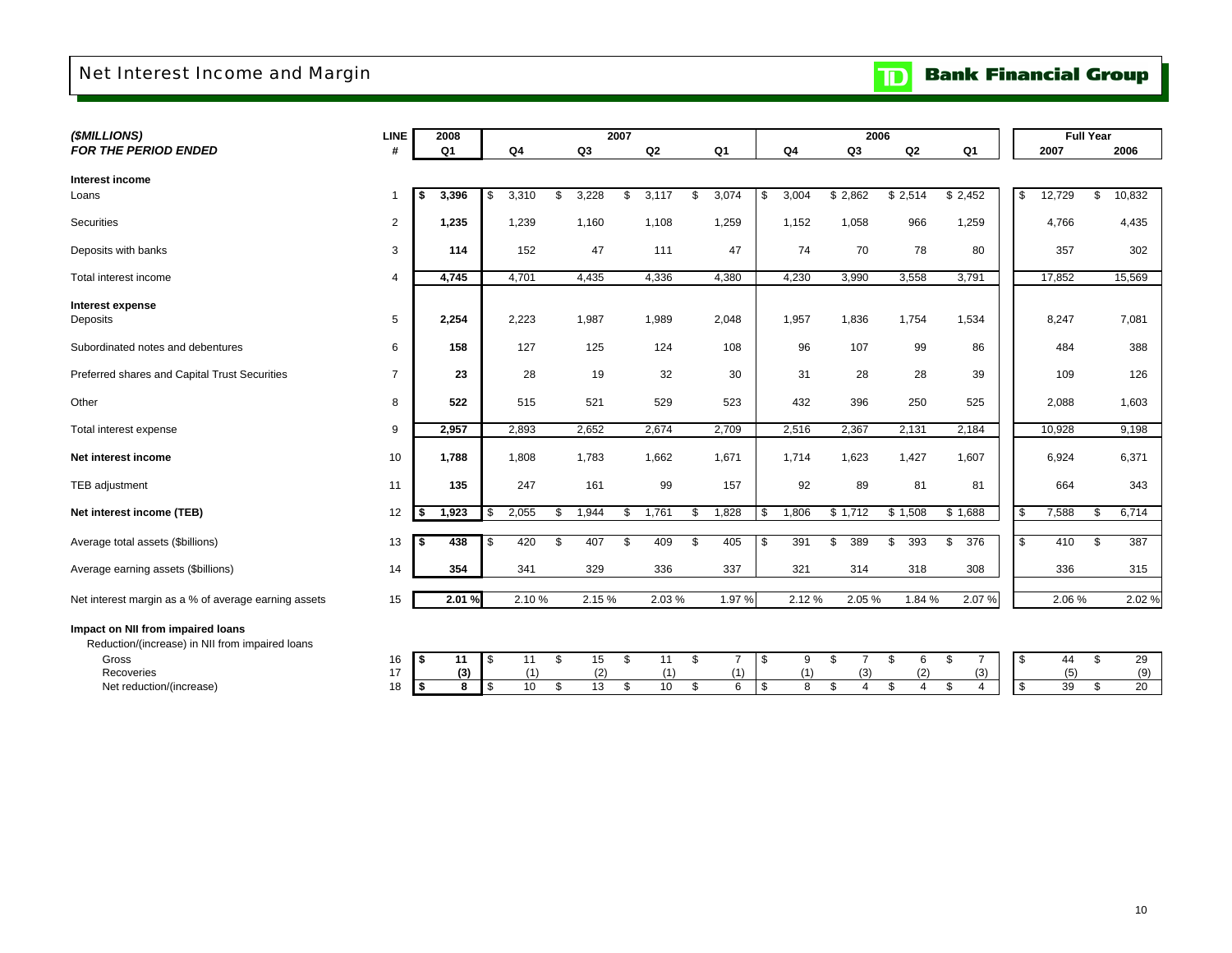# Net Interest Income and Margin

TD Bank Financial Group

| ($MILLIONS) FOR THE PERIOD ENDED | LINE # | 2008 Q1 | 2007 Q4 | 2007 Q3 | 2007 Q2 | 2007 Q1 | 2006 Q4 | 2006 Q3 | 2006 Q2 | 2006 Q1 | Full Year 2007 | Full Year 2006 |
|---|---|---|---|---|---|---|---|---|---|---|---|---|
| **Interest income** | | | | | | | | | | | | |
| Loans | 1 | **$ 3,396** | $ 3,310 | $ 3,228 | $ 3,117 | $ 3,074 | $ 3,004 | $ 2,862 | $ 2,514 | $ 2,452 | $ 12,729 | $ 10,832 |
| Securities | 2 | **1,235** | 1,239 | 1,160 | 1,108 | 1,259 | 1,152 | 1,058 | 966 | 1,259 | 4,766 | 4,435 |
| Deposits with banks | 3 | **114** | 152 | 47 | 111 | 47 | 74 | 70 | 78 | 80 | 357 | 302 |
| Total interest income | 4 | **4,745** | 4,701 | 4,435 | 4,336 | 4,380 | 4,230 | 3,990 | 3,558 | 3,791 | 17,852 | 15,569 |
| **Interest expense** | | | | | | | | | | | | |
| Deposits | 5 | **2,254** | 2,223 | 1,987 | 1,989 | 2,048 | 1,957 | 1,836 | 1,754 | 1,534 | 8,247 | 7,081 |
| Subordinated notes and debentures | 6 | **158** | 127 | 125 | 124 | 108 | 96 | 107 | 99 | 86 | 484 | 388 |
| Preferred shares and Capital Trust Securities | 7 | **23** | 28 | 19 | 32 | 30 | 31 | 28 | 28 | 39 | 109 | 126 |
| Other | 8 | **522** | 515 | 521 | 529 | 523 | 432 | 396 | 250 | 525 | 2,088 | 1,603 |
| Total interest expense | 9 | **2,957** | 2,893 | 2,652 | 2,674 | 2,709 | 2,516 | 2,367 | 2,131 | 2,184 | 10,928 | 9,198 |
| **Net interest income** | 10 | **1,788** | 1,808 | 1,783 | 1,662 | 1,671 | 1,714 | 1,623 | 1,427 | 1,607 | 6,924 | 6,371 |
| TEB adjustment | 11 | **135** | 247 | 161 | 99 | 157 | 92 | 89 | 81 | 81 | 664 | 343 |
| **Net interest income (TEB)** | 12 | **$ 1,923** | $ 2,055 | $ 1,944 | $ 1,761 | $ 1,828 | $ 1,806 | $ 1,712 | $ 1,508 | $ 1,688 | $ 7,588 | $ 6,714 |
| Average total assets ($billions) | 13 | **$ 438** | $ 420 | $ 407 | $ 409 | $ 405 | $ 391 | $ 389 | $ 393 | $ 376 | $ 410 | $ 387 |
| Average earning assets ($billions) | 14 | **354** | 341 | 329 | 336 | 337 | 321 | 314 | 318 | 308 | 336 | 315 |
| Net interest margin as a % of average earning assets | 15 | **2.01 %** | 2.10 % | 2.15 % | 2.03 % | 1.97 % | 2.12 % | 2.05 % | 1.84 % | 2.07 % | 2.06 % | 2.02 % |
| **Impact on NII from impaired loans** | | | | | | | | | | | | |
| Reduction/(increase) in NII from impaired loans | | | | | | | | | | | | |
| Gross | 16 | **$ 11** | $ 11 | $ 15 | $ 11 | $ 7 | $ 9 | $ 7 | $ 6 | $ 7 | $ 44 | $ 29 |
| Recoveries | 17 | **(3)** | (1) | (2) | (1) | (1) | (1) | (3) | (2) | (3) | (5) | (9) |
| Net reduction/(increase) | 18 | **$ 8** | $ 10 | $ 13 | $ 10 | $ 6 | $ 8 | $ 4 | $ 4 | $ 4 | $ 39 | $ 20 |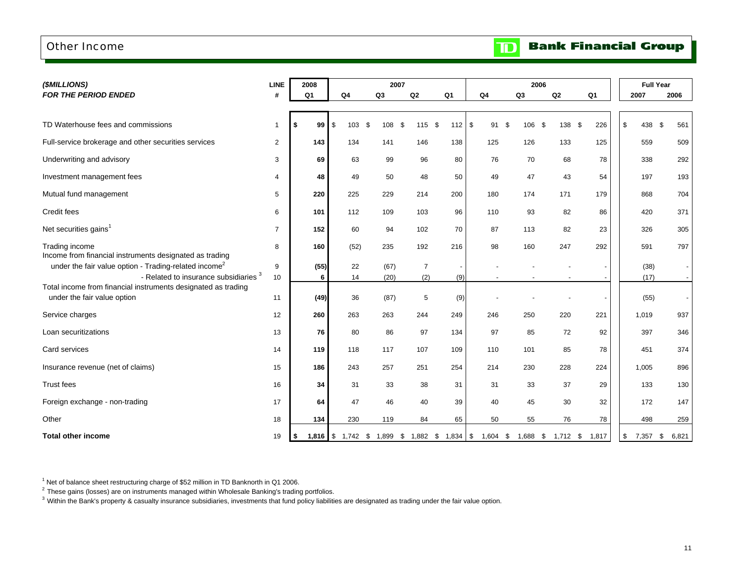# Other Income

TD Bank Financial Group

| *($MILLIONS)* | LINE | 2008 | 2007 | | | | 2006 | | | | Full Year | |
|---|---|---|---|---|---|---|---|---|---|---|---|---|
| ***FOR THE PERIOD ENDED*** | # | Q1 | Q4 | Q3 | Q2 | Q1 | Q4 | Q3 | Q2 | Q1 | 2007 | 2006 |
| TD Waterhouse fees and commissions | 1 | **$ 99** | $ 103 | $ 108 | $ 115 | $ 112 | $ 91 | $ 106 | $ 138 | $ 226 | $ 438 | $ 561 |
| Full-service brokerage and other securities services | 2 | **143** | 134 | 141 | 146 | 138 | 125 | 126 | 133 | 125 | 559 | 509 |
| Underwriting and advisory | 3 | **69** | 63 | 99 | 96 | 80 | 76 | 70 | 68 | 78 | 338 | 292 |
| Investment management fees | 4 | **48** | 49 | 50 | 48 | 50 | 49 | 47 | 43 | 54 | 197 | 193 |
| Mutual fund management | 5 | **220** | 225 | 229 | 214 | 200 | 180 | 174 | 171 | 179 | 868 | 704 |
| Credit fees | 6 | **101** | 112 | 109 | 103 | 96 | 110 | 93 | 82 | 86 | 420 | 371 |
| Net securities gains[1] | 7 | **152** | 60 | 94 | 102 | 70 | 87 | 113 | 82 | 23 | 326 | 305 |
| Trading income | 8 | **160** | (52) | 235 | 192 | 216 | 98 | 160 | 247 | 292 | 591 | 797 |
| Income from financial instruments designated as trading under the fair value option - Trading-related income[2] | 9 | **(55)** | 22 | (67) | 7 | - | - | - | - | - | (38) | - |
| - Related to insurance subsidiaries[3] | 10 | **6** | 14 | (20) | (2) | (9) | - | - | - | - | (17) | - |
| Total income from financial instruments designated as trading under the fair value option | 11 | **(49)** | 36 | (87) | 5 | (9) | - | - | - | - | (55) | - |
| Service charges | 12 | **260** | 263 | 263 | 244 | 249 | 246 | 250 | 220 | 221 | 1,019 | 937 |
| Loan securitizations | 13 | **76** | 80 | 86 | 97 | 134 | 97 | 85 | 72 | 92 | 397 | 346 |
| Card services | 14 | **119** | 118 | 117 | 107 | 109 | 110 | 101 | 85 | 78 | 451 | 374 |
| Insurance revenue (net of claims) | 15 | **186** | 243 | 257 | 251 | 254 | 214 | 230 | 228 | 224 | 1,005 | 896 |
| Trust fees | 16 | **34** | 31 | 33 | 38 | 31 | 31 | 33 | 37 | 29 | 133 | 130 |
| Foreign exchange - non-trading | 17 | **64** | 47 | 46 | 40 | 39 | 40 | 45 | 30 | 32 | 172 | 147 |
| Other | 18 | **134** | 230 | 119 | 84 | 65 | 50 | 55 | 76 | 78 | 498 | 259 |
| **Total other income** | 19 | **$ 1,816** | $ 1,742 | $ 1,899 | $ 1,882 | $ 1,834 | $ 1,604 | $ 1,688 | $ 1,712 | $ 1,817 | $ 7,357 | $ 6,821 |

[1] Net of balance sheet restructuring charge of $52 million in TD Banknorth in Q1 2006.

[2] These gains (losses) are on instruments managed within Wholesale Banking's trading portfolios.

[3] Within the Bank's property & casualty insurance subsidiaries, investments that fund policy liabilities are designated as trading under the fair value option.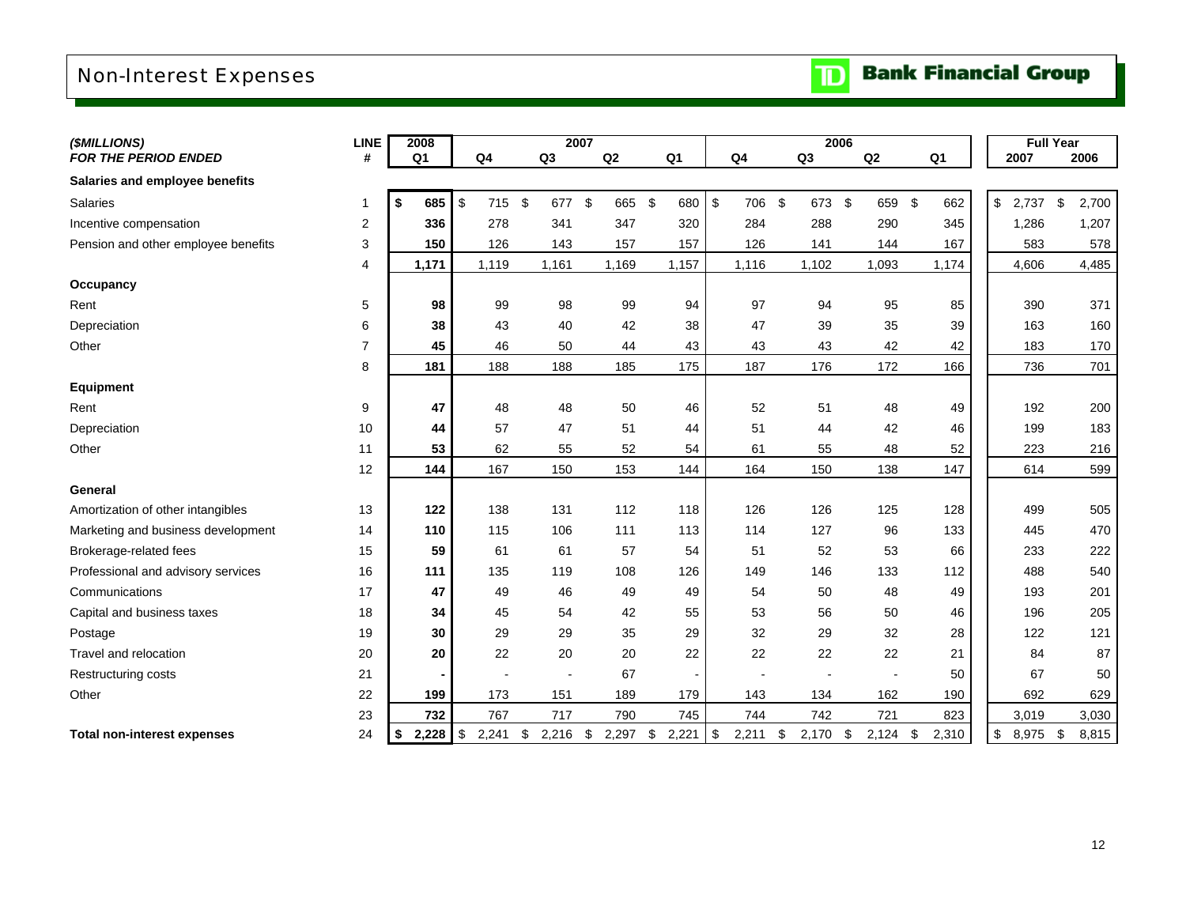# Non-Interest Expenses

TD Bank Financial Group

| *($MILLIONS)* | LINE | 2008 | 2007 | | | | 2006 | | | | Full Year | |
|---|---|---|---|---|---|---|---|---|---|---|---|---|
| ***FOR THE PERIOD ENDED*** | **#** | **Q1** | **Q4** | **Q3** | **Q2** | **Q1** | **Q4** | **Q3** | **Q2** | **Q1** | **2007** | **2006** |
| **Salaries and employee benefits** | | | | | | | | | | | | |
| Salaries | 1 | **$ 685** | $ 715 | $ 677 | $ 665 | $ 680 | $ 706 | $ 673 | $ 659 | $ 662 | $ 2,737 | $ 2,700 |
| Incentive compensation | 2 | **336** | 278 | 341 | 347 | 320 | 284 | 288 | 290 | 345 | 1,286 | 1,207 |
| Pension and other employee benefits | 3 | **150** | 126 | 143 | 157 | 157 | 126 | 141 | 144 | 167 | 583 | 578 |
| | 4 | **1,171** | 1,119 | 1,161 | 1,169 | 1,157 | 1,116 | 1,102 | 1,093 | 1,174 | 4,606 | 4,485 |
| **Occupancy** | | | | | | | | | | | | |
| Rent | 5 | **98** | 99 | 98 | 99 | 94 | 97 | 94 | 95 | 85 | 390 | 371 |
| Depreciation | 6 | **38** | 43 | 40 | 42 | 38 | 47 | 39 | 35 | 39 | 163 | 160 |
| Other | 7 | **45** | 46 | 50 | 44 | 43 | 43 | 43 | 42 | 42 | 183 | 170 |
| | 8 | **181** | 188 | 188 | 185 | 175 | 187 | 176 | 172 | 166 | 736 | 701 |
| **Equipment** | | | | | | | | | | | | |
| Rent | 9 | **47** | 48 | 48 | 50 | 46 | 52 | 51 | 48 | 49 | 192 | 200 |
| Depreciation | 10 | **44** | 57 | 47 | 51 | 44 | 51 | 44 | 42 | 46 | 199 | 183 |
| Other | 11 | **53** | 62 | 55 | 52 | 54 | 61 | 55 | 48 | 52 | 223 | 216 |
| | 12 | **144** | 167 | 150 | 153 | 144 | 164 | 150 | 138 | 147 | 614 | 599 |
| **General** | | | | | | | | | | | | |
| Amortization of other intangibles | 13 | **122** | 138 | 131 | 112 | 118 | 126 | 126 | 125 | 128 | 499 | 505 |
| Marketing and business development | 14 | **110** | 115 | 106 | 111 | 113 | 114 | 127 | 96 | 133 | 445 | 470 |
| Brokerage-related fees | 15 | **59** | 61 | 61 | 57 | 54 | 51 | 52 | 53 | 66 | 233 | 222 |
| Professional and advisory services | 16 | **111** | 135 | 119 | 108 | 126 | 149 | 146 | 133 | 112 | 488 | 540 |
| Communications | 17 | **47** | 49 | 46 | 49 | 49 | 54 | 50 | 48 | 49 | 193 | 201 |
| Capital and business taxes | 18 | **34** | 45 | 54 | 42 | 55 | 53 | 56 | 50 | 46 | 196 | 205 |
| Postage | 19 | **30** | 29 | 29 | 35 | 29 | 32 | 29 | 32 | 28 | 122 | 121 |
| Travel and relocation | 20 | **20** | 22 | 20 | 20 | 22 | 22 | 22 | 22 | 21 | 84 | 87 |
| Restructuring costs | 21 | **-** | - | - | 67 | - | - | - | - | 50 | 67 | 50 |
| Other | 22 | **199** | 173 | 151 | 189 | 179 | 143 | 134 | 162 | 190 | 692 | 629 |
| | 23 | **732** | 767 | 717 | 790 | 745 | 744 | 742 | 721 | 823 | 3,019 | 3,030 |
| **Total non-interest expenses** | 24 | **$ 2,228** | $ 2,241 | $ 2,216 | $ 2,297 | $ 2,221 | $ 2,211 | $ 2,170 | $ 2,124 | $ 2,310 | $ 8,975 | $ 8,815 |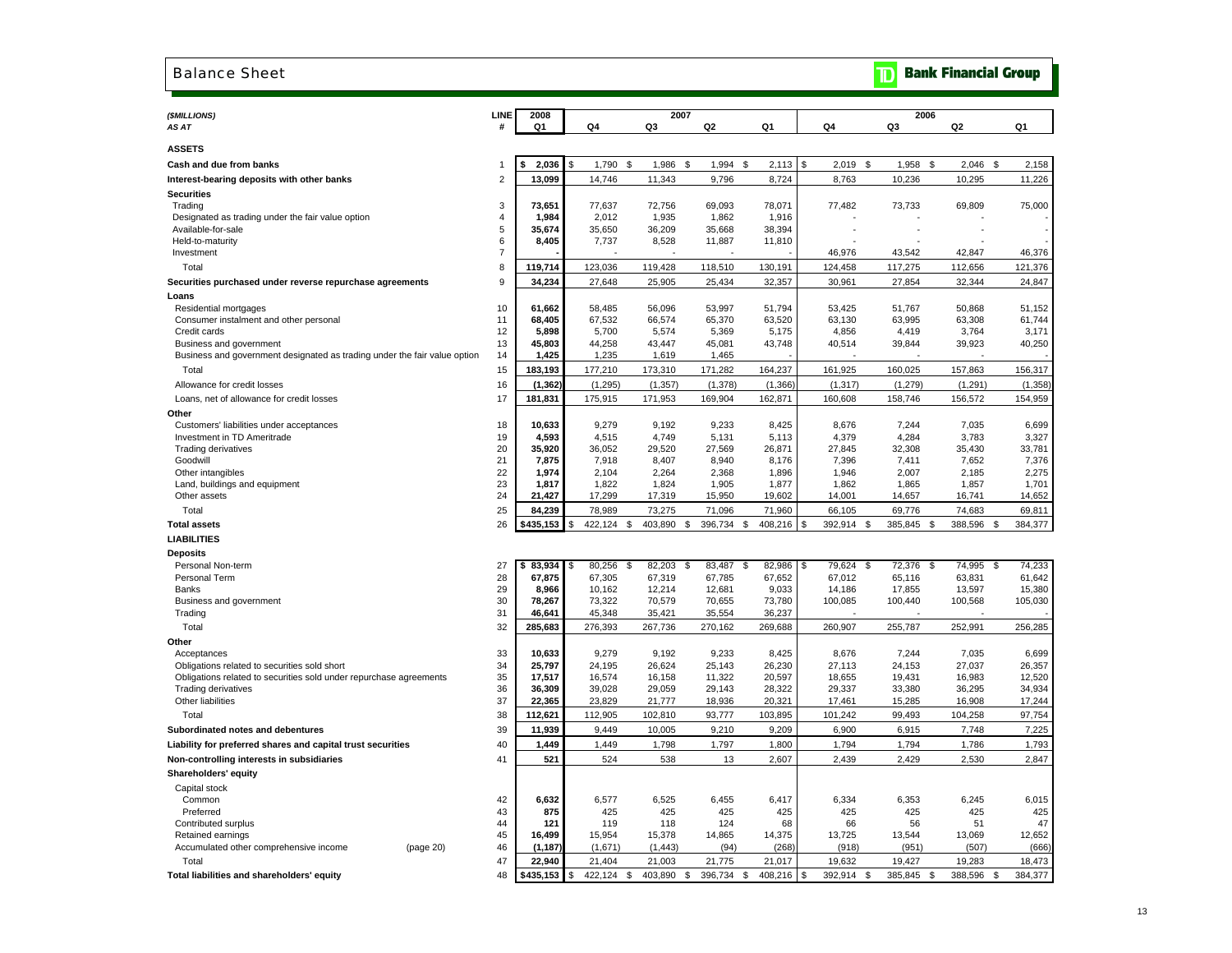# Balance Sheet

**TD Bank Financial Group**

| *($MILLIONS)* | LINE | 2008 | 2007 | | | | 2006 | | | |
|---|---|---|---|---|---|---|---|---|---|---|
| *AS AT* | # | Q1 | Q4 | Q3 | Q2 | Q1 | Q4 | Q3 | Q2 | Q1 |
| **ASSETS** | | | | | | | | | | |
| **Cash and due from banks** | 1 | **$ 2,036** | $ 1,790 | $ 1,986 | $ 1,994 | $ 2,113 | $ 2,019 | $ 1,958 | $ 2,046 | $ 2,158 |
| **Interest-bearing deposits with other banks** | 2 | **13,099** | 14,746 | 11,343 | 9,796 | 8,724 | 8,763 | 10,236 | 10,295 | 11,226 |
| **Securities** | | | | | | | | | | |
| Trading | 3 | **73,651** | 77,637 | 72,756 | 69,093 | 78,071 | 77,482 | 73,733 | 69,809 | 75,000 |
| Designated as trading under the fair value option | 4 | **1,984** | 2,012 | 1,935 | 1,862 | 1,916 | - | - | - | - |
| Available-for-sale | 5 | **35,674** | 35,650 | 36,209 | 35,668 | 38,394 | - | - | - | - |
| Held-to-maturity | 6 | **8,405** | 7,737 | 8,528 | 11,887 | 11,810 | - | - | - | - |
| Investment | 7 | **-** | - | - | - | - | 46,976 | 43,542 | 42,847 | 46,376 |
| Total | 8 | **119,714** | 123,036 | 119,428 | 118,510 | 130,191 | 124,458 | 117,275 | 112,656 | 121,376 |
| **Securities purchased under reverse repurchase agreements** | 9 | **34,234** | 27,648 | 25,905 | 25,434 | 32,357 | 30,961 | 27,854 | 32,344 | 24,847 |
| **Loans** | | | | | | | | | | |
| Residential mortgages | 10 | **61,662** | 58,485 | 56,096 | 53,997 | 51,794 | 53,425 | 51,767 | 50,868 | 51,152 |
| Consumer instalment and other personal | 11 | **68,405** | 67,532 | 66,574 | 65,370 | 63,520 | 63,130 | 63,995 | 63,308 | 61,744 |
| Credit cards | 12 | **5,898** | 5,700 | 5,574 | 5,369 | 5,175 | 4,856 | 4,419 | 3,764 | 3,171 |
| Business and government | 13 | **45,803** | 44,258 | 43,447 | 45,081 | 43,748 | 40,514 | 39,844 | 39,923 | 40,250 |
| Business and government designated as trading under the fair value option | 14 | **1,425** | 1,235 | 1,619 | 1,465 | - | - | - | - | - |
| Total | 15 | **183,193** | 177,210 | 173,310 | 171,282 | 164,237 | 161,925 | 160,025 | 157,863 | 156,317 |
| Allowance for credit losses | 16 | **(1,362)** | (1,295) | (1,357) | (1,378) | (1,366) | (1,317) | (1,279) | (1,291) | (1,358) |
| Loans, net of allowance for credit losses | 17 | **181,831** | 175,915 | 171,953 | 169,904 | 162,871 | 160,608 | 158,746 | 156,572 | 154,959 |
| **Other** | | | | | | | | | | |
| Customers' liabilities under acceptances | 18 | **10,633** | 9,279 | 9,192 | 9,233 | 8,425 | 8,676 | 7,244 | 7,035 | 6,699 |
| Investment in TD Ameritrade | 19 | **4,593** | 4,515 | 4,749 | 5,131 | 5,113 | 4,379 | 4,284 | 3,783 | 3,327 |
| Trading derivatives | 20 | **35,920** | 36,052 | 29,520 | 27,569 | 26,871 | 27,845 | 32,308 | 35,430 | 33,781 |
| Goodwill | 21 | **7,875** | 7,918 | 8,407 | 8,940 | 8,176 | 7,396 | 7,411 | 7,652 | 7,376 |
| Other intangibles | 22 | **1,974** | 2,104 | 2,264 | 2,368 | 1,896 | 1,946 | 2,007 | 2,185 | 2,275 |
| Land, buildings and equipment | 23 | **1,817** | 1,822 | 1,824 | 1,905 | 1,877 | 1,862 | 1,865 | 1,857 | 1,701 |
| Other assets | 24 | **21,427** | 17,299 | 17,319 | 15,950 | 19,602 | 14,001 | 14,657 | 16,741 | 14,652 |
| Total | 25 | **84,239** | 78,989 | 73,275 | 71,096 | 71,960 | 66,105 | 69,776 | 74,683 | 69,811 |
| **Total assets** | 26 | **$435,153** | $ 422,124 | $ 403,890 | $ 396,734 | $ 408,216 | $ 392,914 | $ 385,845 | $ 388,596 | $ 384,377 |
| **LIABILITIES** | | | | | | | | | | |
| **Deposits** | | | | | | | | | | |
| Personal Non-term | 27 | **$ 83,934** | $ 80,256 | $ 82,203 | $ 83,487 | $ 82,986 | $ 79,624 | $ 72,376 | $ 74,995 | $ 74,233 |
| Personal Term | 28 | **67,875** | 67,305 | 67,319 | 67,785 | 67,652 | 67,012 | 65,116 | 63,831 | 61,642 |
| Banks | 29 | **8,966** | 10,162 | 12,214 | 12,681 | 9,033 | 14,186 | 17,855 | 13,597 | 15,380 |
| Business and government | 30 | **78,267** | 73,322 | 70,579 | 70,655 | 73,780 | 100,085 | 100,440 | 100,568 | 105,030 |
| Trading | 31 | **46,641** | 45,348 | 35,421 | 35,554 | 36,237 | - | - | - | - |
| Total | 32 | **285,683** | 276,393 | 267,736 | 270,162 | 269,688 | 260,907 | 255,787 | 252,991 | 256,285 |
| **Other** | | | | | | | | | | |
| Acceptances | 33 | **10,633** | 9,279 | 9,192 | 9,233 | 8,425 | 8,676 | 7,244 | 7,035 | 6,699 |
| Obligations related to securities sold short | 34 | **25,797** | 24,195 | 26,624 | 25,143 | 26,230 | 27,113 | 24,153 | 27,037 | 26,357 |
| Obligations related to securities sold under repurchase agreements | 35 | **17,517** | 16,574 | 16,158 | 11,322 | 20,597 | 18,655 | 19,431 | 16,983 | 12,520 |
| Trading derivatives | 36 | **36,309** | 39,028 | 29,059 | 29,143 | 28,322 | 29,337 | 33,380 | 36,295 | 34,934 |
| Other liabilities | 37 | **22,365** | 23,829 | 21,777 | 18,936 | 20,321 | 17,461 | 15,285 | 16,908 | 17,244 |
| Total | 38 | **112,621** | 112,905 | 102,810 | 93,777 | 103,895 | 101,242 | 99,493 | 104,258 | 97,754 |
| **Subordinated notes and debentures** | 39 | **11,939** | 9,449 | 10,005 | 9,210 | 9,209 | 6,900 | 6,915 | 7,748 | 7,225 |
| **Liability for preferred shares and capital trust securities** | 40 | **1,449** | 1,449 | 1,798 | 1,797 | 1,800 | 1,794 | 1,794 | 1,786 | 1,793 |
| **Non-controlling interests in subsidiaries** | 41 | **521** | 524 | 538 | 13 | 2,607 | 2,439 | 2,429 | 2,530 | 2,847 |
| **Shareholders' equity** | | | | | | | | | | |
| Capital stock | | | | | | | | | | |
| Common | 42 | **6,632** | 6,577 | 6,525 | 6,455 | 6,417 | 6,334 | 6,353 | 6,245 | 6,015 |
| Preferred | 43 | **875** | 425 | 425 | 425 | 425 | 425 | 425 | 425 | 425 |
| Contributed surplus | 44 | **121** | 119 | 118 | 124 | 68 | 66 | 56 | 51 | 47 |
| Retained earnings | 45 | **16,499** | 15,954 | 15,378 | 14,865 | 14,375 | 13,725 | 13,544 | 13,069 | 12,652 |
| Accumulated other comprehensive income (page 20) | 46 | **(1,187)** | (1,671) | (1,443) | (94) | (268) | (918) | (951) | (507) | (666) |
| Total | 47 | **22,940** | 21,404 | 21,003 | 21,775 | 21,017 | 19,632 | 19,427 | 19,283 | 18,473 |
| **Total liabilities and shareholders' equity** | 48 | **$435,153** | $ 422,124 | $ 403,890 | $ 396,734 | $ 408,216 | $ 392,914 | $ 385,845 | $ 388,596 | $ 384,377 |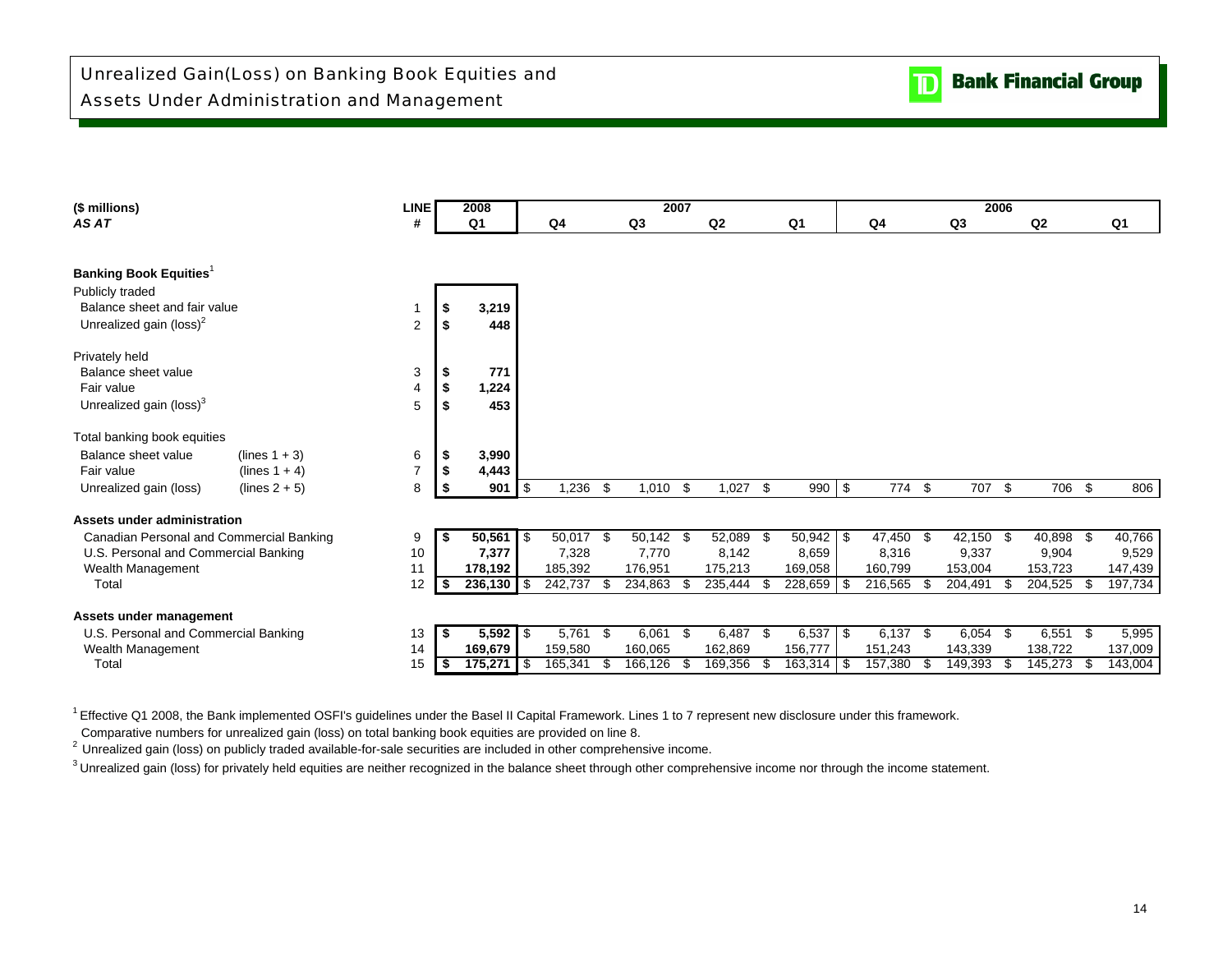# Unrealized Gain(Loss) on Banking Book Equities and Assets Under Administration and Management

| ($ millions) | | LINE | 2008 | 2007 | | | | 2006 | | | |
|---|---|---|---|---|---|---|---|---|---|---|---|
| *AS AT* | | # | Q1 | Q4 | Q3 | Q2 | Q1 | Q4 | Q3 | Q2 | Q1 |
| **Banking Book Equities**[1] | | | | | | | | | | | |
| Publicly traded | | | | | | | | | | | |
| Balance sheet and fair value | | 1 | $ 3,219 | | | | | | | | |
| Unrealized gain (loss)[2] | | 2 | $ 448 | | | | | | | | |
| Privately held | | | | | | | | | | | |
| Balance sheet value | | 3 | $ 771 | | | | | | | | |
| Fair value | | 4 | $ 1,224 | | | | | | | | |
| Unrealized gain (loss)[3] | | 5 | $ 453 | | | | | | | | |
| Total banking book equities | | | | | | | | | | | |
| Balance sheet value | (lines 1 + 3) | 6 | $ 3,990 | | | | | | | | |
| Fair value | (lines 1 + 4) | 7 | $ 4,443 | | | | | | | | |
| Unrealized gain (loss) | (lines 2 + 5) | 8 | $ 901 | $ 1,236 | $ 1,010 | $ 1,027 | $ 990 | $ 774 | $ 707 | $ 706 | $ 806 |
| **Assets under administration** | | | | | | | | | | | |
| Canadian Personal and Commercial Banking | | 9 | $ 50,561 | $ 50,017 | $ 50,142 | $ 52,089 | $ 50,942 | $ 47,450 | $ 42,150 | $ 40,898 | $ 40,766 |
| U.S. Personal and Commercial Banking | | 10 | 7,377 | 7,328 | 7,770 | 8,142 | 8,659 | 8,316 | 9,337 | 9,904 | 9,529 |
| Wealth Management | | 11 | 178,192 | 185,392 | 176,951 | 175,213 | 169,058 | 160,799 | 153,004 | 153,723 | 147,439 |
| Total | | 12 | $ 236,130 | $ 242,737 | $ 234,863 | $ 235,444 | $ 228,659 | $ 216,565 | $ 204,491 | $ 204,525 | $ 197,734 |
| **Assets under management** | | | | | | | | | | | |
| U.S. Personal and Commercial Banking | | 13 | $ 5,592 | $ 5,761 | $ 6,061 | $ 6,487 | $ 6,537 | $ 6,137 | $ 6,054 | $ 6,551 | $ 5,995 |
| Wealth Management | | 14 | 169,679 | 159,580 | 160,065 | 162,869 | 156,777 | 151,243 | 143,339 | 138,722 | 137,009 |
| Total | | 15 | $ 175,271 | $ 165,341 | $ 166,126 | $ 169,356 | $ 163,314 | $ 157,380 | $ 149,393 | $ 145,273 | $ 143,004 |

[1] Effective Q1 2008, the Bank implemented OSFI's guidelines under the Basel II Capital Framework. Lines 1 to 7 represent new disclosure under this framework. Comparative numbers for unrealized gain (loss) on total banking book equities are provided on line 8.

[2] Unrealized gain (loss) on publicly traded available-for-sale securities are included in other comprehensive income.

[3] Unrealized gain (loss) for privately held equities are neither recognized in the balance sheet through other comprehensive income nor through the income statement.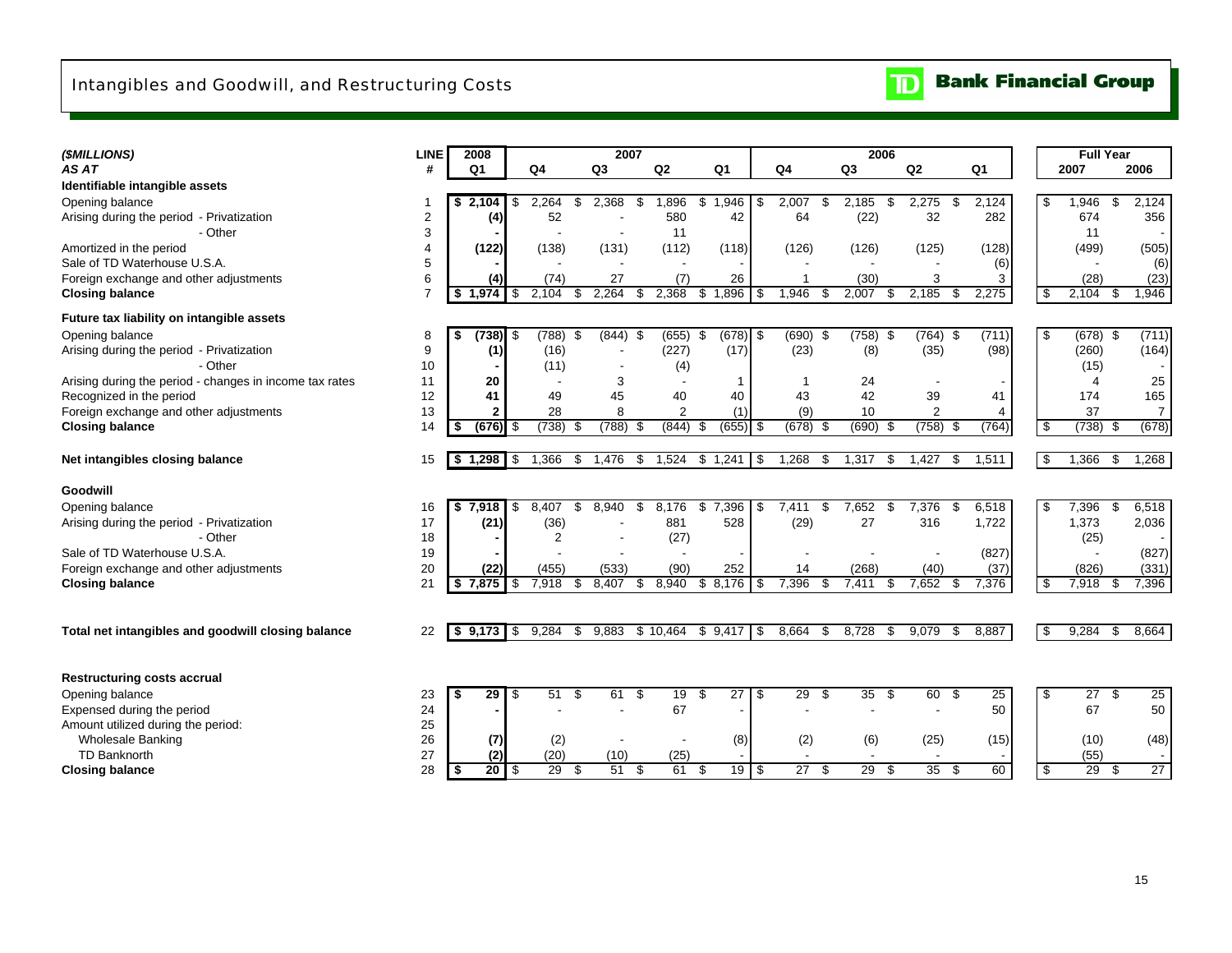# Intangibles and Goodwill, and Restructuring Costs

**TD Bank Financial Group**

| *($MILLIONS)* | LINE | 2008 | 2007 | | | | 2006 | | | | Full Year | |
|---|---|---|---|---|---|---|---|---|---|---|---|---|
| *AS AT* | # | Q1 | Q4 | Q3 | Q2 | Q1 | Q4 | Q3 | Q2 | Q1 | 2007 | 2006 |
| **Identifiable intangible assets** | | | | | | | | | | | | |
| Opening balance | 1 | $ 2,104 | $ 2,264 | $ 2,368 | $ 1,896 | $ 1,946 | $ 2,007 | $ 2,185 | $ 2,275 | $ 2,124 | $ 1,946 | $ 2,124 |
| Arising during the period - Privatization | 2 | (4) | 52 | - | 580 | 42 | 64 | (22) | 32 | 282 | 674 | 356 |
| - Other | 3 | - | - | - | 11 | | | | | | 11 | - |
| Amortized in the period | 4 | (122) | (138) | (131) | (112) | (118) | (126) | (126) | (125) | (128) | (499) | (505) |
| Sale of TD Waterhouse U.S.A. | 5 | - | - | - | - | - | - | - | - | (6) | - | (6) |
| Foreign exchange and other adjustments | 6 | (4) | (74) | 27 | (7) | 26 | 1 | (30) | 3 | 3 | (28) | (23) |
| **Closing balance** | 7 | $ 1,974 | $ 2,104 | $ 2,264 | $ 2,368 | $ 1,896 | $ 1,946 | $ 2,007 | $ 2,185 | $ 2,275 | $ 2,104 | $ 1,946 |
| **Future tax liability on intangible assets** | | | | | | | | | | | | |
| Opening balance | 8 | $ (738) | $ (788) | $ (844) | $ (655) | $ (678) | $ (690) | $ (758) | $ (764) | $ (711) | $ (678) | $ (711) |
| Arising during the period - Privatization | 9 | (1) | (16) | - | (227) | (17) | (23) | (8) | (35) | (98) | (260) | (164) |
| - Other | 10 | - | (11) | - | (4) | | | | | | (15) | - |
| Arising during the period - changes in income tax rates | 11 | 20 | - | 3 | - | 1 | 1 | 24 | - | - | 4 | 25 |
| Recognized in the period | 12 | 41 | 49 | 45 | 40 | 40 | 43 | 42 | 39 | 41 | 174 | 165 |
| Foreign exchange and other adjustments | 13 | 2 | 28 | 8 | 2 | (1) | (9) | 10 | 2 | 4 | 37 | 7 |
| **Closing balance** | 14 | $ (676) | $ (738) | $ (788) | $ (844) | $ (655) | $ (678) | $ (690) | $ (758) | $ (764) | $ (738) | $ (678) |
| **Net intangibles closing balance** | 15 | $ 1,298 | $ 1,366 | $ 1,476 | $ 1,524 | $ 1,241 | $ 1,268 | $ 1,317 | $ 1,427 | $ 1,511 | $ 1,366 | $ 1,268 |
| **Goodwill** | | | | | | | | | | | | |
| Opening balance | 16 | $ 7,918 | $ 8,407 | $ 8,940 | $ 8,176 | $ 7,396 | $ 7,411 | $ 7,652 | $ 7,376 | $ 6,518 | $ 7,396 | $ 6,518 |
| Arising during the period - Privatization | 17 | (21) | (36) | - | 881 | 528 | (29) | 27 | 316 | 1,722 | 1,373 | 2,036 |
| - Other | 18 | - | 2 | - | (27) | | | | | | (25) | - |
| Sale of TD Waterhouse U.S.A. | 19 | - | - | - | - | - | - | - | - | (827) | - | (827) |
| Foreign exchange and other adjustments | 20 | (22) | (455) | (533) | (90) | 252 | 14 | (268) | (40) | (37) | (826) | (331) |
| **Closing balance** | 21 | $ 7,875 | $ 7,918 | $ 8,407 | $ 8,940 | $ 8,176 | $ 7,396 | $ 7,411 | $ 7,652 | $ 7,376 | $ 7,918 | $ 7,396 |
| **Total net intangibles and goodwill closing balance** | 22 | $ 9,173 | $ 9,284 | $ 9,883 | $ 10,464 | $ 9,417 | $ 8,664 | $ 8,728 | $ 9,079 | $ 8,887 | $ 9,284 | $ 8,664 |
| **Restructuring costs accrual** | | | | | | | | | | | | |
| Opening balance | 23 | $ 29 | $ 51 | $ 61 | $ 19 | $ 27 | $ 29 | $ 35 | $ 60 | $ 25 | $ 27 | $ 25 |
| Expensed during the period | 24 | - | - | - | 67 | - | - | - | - | 50 | 67 | 50 |
| Amount utilized during the period: | 25 | | | | | | | | | | | |
| Wholesale Banking | 26 | (7) | (2) | - | - | (8) | (2) | (6) | (25) | (15) | (10) | (48) |
| TD Banknorth | 27 | (2) | (20) | (10) | (25) | - | - | - | - | - | (55) | - |
| **Closing balance** | 28 | $ 20 | $ 29 | $ 51 | $ 61 | $ 19 | $ 27 | $ 29 | $ 35 | $ 60 | $ 29 | $ 27 |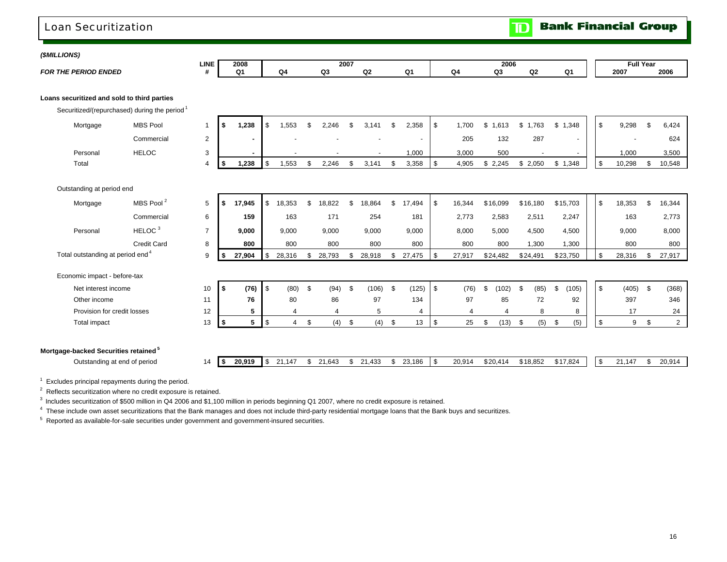## Loan Securitization

TD Bank Financial Group

*($MILLIONS)*

| FOR THE PERIOD ENDED | | LINE # | 2008 Q1 | 2007 Q4 | 2007 Q3 | 2007 Q2 | 2007 Q1 | 2006 Q4 | 2006 Q3 | 2006 Q2 | 2006 Q1 | Full Year 2007 | Full Year 2006 |
|---|---|---|---|---|---|---|---|---|---|---|---|---|---|
| **Loans securitized and sold to third parties** | | | | | | | | | | | | | |
| Securitized/(repurchased) during the period [1] | | | | | | | | | | | | | |
| Mortgage | MBS Pool | 1 | $ **1,238** | $ 1,553 | $ 2,246 | $ 3,141 | $ 2,358 | $ 1,700 | $ 1,613 | $ 1,763 | $ 1,348 | $ 9,298 | $ 6,424 |
| | Commercial | 2 | **-** | - | - | - | - | 205 | 132 | 287 | - | - | 624 |
| Personal | HELOC | 3 | **-** | - | - | - | 1,000 | 3,000 | 500 | - | - | 1,000 | 3,500 |
| Total | | 4 | $ **1,238** | $ 1,553 | $ 2,246 | $ 3,141 | $ 3,358 | $ 4,905 | $ 2,245 | $ 2,050 | $ 1,348 | $ 10,298 | $ 10,548 |
| Outstanding at period end | | | | | | | | | | | | | |
| Mortgage | MBS Pool [2] | 5 | $ **17,945** | $ 18,353 | $ 18,822 | $ 18,864 | $ 17,494 | $ 16,344 | $16,099 | $16,180 | $15,703 | $ 18,353 | $ 16,344 |
| | Commercial | 6 | **159** | 163 | 171 | 254 | 181 | 2,773 | 2,583 | 2,511 | 2,247 | 163 | 2,773 |
| Personal | HELOC [3] | 7 | **9,000** | 9,000 | 9,000 | 9,000 | 9,000 | 8,000 | 5,000 | 4,500 | 4,500 | 9,000 | 8,000 |
| | Credit Card | 8 | **800** | 800 | 800 | 800 | 800 | 800 | 800 | 1,300 | 1,300 | 800 | 800 |
| Total outstanding at period end [4] | | 9 | $ **27,904** | $ 28,316 | $ 28,793 | $ 28,918 | $ 27,475 | $ 27,917 | $24,482 | $24,491 | $23,750 | $ 28,316 | $ 27,917 |
| Economic impact - before-tax | | | | | | | | | | | | | |
| Net interest income | | 10 | $ **(76)** | $ (80) | $ (94) | $ (106) | $ (125) | $ (76) | $ (102) | $ (85) | $ (105) | $ (405) | $ (368) |
| Other income | | 11 | **76** | 80 | 86 | 97 | 134 | 97 | 85 | 72 | 92 | 397 | 346 |
| Provision for credit losses | | 12 | **5** | 4 | 4 | 5 | 4 | 4 | 4 | 8 | 8 | 17 | 24 |
| Total impact | | 13 | $ **5** | $ 4 | $ (4) | $ (4) | $ 13 | $ 25 | $ (13) | $ (5) | $ (5) | $ 9 | $ 2 |
| **Mortgage-backed Securities retained [5]** | | | | | | | | | | | | | |
| Outstanding at end of period | | 14 | $ **20,919** | $ 21,147 | $ 21,643 | $ 21,433 | $ 23,186 | $ 20,914 | $20,414 | $18,852 | $17,824 | $ 21,147 | $ 20,914 |

[1] Excludes principal repayments during the period.
[2] Reflects securitization where no credit exposure is retained.
[3] Includes securitization of $500 million in Q4 2006 and $1,100 million in periods beginning Q1 2007, where no credit exposure is retained.
[4] These include own asset securitizations that the Bank manages and does not include third-party residential mortgage loans that the Bank buys and securitizes.
[5] Reported as available-for-sale securities under government and government-insured securities.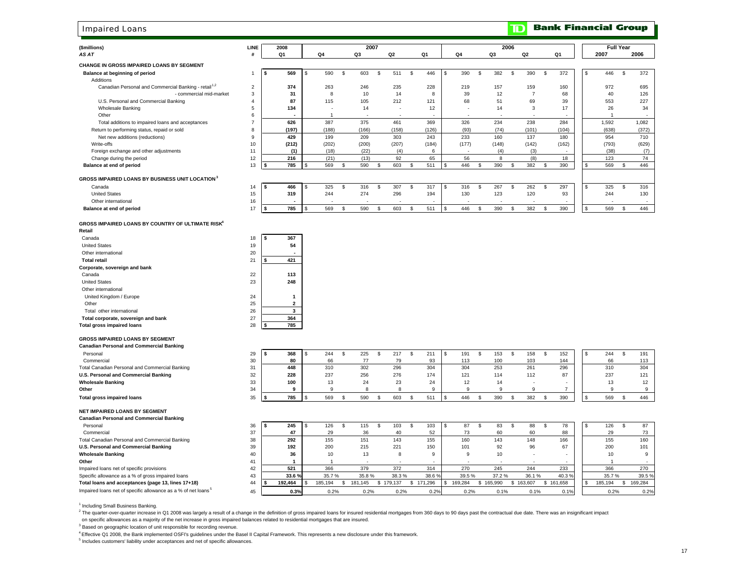# Impaired Loans

**TD Bank Financial Group**

| ($millions) AS AT | LINE # | 2008 Q1 | 2007 Q4 | 2007 Q3 | 2007 Q2 | 2007 Q1 | 2006 Q4 | 2006 Q3 | 2006 Q2 | 2006 Q1 | Full Year 2007 | Full Year 2006 |
|---|---|---|---|---|---|---|---|---|---|---|---|---|
| **CHANGE IN GROSS IMPAIRED LOANS BY SEGMENT** | | | | | | | | | | | | |
| **Balance at beginning of period** | 1 | $ 569 | $ 590 | $ 603 | $ 511 | $ 446 | $ 390 | $ 382 | $ 390 | $ 372 | $ 446 | $ 372 |
| Additions | | | | | | | | | | | | |
| Canadian Personal and Commercial Banking - retail[1,2] | 2 | 374 | 263 | 246 | 235 | 228 | 219 | 157 | 159 | 160 | 972 | 695 |
| - commercial mid-market | 3 | 31 | 8 | 10 | 14 | 8 | 39 | 12 | 7 | 68 | 40 | 126 |
| U.S. Personal and Commercial Banking | 4 | 87 | 115 | 105 | 212 | 121 | 68 | 51 | 69 | 39 | 553 | 227 |
| Wholesale Banking | 5 | 134 | - | 14 | - | 12 | - | 14 | 3 | 17 | 26 | 34 |
| Other | 6 | - | 1 | - | - | - | - | - | - | - | 1 | - |
| Total additions to impaired loans and acceptances | 7 | 626 | 387 | 375 | 461 | 369 | 326 | 234 | 238 | 284 | 1,592 | 1,082 |
| Return to performing status, repaid or sold | 8 | (197) | (188) | (166) | (158) | (126) | (93) | (74) | (101) | (104) | (638) | (372) |
| Net new additions (reductions) | 9 | 429 | 199 | 209 | 303 | 243 | 233 | 160 | 137 | 180 | 954 | 710 |
| Write-offs | 10 | (212) | (202) | (200) | (207) | (184) | (177) | (148) | (142) | (162) | (793) | (629) |
| Foreign exchange and other adjustments | 11 | (1) | (18) | (22) | (4) | 6 | - | (4) | (3) | - | (38) | (7) |
| Change during the period | 12 | 216 | (21) | (13) | 92 | 65 | 56 | 8 | (8) | 18 | 123 | 74 |
| **Balance at end of period** | 13 | $ 785 | $ 569 | $ 590 | $ 603 | $ 511 | $ 446 | $ 390 | $ 382 | $ 390 | $ 569 | $ 446 |
| **GROSS IMPAIRED LOANS BY BUSINESS UNIT LOCATION[3]** | | | | | | | | | | | | |
| Canada | 14 | $ 466 | $ 325 | $ 316 | $ 307 | $ 317 | $ 316 | $ 267 | $ 262 | $ 297 | $ 325 | $ 316 |
| United States | 15 | 319 | 244 | 274 | 296 | 194 | 130 | 123 | 120 | 93 | 244 | 130 |
| Other international | 16 | - | - | - | - | - | - | - | - | - | - | - |
| **Balance at end of period** | 17 | $ 785 | $ 569 | $ 590 | $ 603 | $ 511 | $ 446 | $ 390 | $ 382 | $ 390 | $ 569 | $ 446 |
| **GROSS IMPAIRED LOANS BY COUNTRY OF ULTIMATE RISK[4]** | | | | | | | | | | | | |
| **Retail** | | | | | | | | | | | | |
| Canada | 18 | $ 367 | | | | | | | | | | |
| United States | 19 | 54 | | | | | | | | | | |
| Other international | 20 | - | | | | | | | | | | |
| **Total retail** | 21 | $ 421 | | | | | | | | | | |
| **Corporate, sovereign and bank** | | | | | | | | | | | | |
| Canada | 22 | 113 | | | | | | | | | | |
| United States | 23 | 248 | | | | | | | | | | |
| Other international | | | | | | | | | | | | |
| United Kingdom / Europe | 24 | 1 | | | | | | | | | | |
| Other | 25 | 2 | | | | | | | | | | |
| Total other international | 26 | 3 | | | | | | | | | | |
| **Total corporate, sovereign and bank** | 27 | 364 | | | | | | | | | | |
| **Total gross impaired loans** | 28 | $ 785 | | | | | | | | | | |
| **GROSS IMPAIRED LOANS BY SEGMENT** | | | | | | | | | | | | |
| **Canadian Personal and Commercial Banking** | | | | | | | | | | | | |
| Personal | 29 | $ 368 | $ 244 | $ 225 | $ 217 | $ 211 | $ 191 | $ 153 | $ 158 | $ 152 | $ 244 | $ 191 |
| Commercial | 30 | 80 | 66 | 77 | 79 | 93 | 113 | 100 | 103 | 144 | 66 | 113 |
| Total Canadian Personal and Commercial Banking | 31 | 448 | 310 | 302 | 296 | 304 | 304 | 253 | 261 | 296 | 310 | 304 |
| **U.S. Personal and Commercial Banking** | 32 | 228 | 237 | 256 | 276 | 174 | 121 | 114 | 112 | 87 | 237 | 121 |
| **Wholesale Banking** | 33 | 100 | 13 | 24 | 23 | 24 | 12 | 14 | - | - | 13 | 12 |
| **Other** | 34 | 9 | 9 | 8 | 8 | 9 | 9 | 9 | 9 | 7 | 9 | 9 |
| **Total gross impaired loans** | 35 | $ 785 | $ 569 | $ 590 | $ 603 | $ 511 | $ 446 | $ 390 | $ 382 | $ 390 | $ 569 | $ 446 |
| **NET IMPAIRED LOANS BY SEGMENT** | | | | | | | | | | | | |
| **Canadian Personal and Commercial Banking** | | | | | | | | | | | | |
| Personal | 36 | $ 245 | $ 126 | $ 115 | $ 103 | $ 103 | $ 87 | $ 83 | $ 88 | $ 78 | $ 126 | $ 87 |
| Commercial | 37 | 47 | 29 | 36 | 40 | 52 | 73 | 60 | 60 | 88 | 29 | 73 |
| Total Canadian Personal and Commercial Banking | 38 | 292 | 155 | 151 | 143 | 155 | 160 | 143 | 148 | 166 | 155 | 160 |
| **U.S. Personal and Commercial Banking** | 39 | 192 | 200 | 215 | 221 | 150 | 101 | 92 | 96 | 67 | 200 | 101 |
| **Wholesale Banking** | 40 | 36 | 10 | 13 | 8 | 9 | 9 | 10 | - | - | 10 | 9 |
| **Other** | 41 | 1 | 1 | - | - | - | - | - | - | - | 1 | - |
| Impaired loans net of specific provisions | 42 | 521 | 366 | 379 | 372 | 314 | 270 | 245 | 244 | 233 | 366 | 270 |
| Specific allowance as a % of gross impaired loans | 43 | 33.6 % | 35.7 % | 35.8 % | 38.3 % | 38.6 % | 39.5 % | 37.2 % | 36.1 % | 40.3 % | 35.7 % | 39.5 % |
| **Total loans and acceptances (page 13, lines 17+18)** | 44 | $ 192,464 | $ 185,194 | $ 181,145 | $ 179,137 | $ 171,296 | $ 169,284 | $ 165,990 | $ 163,607 | $ 161,658 | $ 185,194 | $ 169,284 |
| Impaired loans net of specific allowance as a % of net loans[5] | 45 | 0.3% | 0.2% | 0.2% | 0.2% | 0.2% | 0.2% | 0.1% | 0.1% | 0.1% | 0.2% | 0.2% |

[1] Including Small Business Banking.

[2] The quarter-over-quarter increase in Q1 2008 was largely a result of a change in the definition of gross impaired loans for insured residential mortgages from 360 days to 90 days past the contractual due date. There was an insignificant impact on specific allowances as a majority of the net increase in gross impaired balances related to residential mortgages that are insured.

[3] Based on geographic location of unit responsible for recording revenue.

[4] Effective Q1 2008, the Bank implemented OSFI's guidelines under the Basel II Capital Framework. This represents a new disclosure under this framework.

[5] Includes customers' liability under acceptances and net of specific allowances.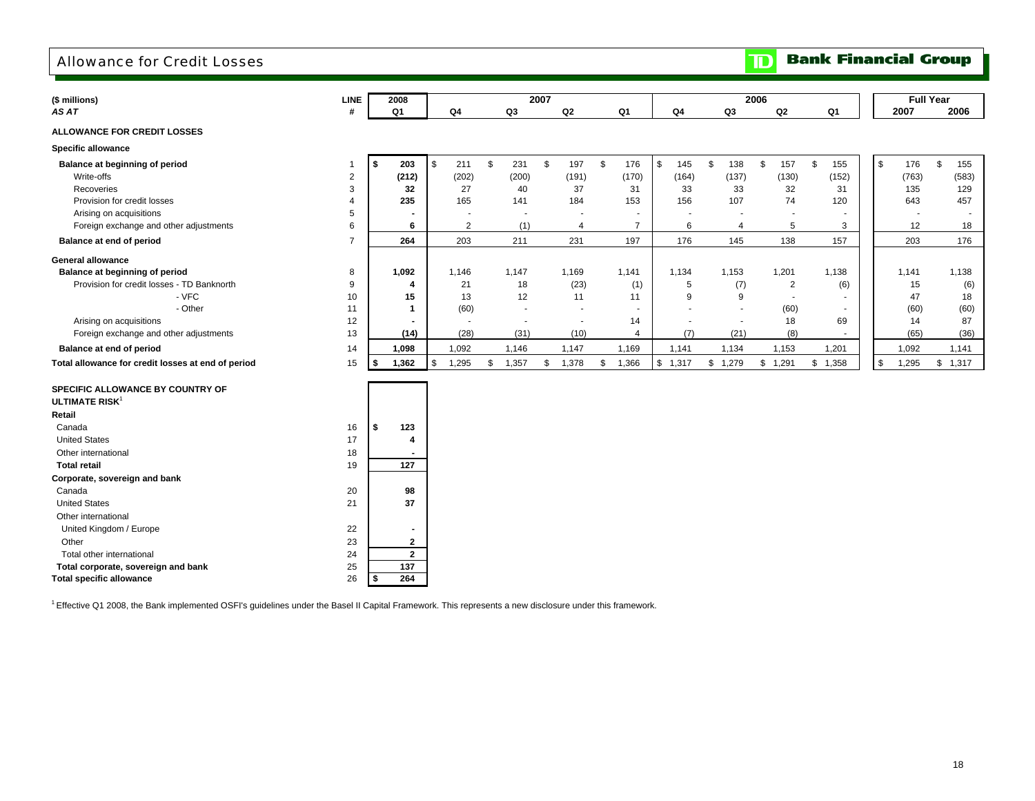## Allowance for Credit Losses

TD Bank Financial Group

| ($ millions) | LINE | 2008 | 2007 | | | | 2006 | | | | Full Year | |
|---|---|---|---|---|---|---|---|---|---|---|---|---|
| *AS AT* | # | Q1 | Q4 | Q3 | Q2 | Q1 | Q4 | Q3 | Q2 | Q1 | 2007 | 2006 |
| **ALLOWANCE FOR CREDIT LOSSES** | | | | | | | | | | | | |
| **Specific allowance** | | | | | | | | | | | | |
| **Balance at beginning of period** | 1 | **$ 203** | $ 211 | $ 231 | $ 197 | $ 176 | $ 145 | $ 138 | $ 157 | $ 155 | $ 176 | $ 155 |
| Write-offs | 2 | **(212)** | (202) | (200) | (191) | (170) | (164) | (137) | (130) | (152) | (763) | (583) |
| Recoveries | 3 | **32** | 27 | 40 | 37 | 31 | 33 | 33 | 32 | 31 | 135 | 129 |
| Provision for credit losses | 4 | **235** | 165 | 141 | 184 | 153 | 156 | 107 | 74 | 120 | 643 | 457 |
| Arising on acquisitions | 5 | **-** | - | - | - | - | - | - | - | - | - | - |
| Foreign exchange and other adjustments | 6 | **6** | 2 | (1) | 4 | 7 | 6 | 4 | 5 | 3 | 12 | 18 |
| **Balance at end of period** | 7 | **264** | 203 | 211 | 231 | 197 | 176 | 145 | 138 | 157 | 203 | 176 |
| **General allowance** | | | | | | | | | | | | |
| **Balance at beginning of period** | 8 | **1,092** | 1,146 | 1,147 | 1,169 | 1,141 | 1,134 | 1,153 | 1,201 | 1,138 | 1,141 | 1,138 |
| Provision for credit losses - TD Banknorth | 9 | **4** | 21 | 18 | (23) | (1) | 5 | (7) | 2 | (6) | 15 | (6) |
| - VFC | 10 | **15** | 13 | 12 | 11 | 11 | 9 | 9 | - | - | 47 | 18 |
| - Other | 11 | **1** | (60) | - | - | - | - | - | (60) | - | (60) | (60) |
| Arising on acquisitions | 12 | **-** | - | - | - | 14 | - | - | 18 | 69 | 14 | 87 |
| Foreign exchange and other adjustments | 13 | **(14)** | (28) | (31) | (10) | 4 | (7) | (21) | (8) | - | (65) | (36) |
| **Balance at end of period** | 14 | **1,098** | 1,092 | 1,146 | 1,147 | 1,169 | 1,141 | 1,134 | 1,153 | 1,201 | 1,092 | 1,141 |
| **Total allowance for credit losses at end of period** | 15 | **$ 1,362** | $ 1,295 | $ 1,357 | $ 1,378 | $ 1,366 | $ 1,317 | $ 1,279 | $ 1,291 | $ 1,358 | $ 1,295 | $ 1,317 |

| SPECIFIC ALLOWANCE BY COUNTRY OF ULTIMATE RISK[1] | LINE # | 2008 Q1 |
|---|---|---|
| **Retail** | | |
| Canada | 16 | **$ 123** |
| United States | 17 | **4** |
| Other international | 18 | **-** |
| **Total retail** | 19 | **127** |
| **Corporate, sovereign and bank** | | |
| Canada | 20 | **98** |
| United States | 21 | **37** |
| Other international | | |
| United Kingdom / Europe | 22 | **-** |
| Other | 23 | **2** |
| Total other international | 24 | **2** |
| **Total corporate, sovereign and bank** | 25 | **137** |
| **Total specific allowance** | 26 | **$ 264** |

[1] Effective Q1 2008, the Bank implemented OSFI's guidelines under the Basel II Capital Framework. This represents a new disclosure under this framework.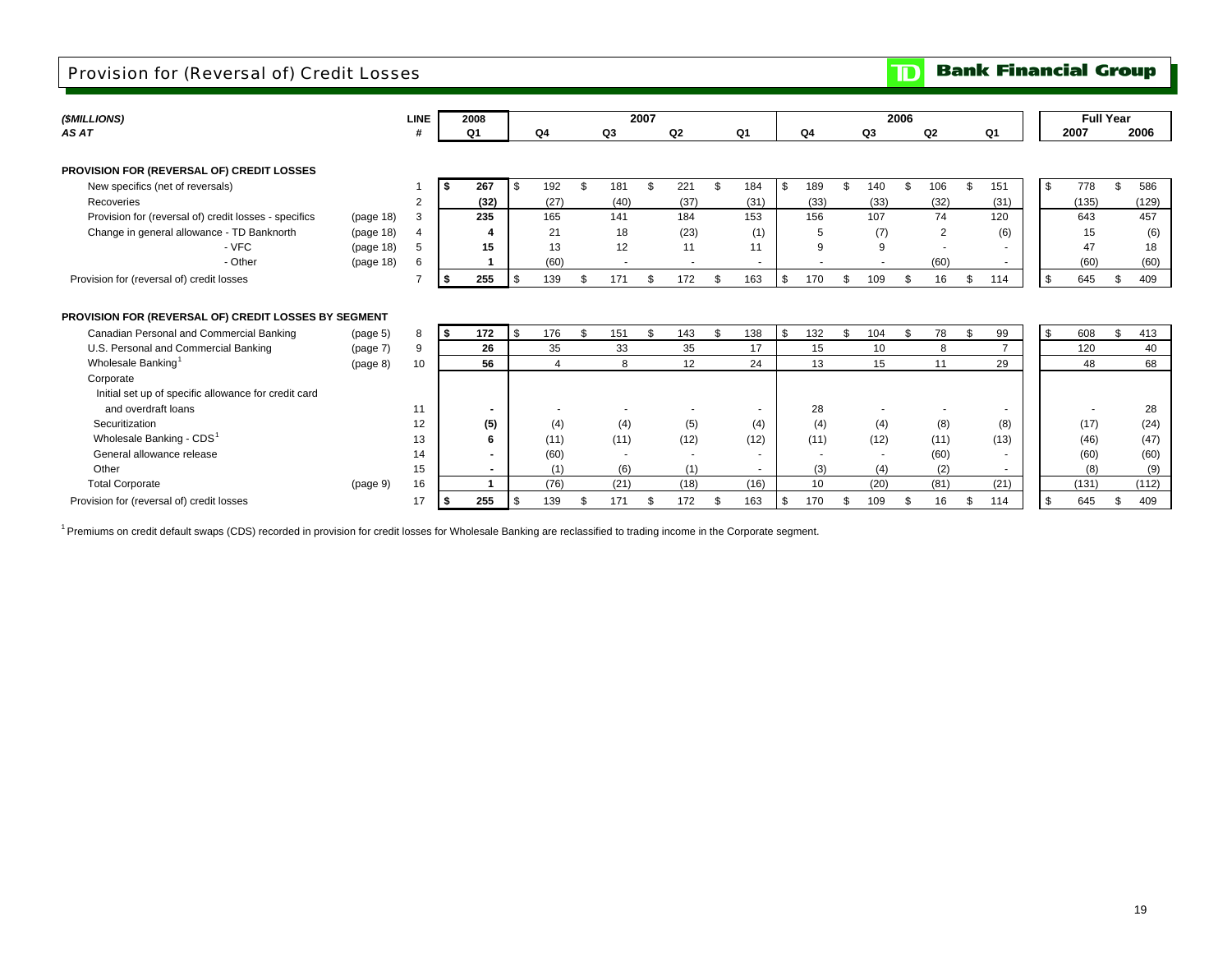# Provision for (Reversal of) Credit Losses

**TD Bank Financial Group**

| *($MILLIONS)* | | LINE | 2008 | 2007 | | | | 2006 | | | | Full Year | |
|---|---|---|---|---|---|---|---|---|---|---|---|---|---|
| *AS AT* | | # | Q1 | Q4 | Q3 | Q2 | Q1 | Q4 | Q3 | Q2 | Q1 | 2007 | 2006 |
| **PROVISION FOR (REVERSAL OF) CREDIT LOSSES** | | | | | | | | | | | | | |
| New specifics (net of reversals) | | 1 | **$ 267** | $ 192 | $ 181 | $ 221 | $ 184 | $ 189 | $ 140 | $ 106 | $ 151 | $ 778 | $ 586 |
| Recoveries | | 2 | **(32)** | (27) | (40) | (37) | (31) | (33) | (33) | (32) | (31) | (135) | (129) |
| Provision for (reversal of) credit losses - specifics | (page 18) | 3 | **235** | 165 | 141 | 184 | 153 | 156 | 107 | 74 | 120 | 643 | 457 |
| Change in general allowance - TD Banknorth | (page 18) | 4 | **4** | 21 | 18 | (23) | (1) | 5 | (7) | 2 | (6) | 15 | (6) |
| - VFC | (page 18) | 5 | **15** | 13 | 12 | 11 | 11 | 9 | 9 | - | - | 47 | 18 |
| - Other | (page 18) | 6 | **1** | (60) | - | - | - | - | - | (60) | - | (60) | (60) |
| Provision for (reversal of) credit losses | | 7 | **$ 255** | $ 139 | $ 171 | $ 172 | $ 163 | $ 170 | $ 109 | $ 16 | $ 114 | $ 645 | $ 409 |
| **PROVISION FOR (REVERSAL OF) CREDIT LOSSES BY SEGMENT** | | | | | | | | | | | | | |
| Canadian Personal and Commercial Banking | (page 5) | 8 | **$ 172** | $ 176 | $ 151 | $ 143 | $ 138 | $ 132 | $ 104 | $ 78 | $ 99 | $ 608 | $ 413 |
| U.S. Personal and Commercial Banking | (page 7) | 9 | **26** | 35 | 33 | 35 | 17 | 15 | 10 | 8 | 7 | 120 | 40 |
| Wholesale Banking[1] | (page 8) | 10 | **56** | 4 | 8 | 12 | 24 | 13 | 15 | 11 | 29 | 48 | 68 |
| Corporate | | | | | | | | | | | | | |
| Initial set up of specific allowance for credit card and overdraft loans | | 11 | **-** | - | - | - | - | 28 | - | - | - | - | 28 |
| Securitization | | 12 | **(5)** | (4) | (4) | (5) | (4) | (4) | (4) | (8) | (8) | (17) | (24) |
| Wholesale Banking - CDS[1] | | 13 | **6** | (11) | (11) | (12) | (12) | (11) | (12) | (11) | (13) | (46) | (47) |
| General allowance release | | 14 | **-** | (60) | - | - | - | - | - | (60) | - | (60) | (60) |
| Other | | 15 | **-** | (1) | (6) | (1) | - | (3) | (4) | (2) | - | (8) | (9) |
| Total Corporate | (page 9) | 16 | **1** | (76) | (21) | (18) | (16) | 10 | (20) | (81) | (21) | (131) | (112) |
| Provision for (reversal of) credit losses | | 17 | **$ 255** | $ 139 | $ 171 | $ 172 | $ 163 | $ 170 | $ 109 | $ 16 | $ 114 | $ 645 | $ 409 |

[1] Premiums on credit default swaps (CDS) recorded in provision for credit losses for Wholesale Banking are reclassified to trading income in the Corporate segment.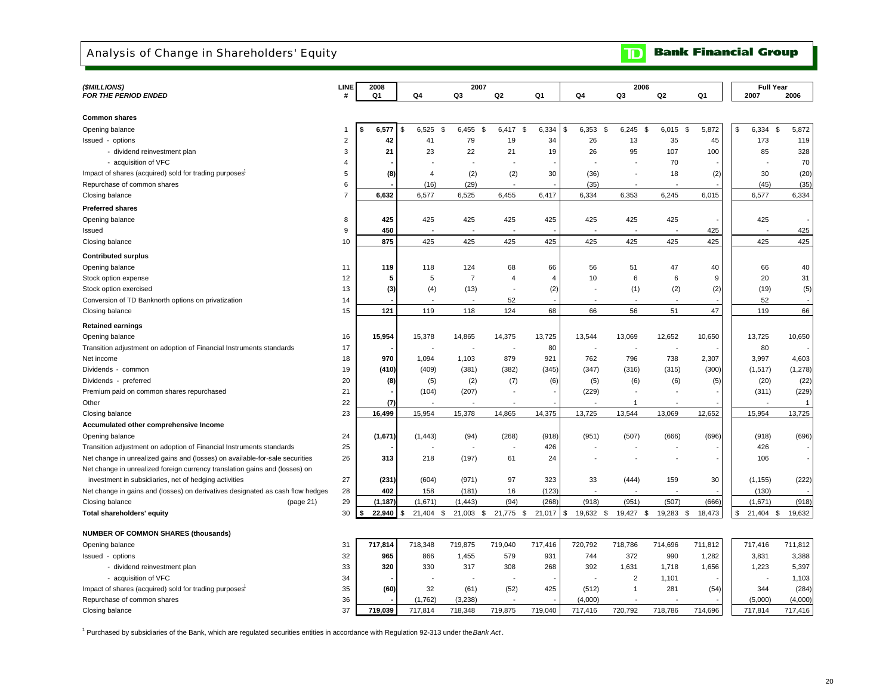# Analysis of Change in Shareholders' Equity

**TD Bank Financial Group**

| *($MILLIONS)* *FOR THE PERIOD ENDED* | LINE # | 2008 Q1 | 2007 Q4 | 2007 Q3 | 2007 Q2 | 2007 Q1 | 2006 Q4 | 2006 Q3 | 2006 Q2 | 2006 Q1 | Full Year 2007 | Full Year 2006 |
|---|---|---|---|---|---|---|---|---|---|---|---|---|
| **Common shares** | | | | | | | | | | | | |
| Opening balance | 1 | **$ 6,577** | $ 6,525 | $ 6,455 | $ 6,417 | $ 6,334 | $ 6,353 | $ 6,245 | $ 6,015 | $ 5,872 | $ 6,334 | $ 5,872 |
| Issued - options | 2 | **42** | 41 | 79 | 19 | 34 | 26 | 13 | 35 | 45 | 173 | 119 |
| - dividend reinvestment plan | 3 | **21** | 23 | 22 | 21 | 19 | 26 | 95 | 107 | 100 | 85 | 328 |
| - acquisition of VFC | 4 | **-** | - | - | - | - | - | - | 70 | - | - | 70 |
| Impact of shares (acquired) sold for trading purposes[1] | 5 | **(8)** | 4 | (2) | (2) | 30 | (36) | - | 18 | (2) | 30 | (20) |
| Repurchase of common shares | 6 | **-** | (16) | (29) | - | - | (35) | - | - | - | (45) | (35) |
| Closing balance | 7 | **6,632** | 6,577 | 6,525 | 6,455 | 6,417 | 6,334 | 6,353 | 6,245 | 6,015 | 6,577 | 6,334 |
| **Preferred shares** | | | | | | | | | | | | |
| Opening balance | 8 | **425** | 425 | 425 | 425 | 425 | 425 | 425 | 425 | - | 425 | - |
| Issued | 9 | **450** | - | - | - | - | - | - | - | 425 | - | 425 |
| Closing balance | 10 | **875** | 425 | 425 | 425 | 425 | 425 | 425 | 425 | 425 | 425 | 425 |
| **Contributed surplus** | | | | | | | | | | | | |
| Opening balance | 11 | **119** | 118 | 124 | 68 | 66 | 56 | 51 | 47 | 40 | 66 | 40 |
| Stock option expense | 12 | **5** | 5 | 7 | 4 | 4 | 10 | 6 | 6 | 9 | 20 | 31 |
| Stock option exercised | 13 | **(3)** | (4) | (13) | - | (2) | - | (1) | (2) | (2) | (19) | (5) |
| Conversion of TD Banknorth options on privatization | 14 | **-** | - | - | 52 | - | - | - | - | - | 52 | - |
| Closing balance | 15 | **121** | 119 | 118 | 124 | 68 | 66 | 56 | 51 | 47 | 119 | 66 |
| **Retained earnings** | | | | | | | | | | | | |
| Opening balance | 16 | **15,954** | 15,378 | 14,865 | 14,375 | 13,725 | 13,544 | 13,069 | 12,652 | 10,650 | 13,725 | 10,650 |
| Transition adjustment on adoption of Financial Instruments standards | 17 | **-** | - | - | - | 80 | - | - | - | - | 80 | - |
| Net income | 18 | **970** | 1,094 | 1,103 | 879 | 921 | 762 | 796 | 738 | 2,307 | 3,997 | 4,603 |
| Dividends - common | 19 | **(410)** | (409) | (381) | (382) | (345) | (347) | (316) | (315) | (300) | (1,517) | (1,278) |
| Dividends - preferred | 20 | **(8)** | (5) | (2) | (7) | (6) | (5) | (6) | (6) | (5) | (20) | (22) |
| Premium paid on common shares repurchased | 21 | **-** | (104) | (207) | - | - | (229) | - | - | - | (311) | (229) |
| Other | 22 | **(7)** | - | - | - | - | - | 1 | - | - | - | 1 |
| Closing balance | 23 | **16,499** | 15,954 | 15,378 | 14,865 | 14,375 | 13,725 | 13,544 | 13,069 | 12,652 | 15,954 | 13,725 |
| **Accumulated other comprehensive Income** | | | | | | | | | | | | |
| Opening balance | 24 | **(1,671)** | (1,443) | (94) | (268) | (918) | (951) | (507) | (666) | (696) | (918) | (696) |
| Transition adjustment on adoption of Financial Instruments standards | 25 | **-** | - | - | - | 426 | - | - | - | - | 426 | - |
| Net change in unrealized gains and (losses) on available-for-sale securities | 26 | **313** | 218 | (197) | 61 | 24 | - | - | - | - | 106 | - |
| Net change in unrealized foreign currency translation gains and (losses) on investment in subsidiaries, net of hedging activities | 27 | **(231)** | (604) | (971) | 97 | 323 | 33 | (444) | 159 | 30 | (1,155) | (222) |
| Net change in gains and (losses) on derivatives designated as cash flow hedges | 28 | **402** | 158 | (181) | 16 | (123) | - | - | - | - | (130) | - |
| Closing balance (page 21) | 29 | **(1,187)** | (1,671) | (1,443) | (94) | (268) | (918) | (951) | (507) | (666) | (1,671) | (918) |
| **Total shareholders' equity** | 30 | **$ 22,940** | $ 21,404 | $ 21,003 | $ 21,775 | $ 21,017 | $ 19,632 | $ 19,427 | $ 19,283 | $ 18,473 | $ 21,404 | $ 19,632 |
| **NUMBER OF COMMON SHARES (thousands)** | | | | | | | | | | | | |
| Opening balance | 31 | **717,814** | 718,348 | 719,875 | 719,040 | 717,416 | 720,792 | 718,786 | 714,696 | 711,812 | 717,416 | 711,812 |
| Issued - options | 32 | **965** | 866 | 1,455 | 579 | 931 | 744 | 372 | 990 | 1,282 | 3,831 | 3,388 |
| - dividend reinvestment plan | 33 | **320** | 330 | 317 | 308 | 268 | 392 | 1,631 | 1,718 | 1,656 | 1,223 | 5,397 |
| - acquisition of VFC | 34 | **-** | - | - | - | - | - | 2 | 1,101 | - | - | 1,103 |
| Impact of shares (acquired) sold for trading purposes[1] | 35 | **(60)** | 32 | (61) | (52) | 425 | (512) | 1 | 281 | (54) | 344 | (284) |
| Repurchase of common shares | 36 | **-** | (1,762) | (3,238) | - | - | (4,000) | - | - | - | (5,000) | (4,000) |
| Closing balance | 37 | **719,039** | 717,814 | 718,348 | 719,875 | 719,040 | 717,416 | 720,792 | 718,786 | 714,696 | 717,814 | 717,416 |

[1] Purchased by subsidiaries of the Bank, which are regulated securities entities in accordance with Regulation 92-313 under the *Bank Act*.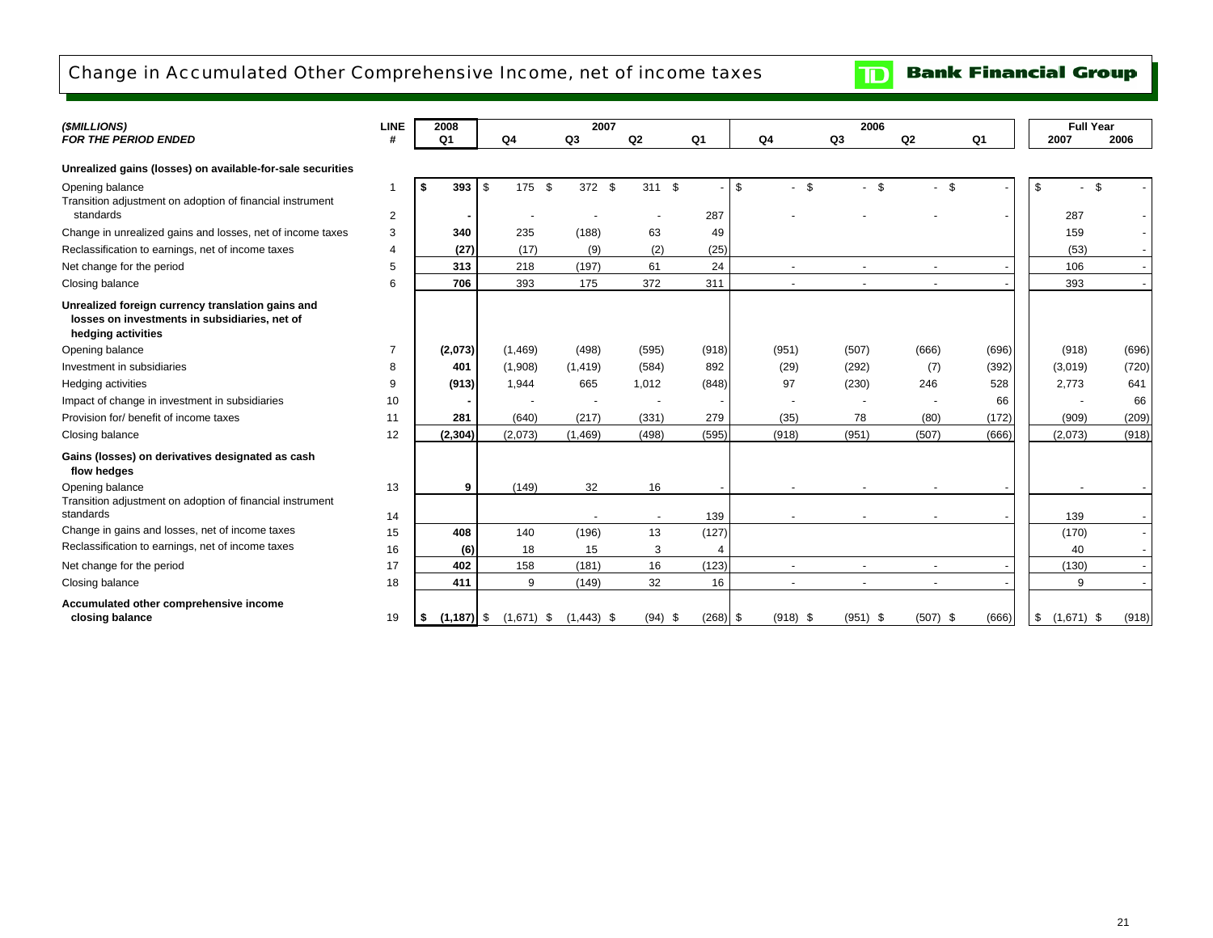## Change in Accumulated Other Comprehensive Income, net of income taxes

**Bank Financial Group**

| ($MILLIONS) FOR THE PERIOD ENDED | LINE # | 2008 Q1 | 2007 Q4 | 2007 Q3 | 2007 Q2 | 2007 Q1 | 2006 Q4 | 2006 Q3 | 2006 Q2 | 2006 Q1 | Full Year 2007 | Full Year 2006 |
|---|---|---|---|---|---|---|---|---|---|---|---|---|
| **Unrealized gains (losses) on available-for-sale securities** | | | | | | | | | | | | |
| Opening balance | 1 | **$ 393** | $ 175 | $ 372 | $ 311 | $ - | $ - | $ - | $ - | $ - | $ - | $ - |
| Transition adjustment on adoption of financial instrument standards | 2 | **-** | - | - | - | 287 | - | - | - | - | 287 | - |
| Change in unrealized gains and losses, net of income taxes | 3 | **340** | 235 | (188) | 63 | 49 | | | | | 159 | - |
| Reclassification to earnings, net of income taxes | 4 | **(27)** | (17) | (9) | (2) | (25) | | | | | (53) | - |
| Net change for the period | 5 | **313** | 218 | (197) | 61 | 24 | - | - | - | - | 106 | - |
| Closing balance | 6 | **706** | 393 | 175 | 372 | 311 | - | - | - | - | 393 | - |
| **Unrealized foreign currency translation gains and losses on investments in subsidiaries, net of hedging activities** | | | | | | | | | | | | |
| Opening balance | 7 | **(2,073)** | (1,469) | (498) | (595) | (918) | (951) | (507) | (666) | (696) | (918) | (696) |
| Investment in subsidiaries | 8 | **401** | (1,908) | (1,419) | (584) | 892 | (29) | (292) | (7) | (392) | (3,019) | (720) |
| Hedging activities | 9 | **(913)** | 1,944 | 665 | 1,012 | (848) | 97 | (230) | 246 | 528 | 2,773 | 641 |
| Impact of change in investment in subsidiaries | 10 | **-** | - | - | - | - | - | - | - | 66 | - | 66 |
| Provision for/ benefit of income taxes | 11 | **281** | (640) | (217) | (331) | 279 | (35) | 78 | (80) | (172) | (909) | (209) |
| Closing balance | 12 | **(2,304)** | (2,073) | (1,469) | (498) | (595) | (918) | (951) | (507) | (666) | (2,073) | (918) |
| **Gains (losses) on derivatives designated as cash flow hedges** | | | | | | | | | | | | |
| Opening balance | 13 | **9** | (149) | 32 | 16 | - | - | - | - | - | - | - |
| Transition adjustment on adoption of financial instrument standards | 14 | | | - | - | 139 | - | - | - | - | 139 | - |
| Change in gains and losses, net of income taxes | 15 | **408** | 140 | (196) | 13 | (127) | | | | | (170) | - |
| Reclassification to earnings, net of income taxes | 16 | **(6)** | 18 | 15 | 3 | 4 | | | | | 40 | - |
| Net change for the period | 17 | **402** | 158 | (181) | 16 | (123) | - | - | - | - | (130) | - |
| Closing balance | 18 | **411** | 9 | (149) | 32 | 16 | - | - | - | - | 9 | - |
| **Accumulated other comprehensive income closing balance** | 19 | **$ (1,187)** | $ (1,671) | $ (1,443) | $ (94) | $ (268) | $ (918) | $ (951) | $ (507) | $ (666) | $ (1,671) | $ (918) |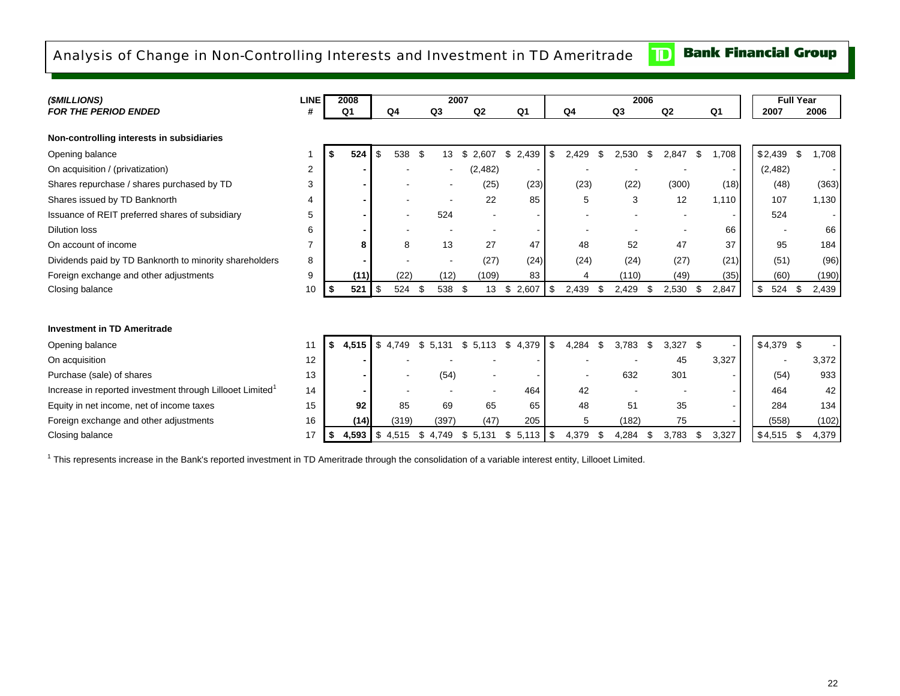## Analysis of Change in Non-Controlling Interests and Investment in TD Ameritrade

TD Bank Financial Group

| *($MILLIONS)* | LINE | 2008 | 2007 | | | | 2006 | | | | Full Year | |
|---|---|---|---|---|---|---|---|---|---|---|---|---|
| ***FOR THE PERIOD ENDED*** | **#** | **Q1** | **Q4** | **Q3** | **Q2** | **Q1** | **Q4** | **Q3** | **Q2** | **Q1** | **2007** | **2006** |
| **Non-controlling interests in subsidiaries** | | | | | | | | | | | | |
| Opening balance | 1 | **$ 524** | $ 538 | $ 13 | $ 2,607 | $ 2,439 | $ 2,429 | $ 2,530 | $ 2,847 | $ 1,708 | $ 2,439 | $ 1,708 |
| On acquisition / (privatization) | 2 | **-** | - | - | (2,482) | - | - | - | - | - | (2,482) | - |
| Shares repurchase / shares purchased by TD | 3 | **-** | - | - | (25) | (23) | (23) | (22) | (300) | (18) | (48) | (363) |
| Shares issued by TD Banknorth | 4 | **-** | - | - | 22 | 85 | 5 | 3 | 12 | 1,110 | 107 | 1,130 |
| Issuance of REIT preferred shares of subsidiary | 5 | **-** | - | 524 | - | - | - | - | - | - | 524 | - |
| Dilution loss | 6 | **-** | - | - | - | - | - | - | - | 66 | - | 66 |
| On account of income | 7 | **8** | 8 | 13 | 27 | 47 | 48 | 52 | 47 | 37 | 95 | 184 |
| Dividends paid by TD Banknorth to minority shareholders | 8 | **-** | - | - | (27) | (24) | (24) | (24) | (27) | (21) | (51) | (96) |
| Foreign exchange and other adjustments | 9 | **(11)** | (22) | (12) | (109) | 83 | 4 | (110) | (49) | (35) | (60) | (190) |
| Closing balance | 10 | **$ 521** | $ 524 | $ 538 | $ 13 | $ 2,607 | $ 2,439 | $ 2,429 | $ 2,530 | $ 2,847 | $ 524 | $ 2,439 |
| **Investment in TD Ameritrade** | | | | | | | | | | | | |
| Opening balance | 11 | **$ 4,515** | $ 4,749 | $ 5,131 | $ 5,113 | $ 4,379 | $ 4,284 | $ 3,783 | $ 3,327 | $ - | $ 4,379 | $ - |
| On acquisition | 12 | **-** | - | - | - | - | - | - | 45 | 3,327 | - | 3,372 |
| Purchase (sale) of shares | 13 | **-** | - | (54) | - | - | - | 632 | 301 | - | (54) | 933 |
| Increase in reported investment through Lillooet Limited[1] | 14 | **-** | - | - | - | 464 | 42 | - | - | - | 464 | 42 |
| Equity in net income, net of income taxes | 15 | **92** | 85 | 69 | 65 | 65 | 48 | 51 | 35 | - | 284 | 134 |
| Foreign exchange and other adjustments | 16 | **(14)** | (319) | (397) | (47) | 205 | 5 | (182) | 75 | - | (558) | (102) |
| Closing balance | 17 | **$ 4,593** | $ 4,515 | $ 4,749 | $ 5,131 | $ 5,113 | $ 4,379 | $ 4,284 | $ 3,783 | $ 3,327 | $ 4,515 | $ 4,379 |

[1] This represents increase in the Bank's reported investment in TD Ameritrade through the consolidation of a variable interest entity, Lillooet Limited.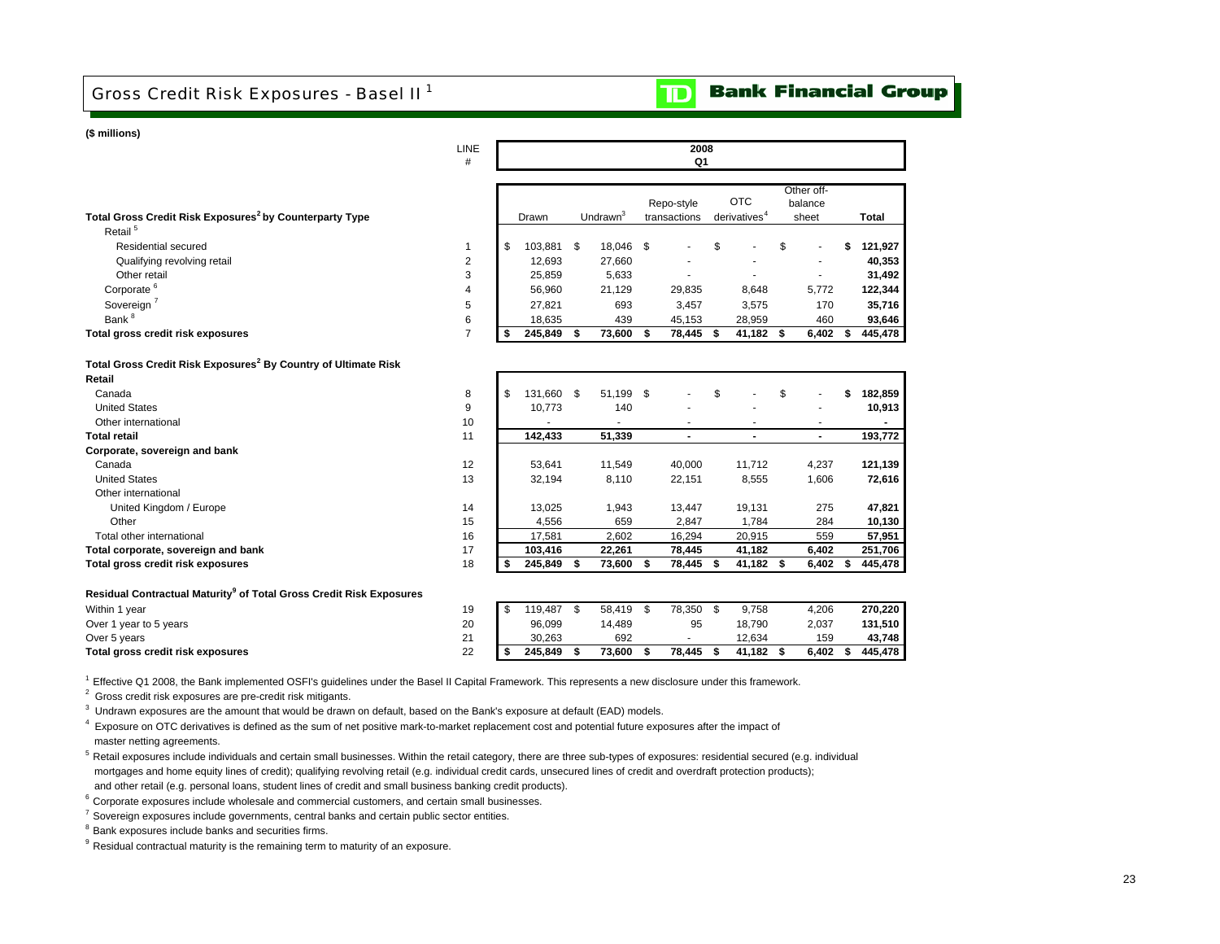## Gross Credit Risk Exposures - Basel II[1]

**(\$ millions)**

| | LINE # | 2008 Q1 | | | | | |
|---|---|---|---|---|---|---|---|
| **Total Gross Credit Risk Exposures[2] by Counterparty Type** | | Drawn | Undrawn[3] | Repo-style transactions | OTC derivatives[4] | Other off-balance sheet | **Total** |
| Retail[5] | | | | | | | |
| Residential secured | 1 | $ 103,881 | $ 18,046 | $ - | $ - | $ - | **$ 121,927** |
| Qualifying revolving retail | 2 | 12,693 | 27,660 | - | - | - | **40,353** |
| Other retail | 3 | 25,859 | 5,633 | - | - | - | **31,492** |
| Corporate[6] | 4 | 56,960 | 21,129 | 29,835 | 8,648 | 5,772 | **122,344** |
| Sovereign[7] | 5 | 27,821 | 693 | 3,457 | 3,575 | 170 | **35,716** |
| Bank[8] | 6 | 18,635 | 439 | 45,153 | 28,959 | 460 | **93,646** |
| **Total gross credit risk exposures** | 7 | **$ 245,849** | **$ 73,600** | **$ 78,445** | **$ 41,182** | **$ 6,402** | **$ 445,478** |
| **Total Gross Credit Risk Exposures[2] By Country of Ultimate Risk** | | | | | | | |
| **Retail** | | | | | | | |
| Canada | 8 | $ 131,660 | $ 51,199 | $ - | $ - | $ - | **$ 182,859** |
| United States | 9 | 10,773 | 140 | - | - | - | **10,913** |
| Other international | 10 | - | - | - | - | - | **-** |
| **Total retail** | 11 | **142,433** | **51,339** | **-** | **-** | **-** | **193,772** |
| **Corporate, sovereign and bank** | | | | | | | |
| Canada | 12 | 53,641 | 11,549 | 40,000 | 11,712 | 4,237 | **121,139** |
| United States | 13 | 32,194 | 8,110 | 22,151 | 8,555 | 1,606 | **72,616** |
| Other international | | | | | | | |
| United Kingdom / Europe | 14 | 13,025 | 1,943 | 13,447 | 19,131 | 275 | **47,821** |
| Other | 15 | 4,556 | 659 | 2,847 | 1,784 | 284 | **10,130** |
| Total other international | 16 | 17,581 | 2,602 | 16,294 | 20,915 | 559 | **57,951** |
| **Total corporate, sovereign and bank** | 17 | **103,416** | **22,261** | **78,445** | **41,182** | **6,402** | **251,706** |
| **Total gross credit risk exposures** | 18 | **$ 245,849** | **$ 73,600** | **$ 78,445** | **$ 41,182** | **$ 6,402** | **$ 445,478** |
| **Residual Contractual Maturity[9] of Total Gross Credit Risk Exposures** | | | | | | | |
| Within 1 year | 19 | $ 119,487 | $ 58,419 | $ 78,350 | $ 9,758 | 4,206 | **270,220** |
| Over 1 year to 5 years | 20 | 96,099 | 14,489 | 95 | 18,790 | 2,037 | **131,510** |
| Over 5 years | 21 | 30,263 | 692 | - | 12,634 | 159 | **43,748** |
| **Total gross credit risk exposures** | 22 | **$ 245,849** | **$ 73,600** | **$ 78,445** | **$ 41,182** | **$ 6,402** | **$ 445,478** |

[1] Effective Q1 2008, the Bank implemented OSFI's guidelines under the Basel II Capital Framework. This represents a new disclosure under this framework.

[2] Gross credit risk exposures are pre-credit risk mitigants.

[3] Undrawn exposures are the amount that would be drawn on default, based on the Bank's exposure at default (EAD) models.

[4] Exposure on OTC derivatives is defined as the sum of net positive mark-to-market replacement cost and potential future exposures after the impact of master netting agreements.

[5] Retail exposures include individuals and certain small businesses. Within the retail category, there are three sub-types of exposures: residential secured (e.g. individual mortgages and home equity lines of credit); qualifying revolving retail (e.g. individual credit cards, unsecured lines of credit and overdraft protection products); and other retail (e.g. personal loans, student lines of credit and small business banking credit products).

[6] Corporate exposures include wholesale and commercial customers, and certain small businesses.

[7] Sovereign exposures include governments, central banks and certain public sector entities.

[8] Bank exposures include banks and securities firms.

[9] Residual contractual maturity is the remaining term to maturity of an exposure.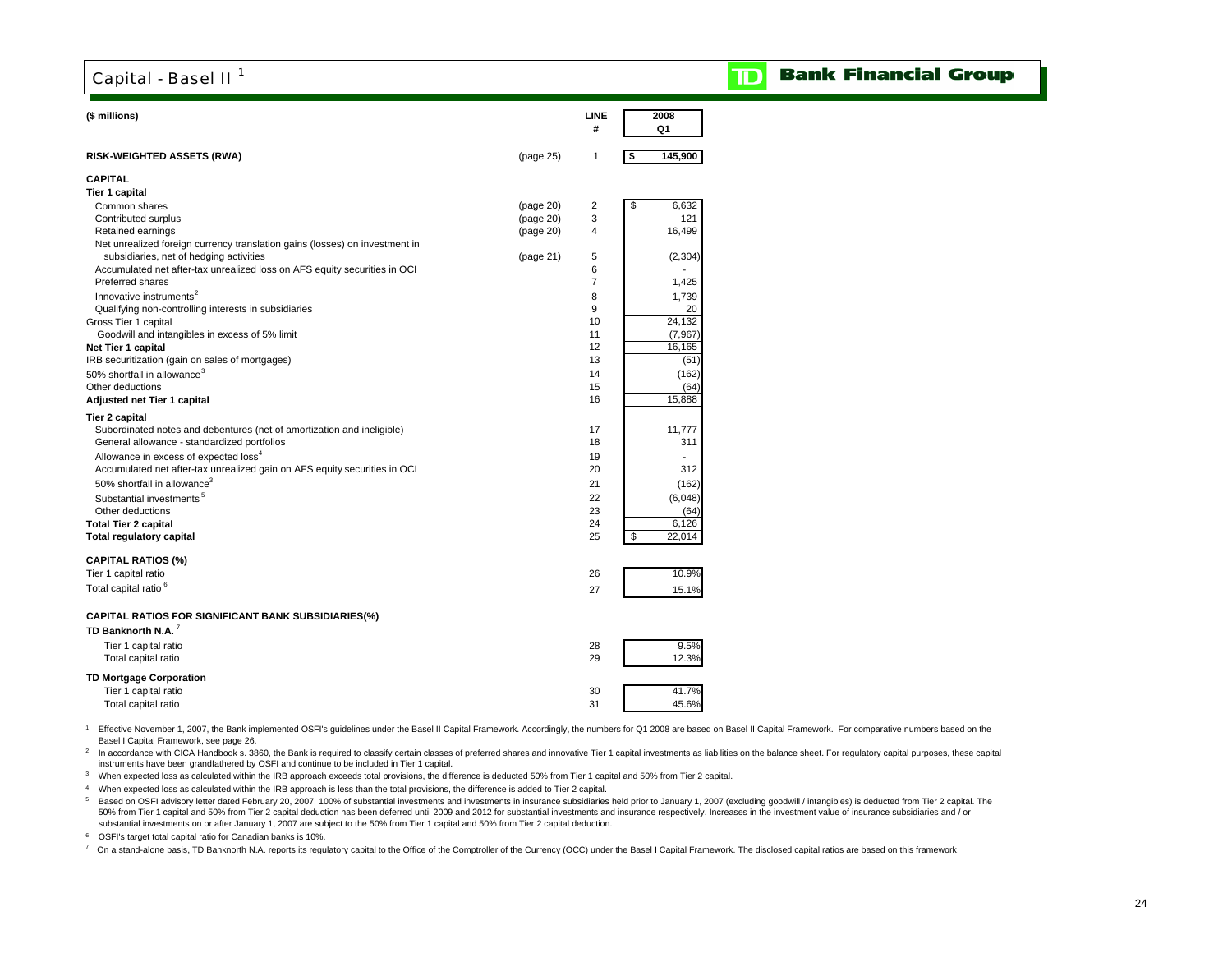# Capital - Basel II [1]

**TD Bank Financial Group**

| ($ millions) | | LINE # | 2008 Q1 |
|---|---|---|---|
| **RISK-WEIGHTED ASSETS (RWA)** | (page 25) | 1 | $ 145,900 |
| **CAPITAL** | | | |
| **Tier 1 capital** | | | |
| Common shares | (page 20) | 2 | $ 6,632 |
| Contributed surplus | (page 20) | 3 | 121 |
| Retained earnings | (page 20) | 4 | 16,499 |
| Net unrealized foreign currency translation gains (losses) on investment in subsidiaries, net of hedging activities | (page 21) | 5 | (2,304) |
| Accumulated net after-tax unrealized loss on AFS equity securities in OCI | | 6 | - |
| Preferred shares | | 7 | 1,425 |
| Innovative instruments [2] | | 8 | 1,739 |
| Qualifying non-controlling interests in subsidiaries | | 9 | 20 |
| Gross Tier 1 capital | | 10 | 24,132 |
| Goodwill and intangibles in excess of 5% limit | | 11 | (7,967) |
| **Net Tier 1 capital** | | 12 | 16,165 |
| IRB securitization (gain on sales of mortgages) | | 13 | (51) |
| 50% shortfall in allowance [3] | | 14 | (162) |
| Other deductions | | 15 | (64) |
| **Adjusted net Tier 1 capital** | | 16 | 15,888 |
| **Tier 2 capital** | | | |
| Subordinated notes and debentures (net of amortization and ineligible) | | 17 | 11,777 |
| General allowance - standardized portfolios | | 18 | 311 |
| Allowance in excess of expected loss [4] | | 19 | - |
| Accumulated net after-tax unrealized gain on AFS equity securities in OCI | | 20 | 312 |
| 50% shortfall in allowance [3] | | 21 | (162) |
| Substantial investments [5] | | 22 | (6,048) |
| Other deductions | | 23 | (64) |
| **Total Tier 2 capital** | | 24 | 6,126 |
| **Total regulatory capital** | | 25 | $ 22,014 |
| **CAPITAL RATIOS (%)** | | | |
| Tier 1 capital ratio | | 26 | 10.9% |
| Total capital ratio [6] | | 27 | 15.1% |
| **CAPITAL RATIOS FOR SIGNIFICANT BANK SUBSIDIARIES(%)** | | | |
| **TD Banknorth N.A.** [7] | | | |
| Tier 1 capital ratio | | 28 | 9.5% |
| Total capital ratio | | 29 | 12.3% |
| **TD Mortgage Corporation** | | | |
| Tier 1 capital ratio | | 30 | 41.7% |
| Total capital ratio | | 31 | 45.6% |

[1] Effective November 1, 2007, the Bank implemented OSFI's guidelines under the Basel II Capital Framework. Accordingly, the numbers for Q1 2008 are based on Basel II Capital Framework. For comparative numbers based on the Basel I Capital Framework, see page 26.

[2] In accordance with CICA Handbook s. 3860, the Bank is required to classify certain classes of preferred shares and innovative Tier 1 capital investments as liabilities on the balance sheet. For regulatory capital purposes, these capital instruments have been grandfathered by OSFI and continue to be included in Tier 1 capital.

[3] When expected loss as calculated within the IRB approach exceeds total provisions, the difference is deducted 50% from Tier 1 capital and 50% from Tier 2 capital.

[4] When expected loss as calculated within the IRB approach is less than the total provisions, the difference is added to Tier 2 capital.

[5] Based on OSFI advisory letter dated February 20, 2007, 100% of substantial investments and investments in insurance subsidiaries held prior to January 1, 2007 (excluding goodwill / intangibles) is deducted from Tier 2 capital. The 50% from Tier 1 capital and 50% from Tier 2 capital deduction has been deferred until 2009 and 2012 for substantial investments and insurance respectively. Increases in the investment value of insurance subsidiaries and / or substantial investments on or after January 1, 2007 are subject to the 50% from Tier 1 capital and 50% from Tier 2 capital deduction.

[6] OSFI's target total capital ratio for Canadian banks is 10%.

[7] On a stand-alone basis, TD Banknorth N.A. reports its regulatory capital to the Office of the Comptroller of the Currency (OCC) under the Basel I Capital Framework. The disclosed capital ratios are based on this framework.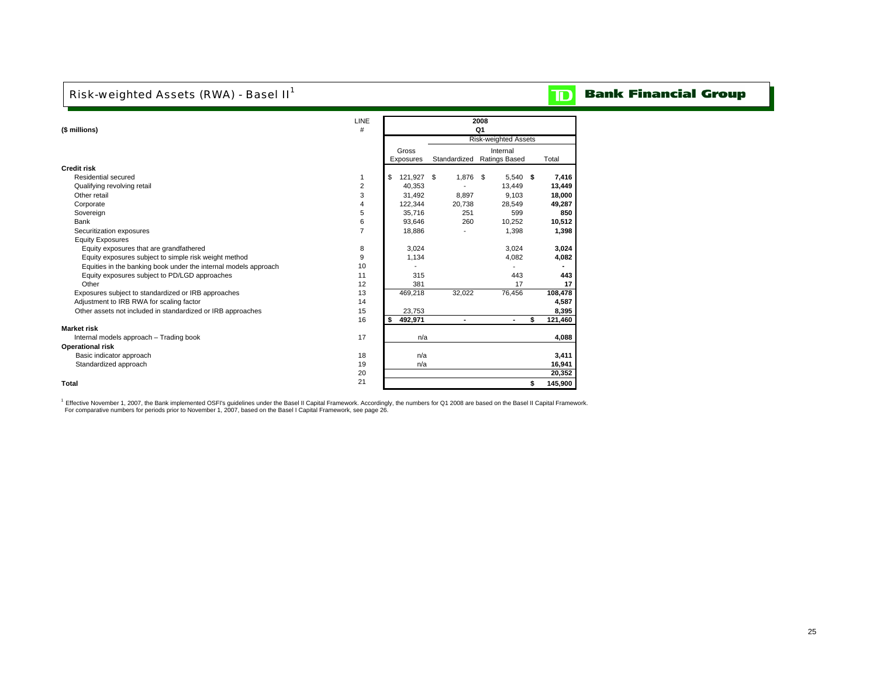# Risk-weighted Assets (RWA) - Basel II[1]

**Bank Financial Group**

| ($ millions) | LINE # | 2008 Q1 Gross Exposures | Risk-weighted Assets Standardized | Risk-weighted Assets Internal Ratings Based | Risk-weighted Assets Total |
|---|---|---|---|---|---|
| **Credit risk** | | | | | |
| Residential secured | 1 | $ 121,927 | $ 1,876 | $ 5,540 | **$ 7,416** |
| Qualifying revolving retail | 2 | 40,353 | - | 13,449 | **13,449** |
| Other retail | 3 | 31,492 | 8,897 | 9,103 | **18,000** |
| Corporate | 4 | 122,344 | 20,738 | 28,549 | **49,287** |
| Sovereign | 5 | 35,716 | 251 | 599 | **850** |
| Bank | 6 | 93,646 | 260 | 10,252 | **10,512** |
| Securitization exposures | 7 | 18,886 | - | 1,398 | **1,398** |
| Equity Exposures | | | | | |
| Equity exposures that are grandfathered | 8 | 3,024 | | 3,024 | **3,024** |
| Equity exposures subject to simple risk weight method | 9 | 1,134 | | 4,082 | **4,082** |
| Equities in the banking book under the internal models approach | 10 | - | | - | **-** |
| Equity exposures subject to PD/LGD approaches | 11 | 315 | | 443 | **443** |
| Other | 12 | 381 | | 17 | **17** |
| Exposures subject to standardized or IRB approaches | 13 | 469,218 | 32,022 | 76,456 | **108,478** |
| Adjustment to IRB RWA for scaling factor | 14 | | | | **4,587** |
| Other assets not included in standardized or IRB approaches | 15 | 23,753 | | | **8,395** |
| | 16 | **$ 492,971** | **-** | **-** | **$ 121,460** |
| **Market risk** | | | | | |
| Internal models approach – Trading book | 17 | n/a | | | **4,088** |
| **Operational risk** | | | | | |
| Basic indicator approach | 18 | n/a | | | **3,411** |
| Standardized approach | 19 | n/a | | | **16,941** |
| | 20 | | | | **20,352** |
| **Total** | 21 | | | | **$ 145,900** |

[1] Effective November 1, 2007, the Bank implemented OSFI's guidelines under the Basel II Capital Framework. Accordingly, the numbers for Q1 2008 are based on the Basel II Capital Framework. For comparative numbers for periods prior to November 1, 2007, based on the Basel I Capital Framework, see page 26.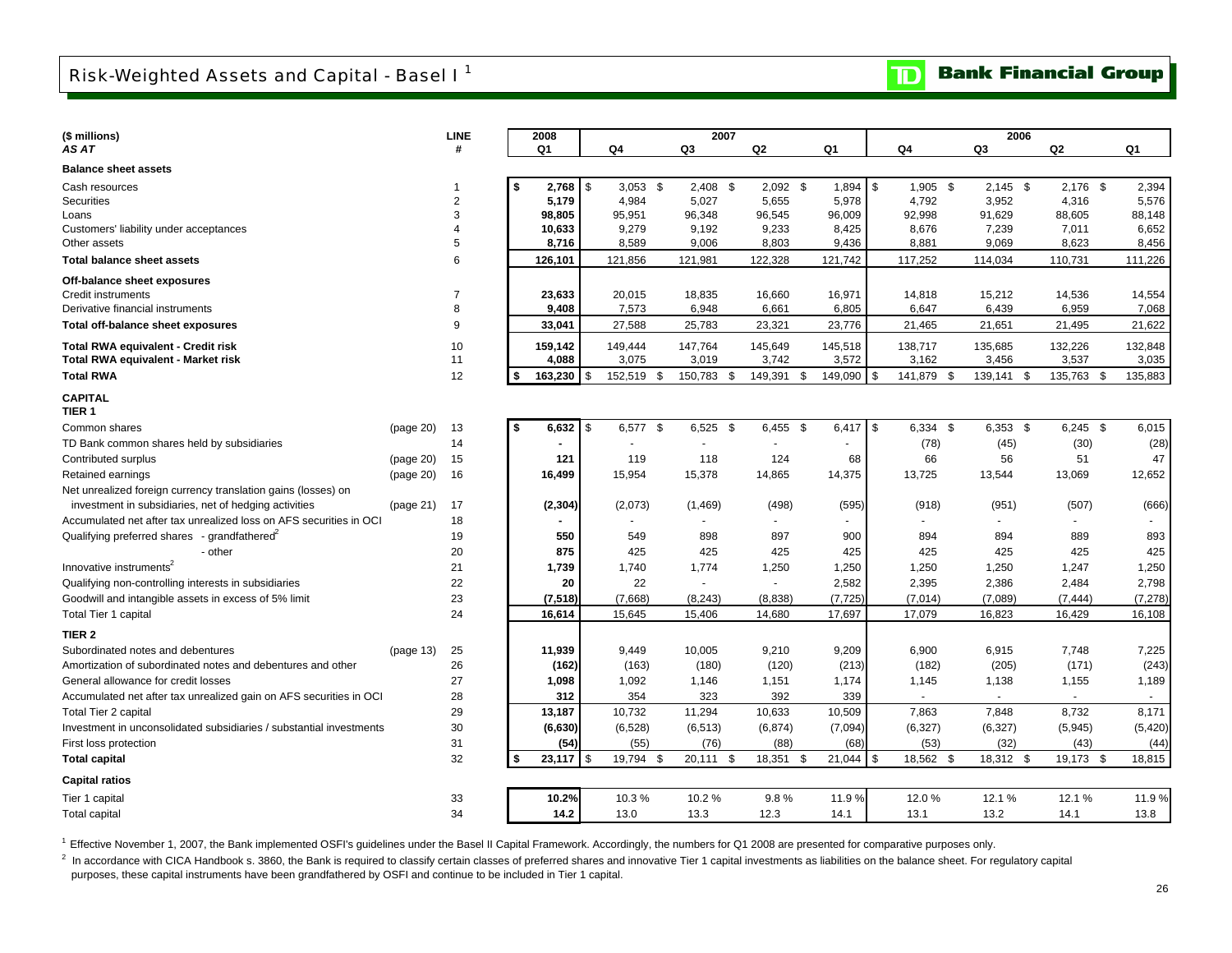# Risk-Weighted Assets and Capital - Basel I [1]

**TD Bank Financial Group**

| ($ millions) | | LINE | 2008 | 2007 | | | | 2006 | | | |
|---|---|---|---|---|---|---|---|---|---|---|---|
| *AS AT* | | # | Q1 | Q4 | Q3 | Q2 | Q1 | Q4 | Q3 | Q2 | Q1 |
| **Balance sheet assets** | | | | | | | | | | | |
| Cash resources | | 1 | **$ 2,768** | $ 3,053 | $ 2,408 | $ 2,092 | $ 1,894 | $ 1,905 | $ 2,145 | $ 2,176 | $ 2,394 |
| Securities | | 2 | **5,179** | 4,984 | 5,027 | 5,655 | 5,978 | 4,792 | 3,952 | 4,316 | 5,576 |
| Loans | | 3 | **98,805** | 95,951 | 96,348 | 96,545 | 96,009 | 92,998 | 91,629 | 88,605 | 88,148 |
| Customers' liability under acceptances | | 4 | **10,633** | 9,279 | 9,192 | 9,233 | 8,425 | 8,676 | 7,239 | 7,011 | 6,652 |
| Other assets | | 5 | **8,716** | 8,589 | 9,006 | 8,803 | 9,436 | 8,881 | 9,069 | 8,623 | 8,456 |
| **Total balance sheet assets** | | 6 | **126,101** | 121,856 | 121,981 | 122,328 | 121,742 | 117,252 | 114,034 | 110,731 | 111,226 |
| **Off-balance sheet exposures** | | | | | | | | | | | |
| Credit instruments | | 7 | **23,633** | 20,015 | 18,835 | 16,660 | 16,971 | 14,818 | 15,212 | 14,536 | 14,554 |
| Derivative financial instruments | | 8 | **9,408** | 7,573 | 6,948 | 6,661 | 6,805 | 6,647 | 6,439 | 6,959 | 7,068 |
| **Total off-balance sheet exposures** | | 9 | **33,041** | 27,588 | 25,783 | 23,321 | 23,776 | 21,465 | 21,651 | 21,495 | 21,622 |
| **Total RWA equivalent - Credit risk** | | 10 | **159,142** | 149,444 | 147,764 | 145,649 | 145,518 | 138,717 | 135,685 | 132,226 | 132,848 |
| **Total RWA equivalent - Market risk** | | 11 | **4,088** | 3,075 | 3,019 | 3,742 | 3,572 | 3,162 | 3,456 | 3,537 | 3,035 |
| **Total RWA** | | 12 | **$ 163,230** | $ 152,519 | $ 150,783 | $ 149,391 | $ 149,090 | $ 141,879 | $ 139,141 | $ 135,763 | $ 135,883 |
| **CAPITAL** | | | | | | | | | | | |
| **TIER 1** | | | | | | | | | | | |
| Common shares | (page 20) | 13 | **$ 6,632** | $ 6,577 | $ 6,525 | $ 6,455 | $ 6,417 | $ 6,334 | $ 6,353 | $ 6,245 | $ 6,015 |
| TD Bank common shares held by subsidiaries | | 14 | **-** | - | - | - | - | (78) | (45) | (30) | (28) |
| Contributed surplus | (page 20) | 15 | **121** | 119 | 118 | 124 | 68 | 66 | 56 | 51 | 47 |
| Retained earnings | (page 20) | 16 | **16,499** | 15,954 | 15,378 | 14,865 | 14,375 | 13,725 | 13,544 | 13,069 | 12,652 |
| Net unrealized foreign currency translation gains (losses) on investment in subsidiaries, net of hedging activities | (page 21) | 17 | **(2,304)** | (2,073) | (1,469) | (498) | (595) | (918) | (951) | (507) | (666) |
| Accumulated net after tax unrealized loss on AFS securities in OCI | | 18 | **-** | - | - | - | - | - | - | - | - |
| Qualifying preferred shares - grandfathered[2] | | 19 | **550** | 549 | 898 | 897 | 900 | 894 | 894 | 889 | 893 |
| - other | | 20 | **875** | 425 | 425 | 425 | 425 | 425 | 425 | 425 | 425 |
| Innovative instruments[2] | | 21 | **1,739** | 1,740 | 1,774 | 1,250 | 1,250 | 1,250 | 1,250 | 1,247 | 1,250 |
| Qualifying non-controlling interests in subsidiaries | | 22 | **20** | 22 | - | - | 2,582 | 2,395 | 2,386 | 2,484 | 2,798 |
| Goodwill and intangible assets in excess of 5% limit | | 23 | **(7,518)** | (7,668) | (8,243) | (8,838) | (7,725) | (7,014) | (7,089) | (7,444) | (7,278) |
| Total Tier 1 capital | | 24 | **16,614** | 15,645 | 15,406 | 14,680 | 17,697 | 17,079 | 16,823 | 16,429 | 16,108 |
| **TIER 2** | | | | | | | | | | | |
| Subordinated notes and debentures | (page 13) | 25 | **11,939** | 9,449 | 10,005 | 9,210 | 9,209 | 6,900 | 6,915 | 7,748 | 7,225 |
| Amortization of subordinated notes and debentures and other | | 26 | **(162)** | (163) | (180) | (120) | (213) | (182) | (205) | (171) | (243) |
| General allowance for credit losses | | 27 | **1,098** | 1,092 | 1,146 | 1,151 | 1,174 | 1,145 | 1,138 | 1,155 | 1,189 |
| Accumulated net after tax unrealized gain on AFS securities in OCI | | 28 | **312** | 354 | 323 | 392 | 339 | - | - | - | - |
| Total Tier 2 capital | | 29 | **13,187** | 10,732 | 11,294 | 10,633 | 10,509 | 7,863 | 7,848 | 8,732 | 8,171 |
| Investment in unconsolidated subsidiaries / substantial investments | | 30 | **(6,630)** | (6,528) | (6,513) | (6,874) | (7,094) | (6,327) | (6,327) | (5,945) | (5,420) |
| First loss protection | | 31 | **(54)** | (55) | (76) | (88) | (68) | (53) | (32) | (43) | (44) |
| **Total capital** | | 32 | **$ 23,117** | $ 19,794 | $ 20,111 | $ 18,351 | $ 21,044 | $ 18,562 | $ 18,312 | $ 19,173 | $ 18,815 |
| **Capital ratios** | | | | | | | | | | | |
| Tier 1 capital | | 33 | **10.2%** | 10.3 % | 10.2 % | 9.8 % | 11.9 % | 12.0 % | 12.1 % | 12.1 % | 11.9 % |
| Total capital | | 34 | **14.2** | 13.0 | 13.3 | 12.3 | 14.1 | 13.1 | 13.2 | 14.1 | 13.8 |

[1] Effective November 1, 2007, the Bank implemented OSFI's guidelines under the Basel II Capital Framework. Accordingly, the numbers for Q1 2008 are presented for comparative purposes only.

[2] In accordance with CICA Handbook s. 3860, the Bank is required to classify certain classes of preferred shares and innovative Tier 1 capital investments as liabilities on the balance sheet. For regulatory capital purposes, these capital instruments have been grandfathered by OSFI and continue to be included in Tier 1 capital.